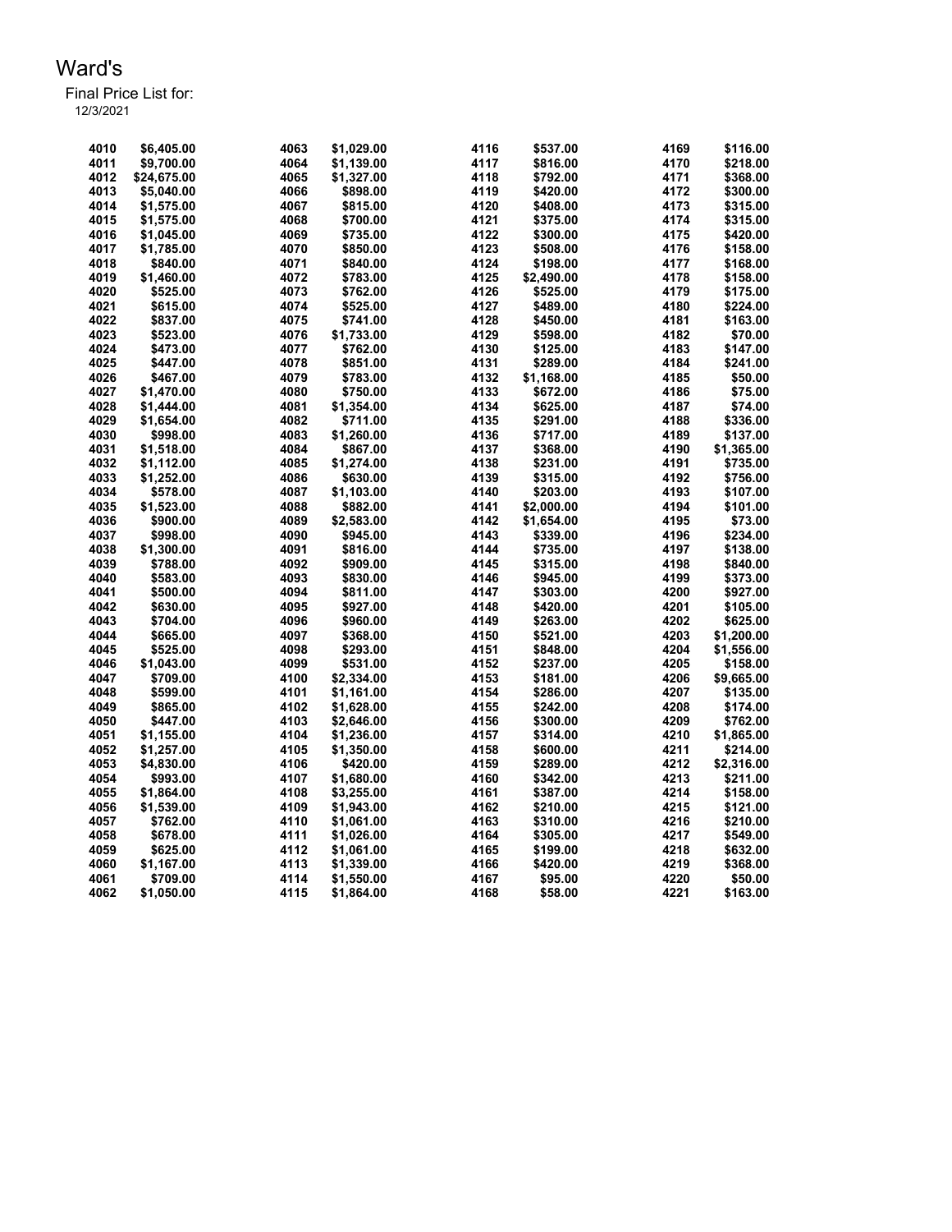# Ward's

Final Price List for:

12/3/2021

| | | | | | | | |
|---|---|---|---|---|---|---|---|
| 4010 | $6,405.00 | 4063 | $1,029.00 | 4116 | $537.00 | 4169 | $116.00 |
| 4011 | $9,700.00 | 4064 | $1,139.00 | 4117 | $816.00 | 4170 | $218.00 |
| 4012 | $24,675.00 | 4065 | $1,327.00 | 4118 | $792.00 | 4171 | $368.00 |
| 4013 | $5,040.00 | 4066 | $898.00 | 4119 | $420.00 | 4172 | $300.00 |
| 4014 | $1,575.00 | 4067 | $815.00 | 4120 | $408.00 | 4173 | $315.00 |
| 4015 | $1,575.00 | 4068 | $700.00 | 4121 | $375.00 | 4174 | $315.00 |
| 4016 | $1,045.00 | 4069 | $735.00 | 4122 | $300.00 | 4175 | $420.00 |
| 4017 | $1,785.00 | 4070 | $850.00 | 4123 | $508.00 | 4176 | $158.00 |
| 4018 | $840.00 | 4071 | $840.00 | 4124 | $198.00 | 4177 | $168.00 |
| 4019 | $1,460.00 | 4072 | $783.00 | 4125 | $2,490.00 | 4178 | $158.00 |
| 4020 | $525.00 | 4073 | $762.00 | 4126 | $525.00 | 4179 | $175.00 |
| 4021 | $615.00 | 4074 | $525.00 | 4127 | $489.00 | 4180 | $224.00 |
| 4022 | $837.00 | 4075 | $741.00 | 4128 | $450.00 | 4181 | $163.00 |
| 4023 | $523.00 | 4076 | $1,733.00 | 4129 | $598.00 | 4182 | $70.00 |
| 4024 | $473.00 | 4077 | $762.00 | 4130 | $125.00 | 4183 | $147.00 |
| 4025 | $447.00 | 4078 | $851.00 | 4131 | $289.00 | 4184 | $241.00 |
| 4026 | $467.00 | 4079 | $783.00 | 4132 | $1,168.00 | 4185 | $50.00 |
| 4027 | $1,470.00 | 4080 | $750.00 | 4133 | $672.00 | 4186 | $75.00 |
| 4028 | $1,444.00 | 4081 | $1,354.00 | 4134 | $625.00 | 4187 | $74.00 |
| 4029 | $1,654.00 | 4082 | $711.00 | 4135 | $291.00 | 4188 | $336.00 |
| 4030 | $998.00 | 4083 | $1,260.00 | 4136 | $717.00 | 4189 | $137.00 |
| 4031 | $1,518.00 | 4084 | $867.00 | 4137 | $368.00 | 4190 | $1,365.00 |
| 4032 | $1,112.00 | 4085 | $1,274.00 | 4138 | $231.00 | 4191 | $735.00 |
| 4033 | $1,252.00 | 4086 | $630.00 | 4139 | $315.00 | 4192 | $756.00 |
| 4034 | $578.00 | 4087 | $1,103.00 | 4140 | $203.00 | 4193 | $107.00 |
| 4035 | $1,523.00 | 4088 | $882.00 | 4141 | $2,000.00 | 4194 | $101.00 |
| 4036 | $900.00 | 4089 | $2,583.00 | 4142 | $1,654.00 | 4195 | $73.00 |
| 4037 | $998.00 | 4090 | $945.00 | 4143 | $339.00 | 4196 | $234.00 |
| 4038 | $1,300.00 | 4091 | $816.00 | 4144 | $735.00 | 4197 | $138.00 |
| 4039 | $788.00 | 4092 | $909.00 | 4145 | $315.00 | 4198 | $840.00 |
| 4040 | $583.00 | 4093 | $830.00 | 4146 | $945.00 | 4199 | $373.00 |
| 4041 | $500.00 | 4094 | $811.00 | 4147 | $303.00 | 4200 | $927.00 |
| 4042 | $630.00 | 4095 | $927.00 | 4148 | $420.00 | 4201 | $105.00 |
| 4043 | $704.00 | 4096 | $960.00 | 4149 | $263.00 | 4202 | $625.00 |
| 4044 | $665.00 | 4097 | $368.00 | 4150 | $521.00 | 4203 | $1,200.00 |
| 4045 | $525.00 | 4098 | $293.00 | 4151 | $848.00 | 4204 | $1,556.00 |
| 4046 | $1,043.00 | 4099 | $531.00 | 4152 | $237.00 | 4205 | $158.00 |
| 4047 | $709.00 | 4100 | $2,334.00 | 4153 | $181.00 | 4206 | $9,665.00 |
| 4048 | $599.00 | 4101 | $1,161.00 | 4154 | $286.00 | 4207 | $135.00 |
| 4049 | $865.00 | 4102 | $1,628.00 | 4155 | $242.00 | 4208 | $174.00 |
| 4050 | $447.00 | 4103 | $2,646.00 | 4156 | $300.00 | 4209 | $762.00 |
| 4051 | $1,155.00 | 4104 | $1,236.00 | 4157 | $314.00 | 4210 | $1,865.00 |
| 4052 | $1,257.00 | 4105 | $1,350.00 | 4158 | $600.00 | 4211 | $214.00 |
| 4053 | $4,830.00 | 4106 | $420.00 | 4159 | $289.00 | 4212 | $2,316.00 |
| 4054 | $993.00 | 4107 | $1,680.00 | 4160 | $342.00 | 4213 | $211.00 |
| 4055 | $1,864.00 | 4108 | $3,255.00 | 4161 | $387.00 | 4214 | $158.00 |
| 4056 | $1,539.00 | 4109 | $1,943.00 | 4162 | $210.00 | 4215 | $121.00 |
| 4057 | $762.00 | 4110 | $1,061.00 | 4163 | $310.00 | 4216 | $210.00 |
| 4058 | $678.00 | 4111 | $1,026.00 | 4164 | $305.00 | 4217 | $549.00 |
| 4059 | $625.00 | 4112 | $1,061.00 | 4165 | $199.00 | 4218 | $632.00 |
| 4060 | $1,167.00 | 4113 | $1,339.00 | 4166 | $420.00 | 4219 | $368.00 |
| 4061 | $709.00 | 4114 | $1,550.00 | 4167 | $95.00 | 4220 | $50.00 |
| 4062 | $1,050.00 | 4115 | $1,864.00 | 4168 | $58.00 | 4221 | $163.00 |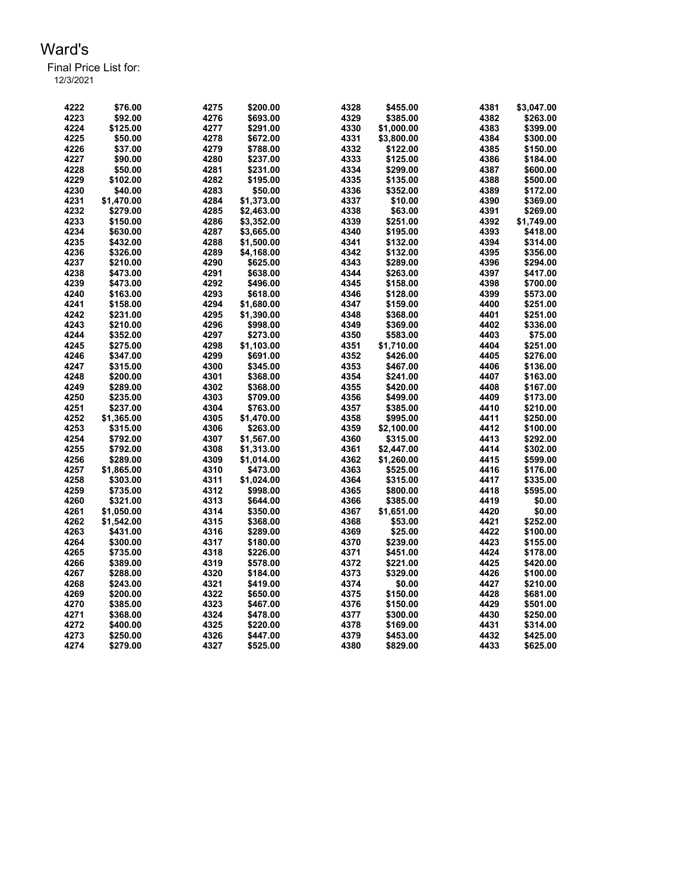# Ward's

Final Price List for:
12/3/2021

| Lot | Price | Lot | Price | Lot | Price | Lot | Price |
|---|---|---|---|---|---|---|---|
| 4222 | $76.00 | 4275 | $200.00 | 4328 | $455.00 | 4381 | $3,047.00 |
| 4223 | $92.00 | 4276 | $693.00 | 4329 | $385.00 | 4382 | $263.00 |
| 4224 | $125.00 | 4277 | $291.00 | 4330 | $1,000.00 | 4383 | $399.00 |
| 4225 | $50.00 | 4278 | $672.00 | 4331 | $3,800.00 | 4384 | $300.00 |
| 4226 | $37.00 | 4279 | $788.00 | 4332 | $122.00 | 4385 | $150.00 |
| 4227 | $90.00 | 4280 | $237.00 | 4333 | $125.00 | 4386 | $184.00 |
| 4228 | $50.00 | 4281 | $231.00 | 4334 | $299.00 | 4387 | $600.00 |
| 4229 | $102.00 | 4282 | $195.00 | 4335 | $135.00 | 4388 | $500.00 |
| 4230 | $40.00 | 4283 | $50.00 | 4336 | $352.00 | 4389 | $172.00 |
| 4231 | $1,470.00 | 4284 | $1,373.00 | 4337 | $10.00 | 4390 | $369.00 |
| 4232 | $279.00 | 4285 | $2,463.00 | 4338 | $63.00 | 4391 | $269.00 |
| 4233 | $150.00 | 4286 | $3,352.00 | 4339 | $251.00 | 4392 | $1,749.00 |
| 4234 | $630.00 | 4287 | $3,665.00 | 4340 | $195.00 | 4393 | $418.00 |
| 4235 | $432.00 | 4288 | $1,500.00 | 4341 | $132.00 | 4394 | $314.00 |
| 4236 | $326.00 | 4289 | $4,168.00 | 4342 | $132.00 | 4395 | $356.00 |
| 4237 | $210.00 | 4290 | $625.00 | 4343 | $289.00 | 4396 | $294.00 |
| 4238 | $473.00 | 4291 | $638.00 | 4344 | $263.00 | 4397 | $417.00 |
| 4239 | $473.00 | 4292 | $496.00 | 4345 | $158.00 | 4398 | $700.00 |
| 4240 | $163.00 | 4293 | $618.00 | 4346 | $128.00 | 4399 | $573.00 |
| 4241 | $158.00 | 4294 | $1,680.00 | 4347 | $159.00 | 4400 | $251.00 |
| 4242 | $231.00 | 4295 | $1,390.00 | 4348 | $368.00 | 4401 | $251.00 |
| 4243 | $210.00 | 4296 | $998.00 | 4349 | $369.00 | 4402 | $336.00 |
| 4244 | $352.00 | 4297 | $273.00 | 4350 | $583.00 | 4403 | $75.00 |
| 4245 | $275.00 | 4298 | $1,103.00 | 4351 | $1,710.00 | 4404 | $251.00 |
| 4246 | $347.00 | 4299 | $691.00 | 4352 | $426.00 | 4405 | $276.00 |
| 4247 | $315.00 | 4300 | $345.00 | 4353 | $467.00 | 4406 | $136.00 |
| 4248 | $200.00 | 4301 | $368.00 | 4354 | $241.00 | 4407 | $163.00 |
| 4249 | $289.00 | 4302 | $368.00 | 4355 | $420.00 | 4408 | $167.00 |
| 4250 | $235.00 | 4303 | $709.00 | 4356 | $499.00 | 4409 | $173.00 |
| 4251 | $237.00 | 4304 | $763.00 | 4357 | $385.00 | 4410 | $210.00 |
| 4252 | $1,365.00 | 4305 | $1,470.00 | 4358 | $995.00 | 4411 | $250.00 |
| 4253 | $315.00 | 4306 | $263.00 | 4359 | $2,100.00 | 4412 | $100.00 |
| 4254 | $792.00 | 4307 | $1,567.00 | 4360 | $315.00 | 4413 | $292.00 |
| 4255 | $792.00 | 4308 | $1,313.00 | 4361 | $2,447.00 | 4414 | $302.00 |
| 4256 | $289.00 | 4309 | $1,014.00 | 4362 | $1,260.00 | 4415 | $599.00 |
| 4257 | $1,865.00 | 4310 | $473.00 | 4363 | $525.00 | 4416 | $176.00 |
| 4258 | $303.00 | 4311 | $1,024.00 | 4364 | $315.00 | 4417 | $335.00 |
| 4259 | $735.00 | 4312 | $998.00 | 4365 | $800.00 | 4418 | $595.00 |
| 4260 | $321.00 | 4313 | $644.00 | 4366 | $385.00 | 4419 | $0.00 |
| 4261 | $1,050.00 | 4314 | $350.00 | 4367 | $1,651.00 | 4420 | $0.00 |
| 4262 | $1,542.00 | 4315 | $368.00 | 4368 | $53.00 | 4421 | $252.00 |
| 4263 | $431.00 | 4316 | $289.00 | 4369 | $25.00 | 4422 | $100.00 |
| 4264 | $300.00 | 4317 | $180.00 | 4370 | $239.00 | 4423 | $155.00 |
| 4265 | $735.00 | 4318 | $226.00 | 4371 | $451.00 | 4424 | $178.00 |
| 4266 | $389.00 | 4319 | $578.00 | 4372 | $221.00 | 4425 | $420.00 |
| 4267 | $288.00 | 4320 | $184.00 | 4373 | $329.00 | 4426 | $100.00 |
| 4268 | $243.00 | 4321 | $419.00 | 4374 | $0.00 | 4427 | $210.00 |
| 4269 | $200.00 | 4322 | $650.00 | 4375 | $150.00 | 4428 | $681.00 |
| 4270 | $385.00 | 4323 | $467.00 | 4376 | $150.00 | 4429 | $501.00 |
| 4271 | $368.00 | 4324 | $478.00 | 4377 | $300.00 | 4430 | $250.00 |
| 4272 | $400.00 | 4325 | $220.00 | 4378 | $169.00 | 4431 | $314.00 |
| 4273 | $250.00 | 4326 | $447.00 | 4379 | $453.00 | 4432 | $425.00 |
| 4274 | $279.00 | 4327 | $525.00 | 4380 | $829.00 | 4433 | $625.00 |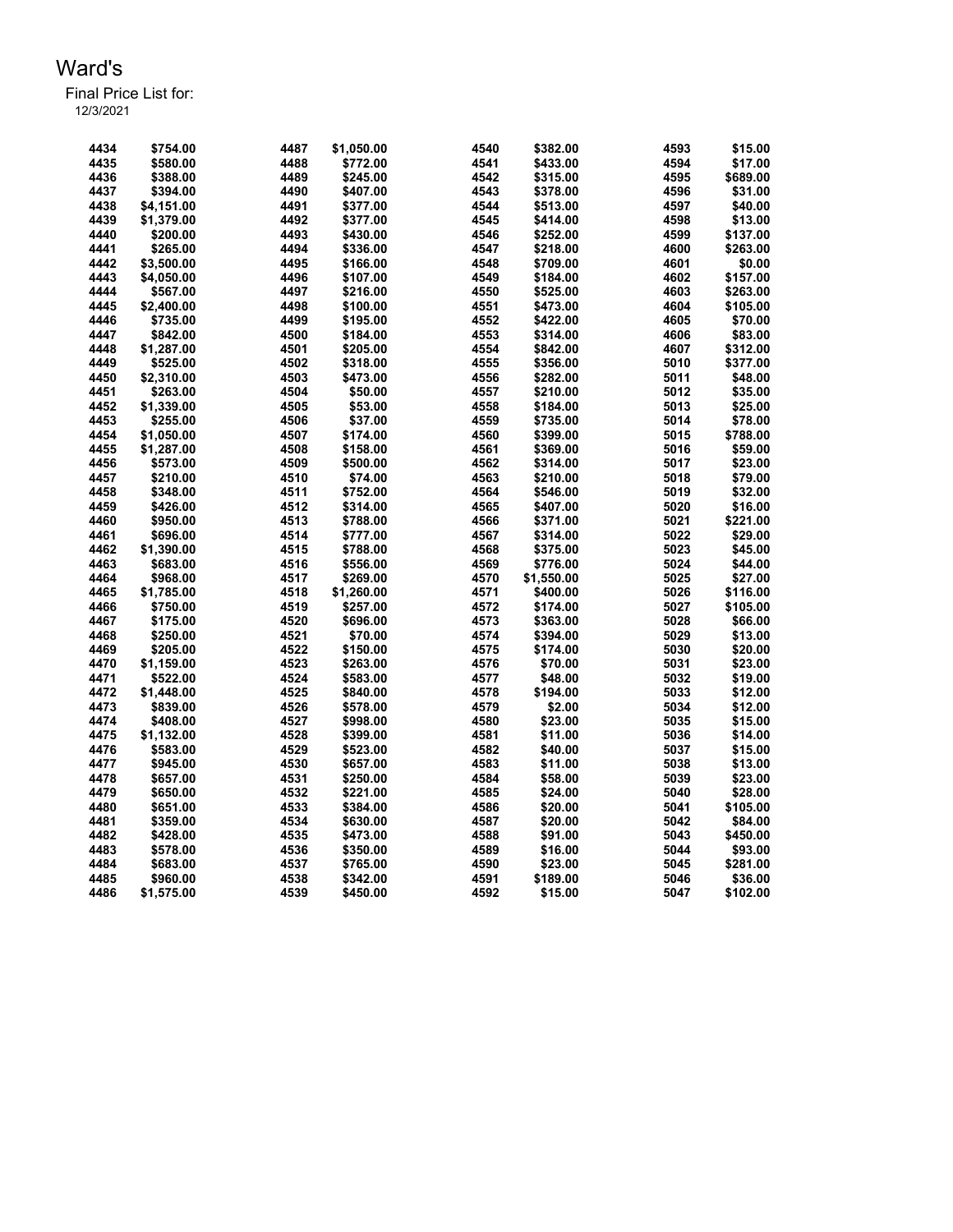# Ward's

Final Price List for:
12/3/2021

| | | | | | | | |
|---|---|---|---|---|---|---|---|
| 4434 | $754.00 | 4487 | $1,050.00 | 4540 | $382.00 | 4593 | $15.00 |
| 4435 | $580.00 | 4488 | $772.00 | 4541 | $433.00 | 4594 | $17.00 |
| 4436 | $388.00 | 4489 | $245.00 | 4542 | $315.00 | 4595 | $689.00 |
| 4437 | $394.00 | 4490 | $407.00 | 4543 | $378.00 | 4596 | $31.00 |
| 4438 | $4,151.00 | 4491 | $377.00 | 4544 | $513.00 | 4597 | $40.00 |
| 4439 | $1,379.00 | 4492 | $377.00 | 4545 | $414.00 | 4598 | $13.00 |
| 4440 | $200.00 | 4493 | $430.00 | 4546 | $252.00 | 4599 | $137.00 |
| 4441 | $265.00 | 4494 | $336.00 | 4547 | $218.00 | 4600 | $263.00 |
| 4442 | $3,500.00 | 4495 | $166.00 | 4548 | $709.00 | 4601 | $0.00 |
| 4443 | $4,050.00 | 4496 | $107.00 | 4549 | $184.00 | 4602 | $157.00 |
| 4444 | $567.00 | 4497 | $216.00 | 4550 | $525.00 | 4603 | $263.00 |
| 4445 | $2,400.00 | 4498 | $100.00 | 4551 | $473.00 | 4604 | $105.00 |
| 4446 | $735.00 | 4499 | $195.00 | 4552 | $422.00 | 4605 | $70.00 |
| 4447 | $842.00 | 4500 | $184.00 | 4553 | $314.00 | 4606 | $83.00 |
| 4448 | $1,287.00 | 4501 | $205.00 | 4554 | $842.00 | 4607 | $312.00 |
| 4449 | $525.00 | 4502 | $318.00 | 4555 | $356.00 | 5010 | $377.00 |
| 4450 | $2,310.00 | 4503 | $473.00 | 4556 | $282.00 | 5011 | $48.00 |
| 4451 | $263.00 | 4504 | $50.00 | 4557 | $210.00 | 5012 | $35.00 |
| 4452 | $1,339.00 | 4505 | $53.00 | 4558 | $184.00 | 5013 | $25.00 |
| 4453 | $255.00 | 4506 | $37.00 | 4559 | $735.00 | 5014 | $78.00 |
| 4454 | $1,050.00 | 4507 | $174.00 | 4560 | $399.00 | 5015 | $788.00 |
| 4455 | $1,287.00 | 4508 | $158.00 | 4561 | $369.00 | 5016 | $59.00 |
| 4456 | $573.00 | 4509 | $500.00 | 4562 | $314.00 | 5017 | $23.00 |
| 4457 | $210.00 | 4510 | $74.00 | 4563 | $210.00 | 5018 | $79.00 |
| 4458 | $348.00 | 4511 | $752.00 | 4564 | $546.00 | 5019 | $32.00 |
| 4459 | $426.00 | 4512 | $314.00 | 4565 | $407.00 | 5020 | $16.00 |
| 4460 | $950.00 | 4513 | $788.00 | 4566 | $371.00 | 5021 | $221.00 |
| 4461 | $696.00 | 4514 | $777.00 | 4567 | $314.00 | 5022 | $29.00 |
| 4462 | $1,390.00 | 4515 | $788.00 | 4568 | $375.00 | 5023 | $45.00 |
| 4463 | $683.00 | 4516 | $556.00 | 4569 | $776.00 | 5024 | $44.00 |
| 4464 | $968.00 | 4517 | $269.00 | 4570 | $1,550.00 | 5025 | $27.00 |
| 4465 | $1,785.00 | 4518 | $1,260.00 | 4571 | $400.00 | 5026 | $116.00 |
| 4466 | $750.00 | 4519 | $257.00 | 4572 | $174.00 | 5027 | $105.00 |
| 4467 | $175.00 | 4520 | $696.00 | 4573 | $363.00 | 5028 | $66.00 |
| 4468 | $250.00 | 4521 | $70.00 | 4574 | $394.00 | 5029 | $13.00 |
| 4469 | $205.00 | 4522 | $150.00 | 4575 | $174.00 | 5030 | $20.00 |
| 4470 | $1,159.00 | 4523 | $263.00 | 4576 | $70.00 | 5031 | $23.00 |
| 4471 | $522.00 | 4524 | $583.00 | 4577 | $48.00 | 5032 | $19.00 |
| 4472 | $1,448.00 | 4525 | $840.00 | 4578 | $194.00 | 5033 | $12.00 |
| 4473 | $839.00 | 4526 | $578.00 | 4579 | $2.00 | 5034 | $12.00 |
| 4474 | $408.00 | 4527 | $998.00 | 4580 | $23.00 | 5035 | $15.00 |
| 4475 | $1,132.00 | 4528 | $399.00 | 4581 | $11.00 | 5036 | $14.00 |
| 4476 | $583.00 | 4529 | $523.00 | 4582 | $40.00 | 5037 | $15.00 |
| 4477 | $945.00 | 4530 | $657.00 | 4583 | $11.00 | 5038 | $13.00 |
| 4478 | $657.00 | 4531 | $250.00 | 4584 | $58.00 | 5039 | $23.00 |
| 4479 | $650.00 | 4532 | $221.00 | 4585 | $24.00 | 5040 | $28.00 |
| 4480 | $651.00 | 4533 | $384.00 | 4586 | $20.00 | 5041 | $105.00 |
| 4481 | $359.00 | 4534 | $630.00 | 4587 | $20.00 | 5042 | $84.00 |
| 4482 | $428.00 | 4535 | $473.00 | 4588 | $91.00 | 5043 | $450.00 |
| 4483 | $578.00 | 4536 | $350.00 | 4589 | $16.00 | 5044 | $93.00 |
| 4484 | $683.00 | 4537 | $765.00 | 4590 | $23.00 | 5045 | $281.00 |
| 4485 | $960.00 | 4538 | $342.00 | 4591 | $189.00 | 5046 | $36.00 |
| 4486 | $1,575.00 | 4539 | $450.00 | 4592 | $15.00 | 5047 | $102.00 |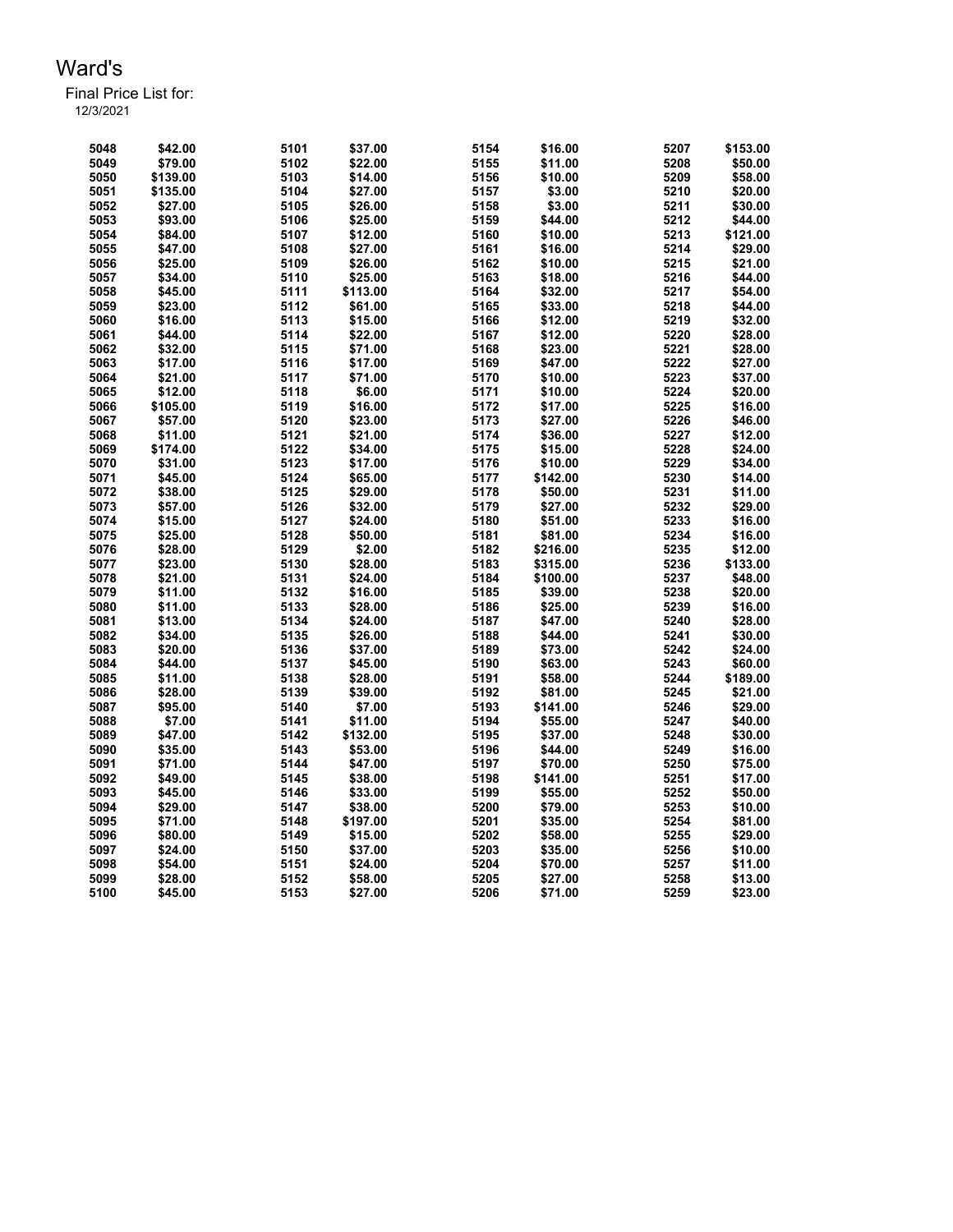# Ward's

Final Price List for:
12/3/2021

| Lot | Price | Lot | Price | Lot | Price | Lot | Price |
|---|---|---|---|---|---|---|---|
| 5048 | $42.00 | 5101 | $37.00 | 5154 | $16.00 | 5207 | $153.00 |
| 5049 | $79.00 | 5102 | $22.00 | 5155 | $11.00 | 5208 | $50.00 |
| 5050 | $139.00 | 5103 | $14.00 | 5156 | $10.00 | 5209 | $58.00 |
| 5051 | $135.00 | 5104 | $27.00 | 5157 | $3.00 | 5210 | $20.00 |
| 5052 | $27.00 | 5105 | $26.00 | 5158 | $3.00 | 5211 | $30.00 |
| 5053 | $93.00 | 5106 | $25.00 | 5159 | $44.00 | 5212 | $44.00 |
| 5054 | $84.00 | 5107 | $12.00 | 5160 | $10.00 | 5213 | $121.00 |
| 5055 | $47.00 | 5108 | $27.00 | 5161 | $16.00 | 5214 | $29.00 |
| 5056 | $25.00 | 5109 | $26.00 | 5162 | $10.00 | 5215 | $21.00 |
| 5057 | $34.00 | 5110 | $25.00 | 5163 | $18.00 | 5216 | $44.00 |
| 5058 | $45.00 | 5111 | $113.00 | 5164 | $32.00 | 5217 | $54.00 |
| 5059 | $23.00 | 5112 | $61.00 | 5165 | $33.00 | 5218 | $44.00 |
| 5060 | $16.00 | 5113 | $15.00 | 5166 | $12.00 | 5219 | $32.00 |
| 5061 | $44.00 | 5114 | $22.00 | 5167 | $12.00 | 5220 | $28.00 |
| 5062 | $32.00 | 5115 | $71.00 | 5168 | $23.00 | 5221 | $28.00 |
| 5063 | $17.00 | 5116 | $17.00 | 5169 | $47.00 | 5222 | $27.00 |
| 5064 | $21.00 | 5117 | $71.00 | 5170 | $10.00 | 5223 | $37.00 |
| 5065 | $12.00 | 5118 | $6.00 | 5171 | $10.00 | 5224 | $20.00 |
| 5066 | $105.00 | 5119 | $16.00 | 5172 | $17.00 | 5225 | $16.00 |
| 5067 | $57.00 | 5120 | $23.00 | 5173 | $27.00 | 5226 | $46.00 |
| 5068 | $11.00 | 5121 | $21.00 | 5174 | $36.00 | 5227 | $12.00 |
| 5069 | $174.00 | 5122 | $34.00 | 5175 | $15.00 | 5228 | $24.00 |
| 5070 | $31.00 | 5123 | $17.00 | 5176 | $10.00 | 5229 | $34.00 |
| 5071 | $45.00 | 5124 | $65.00 | 5177 | $142.00 | 5230 | $14.00 |
| 5072 | $38.00 | 5125 | $29.00 | 5178 | $50.00 | 5231 | $11.00 |
| 5073 | $57.00 | 5126 | $32.00 | 5179 | $27.00 | 5232 | $29.00 |
| 5074 | $15.00 | 5127 | $24.00 | 5180 | $51.00 | 5233 | $16.00 |
| 5075 | $25.00 | 5128 | $50.00 | 5181 | $81.00 | 5234 | $16.00 |
| 5076 | $28.00 | 5129 | $2.00 | 5182 | $216.00 | 5235 | $12.00 |
| 5077 | $23.00 | 5130 | $28.00 | 5183 | $315.00 | 5236 | $133.00 |
| 5078 | $21.00 | 5131 | $24.00 | 5184 | $100.00 | 5237 | $48.00 |
| 5079 | $11.00 | 5132 | $16.00 | 5185 | $39.00 | 5238 | $20.00 |
| 5080 | $11.00 | 5133 | $28.00 | 5186 | $25.00 | 5239 | $16.00 |
| 5081 | $13.00 | 5134 | $24.00 | 5187 | $47.00 | 5240 | $28.00 |
| 5082 | $34.00 | 5135 | $26.00 | 5188 | $44.00 | 5241 | $30.00 |
| 5083 | $20.00 | 5136 | $37.00 | 5189 | $73.00 | 5242 | $24.00 |
| 5084 | $44.00 | 5137 | $45.00 | 5190 | $63.00 | 5243 | $60.00 |
| 5085 | $11.00 | 5138 | $28.00 | 5191 | $58.00 | 5244 | $189.00 |
| 5086 | $28.00 | 5139 | $39.00 | 5192 | $81.00 | 5245 | $21.00 |
| 5087 | $95.00 | 5140 | $7.00 | 5193 | $141.00 | 5246 | $29.00 |
| 5088 | $7.00 | 5141 | $11.00 | 5194 | $55.00 | 5247 | $40.00 |
| 5089 | $47.00 | 5142 | $132.00 | 5195 | $37.00 | 5248 | $30.00 |
| 5090 | $35.00 | 5143 | $53.00 | 5196 | $44.00 | 5249 | $16.00 |
| 5091 | $71.00 | 5144 | $47.00 | 5197 | $70.00 | 5250 | $75.00 |
| 5092 | $49.00 | 5145 | $38.00 | 5198 | $141.00 | 5251 | $17.00 |
| 5093 | $45.00 | 5146 | $33.00 | 5199 | $55.00 | 5252 | $50.00 |
| 5094 | $29.00 | 5147 | $38.00 | 5200 | $79.00 | 5253 | $10.00 |
| 5095 | $71.00 | 5148 | $197.00 | 5201 | $35.00 | 5254 | $81.00 |
| 5096 | $80.00 | 5149 | $15.00 | 5202 | $58.00 | 5255 | $29.00 |
| 5097 | $24.00 | 5150 | $37.00 | 5203 | $35.00 | 5256 | $10.00 |
| 5098 | $54.00 | 5151 | $24.00 | 5204 | $70.00 | 5257 | $11.00 |
| 5099 | $28.00 | 5152 | $58.00 | 5205 | $27.00 | 5258 | $13.00 |
| 5100 | $45.00 | 5153 | $27.00 | 5206 | $71.00 | 5259 | $23.00 |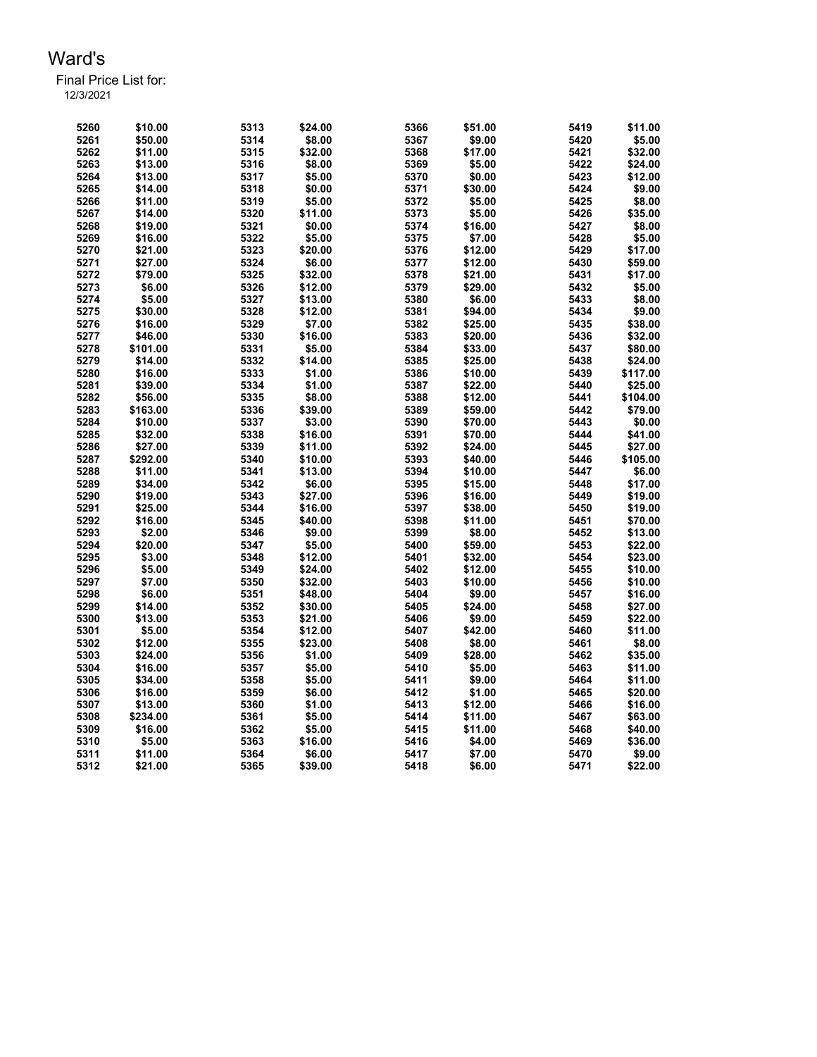# Ward's

Final Price List for:
12/3/2021

| Item | Price | Item | Price | Item | Price | Item | Price |
|---|---|---|---|---|---|---|---|
| 5260 | $10.00 | 5313 | $24.00 | 5366 | $51.00 | 5419 | $11.00 |
| 5261 | $50.00 | 5314 | $8.00 | 5367 | $9.00 | 5420 | $5.00 |
| 5262 | $11.00 | 5315 | $32.00 | 5368 | $17.00 | 5421 | $32.00 |
| 5263 | $13.00 | 5316 | $8.00 | 5369 | $5.00 | 5422 | $24.00 |
| 5264 | $13.00 | 5317 | $5.00 | 5370 | $0.00 | 5423 | $12.00 |
| 5265 | $14.00 | 5318 | $0.00 | 5371 | $30.00 | 5424 | $9.00 |
| 5266 | $11.00 | 5319 | $5.00 | 5372 | $5.00 | 5425 | $8.00 |
| 5267 | $14.00 | 5320 | $11.00 | 5373 | $5.00 | 5426 | $35.00 |
| 5268 | $19.00 | 5321 | $0.00 | 5374 | $16.00 | 5427 | $8.00 |
| 5269 | $16.00 | 5322 | $5.00 | 5375 | $7.00 | 5428 | $5.00 |
| 5270 | $21.00 | 5323 | $20.00 | 5376 | $12.00 | 5429 | $17.00 |
| 5271 | $27.00 | 5324 | $6.00 | 5377 | $12.00 | 5430 | $59.00 |
| 5272 | $79.00 | 5325 | $32.00 | 5378 | $21.00 | 5431 | $17.00 |
| 5273 | $6.00 | 5326 | $12.00 | 5379 | $29.00 | 5432 | $5.00 |
| 5274 | $5.00 | 5327 | $13.00 | 5380 | $6.00 | 5433 | $8.00 |
| 5275 | $30.00 | 5328 | $12.00 | 5381 | $94.00 | 5434 | $9.00 |
| 5276 | $16.00 | 5329 | $7.00 | 5382 | $25.00 | 5435 | $38.00 |
| 5277 | $46.00 | 5330 | $16.00 | 5383 | $20.00 | 5436 | $32.00 |
| 5278 | $101.00 | 5331 | $5.00 | 5384 | $33.00 | 5437 | $80.00 |
| 5279 | $14.00 | 5332 | $14.00 | 5385 | $25.00 | 5438 | $24.00 |
| 5280 | $16.00 | 5333 | $1.00 | 5386 | $10.00 | 5439 | $117.00 |
| 5281 | $39.00 | 5334 | $1.00 | 5387 | $22.00 | 5440 | $25.00 |
| 5282 | $56.00 | 5335 | $8.00 | 5388 | $12.00 | 5441 | $104.00 |
| 5283 | $163.00 | 5336 | $39.00 | 5389 | $59.00 | 5442 | $79.00 |
| 5284 | $10.00 | 5337 | $3.00 | 5390 | $70.00 | 5443 | $0.00 |
| 5285 | $32.00 | 5338 | $16.00 | 5391 | $70.00 | 5444 | $41.00 |
| 5286 | $27.00 | 5339 | $11.00 | 5392 | $24.00 | 5445 | $27.00 |
| 5287 | $292.00 | 5340 | $10.00 | 5393 | $40.00 | 5446 | $105.00 |
| 5288 | $11.00 | 5341 | $13.00 | 5394 | $10.00 | 5447 | $6.00 |
| 5289 | $34.00 | 5342 | $6.00 | 5395 | $15.00 | 5448 | $17.00 |
| 5290 | $19.00 | 5343 | $27.00 | 5396 | $16.00 | 5449 | $19.00 |
| 5291 | $25.00 | 5344 | $16.00 | 5397 | $38.00 | 5450 | $19.00 |
| 5292 | $16.00 | 5345 | $40.00 | 5398 | $11.00 | 5451 | $70.00 |
| 5293 | $2.00 | 5346 | $9.00 | 5399 | $8.00 | 5452 | $13.00 |
| 5294 | $20.00 | 5347 | $5.00 | 5400 | $59.00 | 5453 | $22.00 |
| 5295 | $3.00 | 5348 | $12.00 | 5401 | $32.00 | 5454 | $23.00 |
| 5296 | $5.00 | 5349 | $24.00 | 5402 | $12.00 | 5455 | $10.00 |
| 5297 | $7.00 | 5350 | $32.00 | 5403 | $10.00 | 5456 | $10.00 |
| 5298 | $6.00 | 5351 | $48.00 | 5404 | $9.00 | 5457 | $16.00 |
| 5299 | $14.00 | 5352 | $30.00 | 5405 | $24.00 | 5458 | $27.00 |
| 5300 | $13.00 | 5353 | $21.00 | 5406 | $9.00 | 5459 | $22.00 |
| 5301 | $5.00 | 5354 | $12.00 | 5407 | $42.00 | 5460 | $11.00 |
| 5302 | $12.00 | 5355 | $23.00 | 5408 | $8.00 | 5461 | $8.00 |
| 5303 | $24.00 | 5356 | $1.00 | 5409 | $28.00 | 5462 | $35.00 |
| 5304 | $16.00 | 5357 | $5.00 | 5410 | $5.00 | 5463 | $11.00 |
| 5305 | $34.00 | 5358 | $5.00 | 5411 | $9.00 | 5464 | $11.00 |
| 5306 | $16.00 | 5359 | $6.00 | 5412 | $1.00 | 5465 | $20.00 |
| 5307 | $13.00 | 5360 | $1.00 | 5413 | $12.00 | 5466 | $16.00 |
| 5308 | $234.00 | 5361 | $5.00 | 5414 | $11.00 | 5467 | $63.00 |
| 5309 | $16.00 | 5362 | $5.00 | 5415 | $11.00 | 5468 | $40.00 |
| 5310 | $5.00 | 5363 | $16.00 | 5416 | $4.00 | 5469 | $36.00 |
| 5311 | $11.00 | 5364 | $6.00 | 5417 | $7.00 | 5470 | $9.00 |
| 5312 | $21.00 | 5365 | $39.00 | 5418 | $6.00 | 5471 | $22.00 |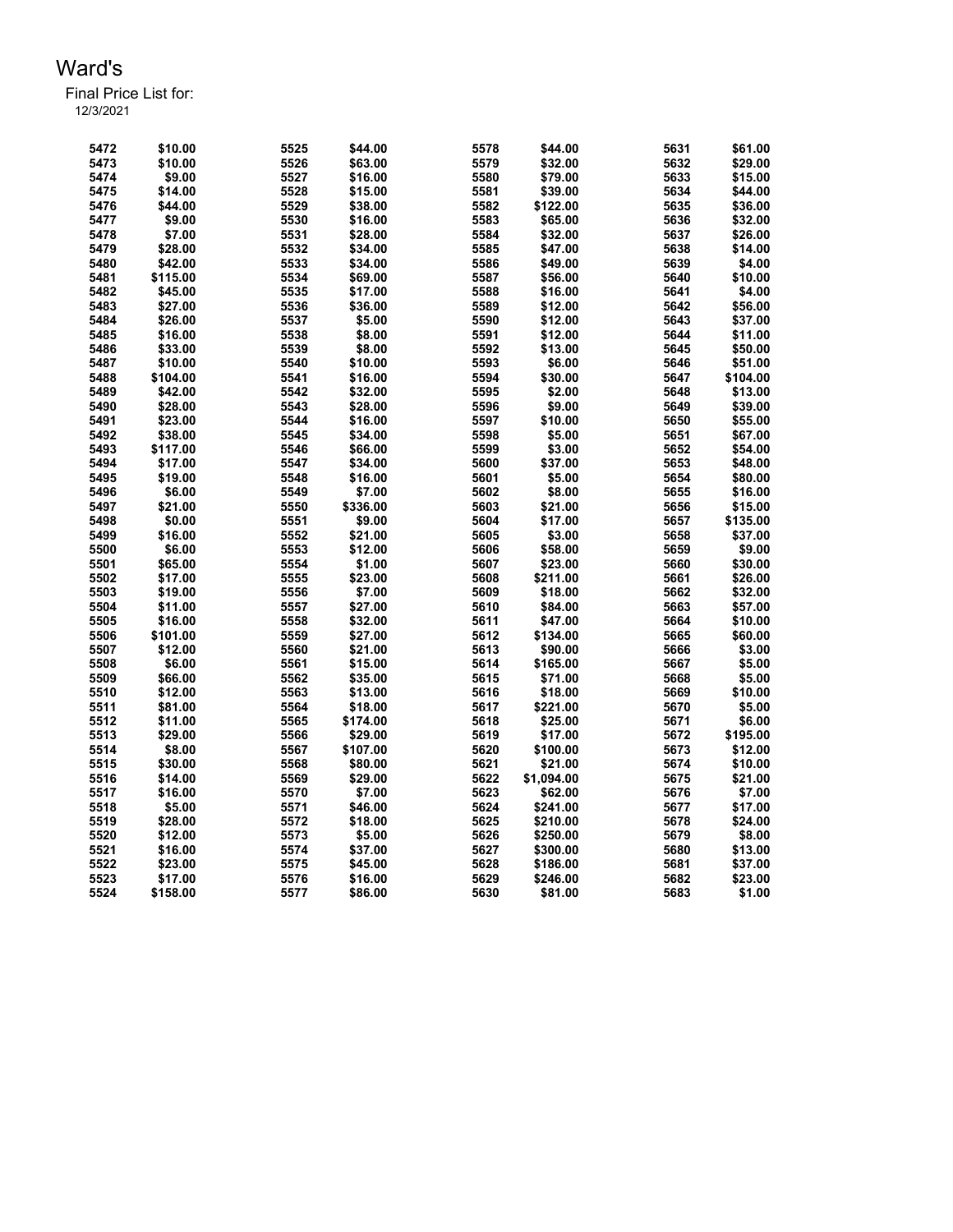# Ward's

Final Price List for:
12/3/2021

| Lot | Price | Lot | Price | Lot | Price | Lot | Price |
|---|---|---|---|---|---|---|---|
| 5472 | $10.00 | 5525 | $44.00 | 5578 | $44.00 | 5631 | $61.00 |
| 5473 | $10.00 | 5526 | $63.00 | 5579 | $32.00 | 5632 | $29.00 |
| 5474 | $9.00 | 5527 | $16.00 | 5580 | $79.00 | 5633 | $15.00 |
| 5475 | $14.00 | 5528 | $15.00 | 5581 | $39.00 | 5634 | $44.00 |
| 5476 | $44.00 | 5529 | $38.00 | 5582 | $122.00 | 5635 | $36.00 |
| 5477 | $9.00 | 5530 | $16.00 | 5583 | $65.00 | 5636 | $32.00 |
| 5478 | $7.00 | 5531 | $28.00 | 5584 | $32.00 | 5637 | $26.00 |
| 5479 | $28.00 | 5532 | $34.00 | 5585 | $47.00 | 5638 | $14.00 |
| 5480 | $42.00 | 5533 | $34.00 | 5586 | $49.00 | 5639 | $4.00 |
| 5481 | $115.00 | 5534 | $69.00 | 5587 | $56.00 | 5640 | $10.00 |
| 5482 | $45.00 | 5535 | $17.00 | 5588 | $16.00 | 5641 | $4.00 |
| 5483 | $27.00 | 5536 | $36.00 | 5589 | $12.00 | 5642 | $56.00 |
| 5484 | $26.00 | 5537 | $5.00 | 5590 | $12.00 | 5643 | $37.00 |
| 5485 | $16.00 | 5538 | $8.00 | 5591 | $12.00 | 5644 | $11.00 |
| 5486 | $33.00 | 5539 | $8.00 | 5592 | $13.00 | 5645 | $50.00 |
| 5487 | $10.00 | 5540 | $10.00 | 5593 | $6.00 | 5646 | $51.00 |
| 5488 | $104.00 | 5541 | $16.00 | 5594 | $30.00 | 5647 | $104.00 |
| 5489 | $42.00 | 5542 | $32.00 | 5595 | $2.00 | 5648 | $13.00 |
| 5490 | $28.00 | 5543 | $28.00 | 5596 | $9.00 | 5649 | $39.00 |
| 5491 | $23.00 | 5544 | $16.00 | 5597 | $10.00 | 5650 | $55.00 |
| 5492 | $38.00 | 5545 | $34.00 | 5598 | $5.00 | 5651 | $67.00 |
| 5493 | $117.00 | 5546 | $66.00 | 5599 | $3.00 | 5652 | $54.00 |
| 5494 | $17.00 | 5547 | $34.00 | 5600 | $37.00 | 5653 | $48.00 |
| 5495 | $19.00 | 5548 | $16.00 | 5601 | $5.00 | 5654 | $80.00 |
| 5496 | $6.00 | 5549 | $7.00 | 5602 | $8.00 | 5655 | $16.00 |
| 5497 | $21.00 | 5550 | $336.00 | 5603 | $21.00 | 5656 | $15.00 |
| 5498 | $0.00 | 5551 | $9.00 | 5604 | $17.00 | 5657 | $135.00 |
| 5499 | $16.00 | 5552 | $21.00 | 5605 | $3.00 | 5658 | $37.00 |
| 5500 | $6.00 | 5553 | $12.00 | 5606 | $58.00 | 5659 | $9.00 |
| 5501 | $65.00 | 5554 | $1.00 | 5607 | $23.00 | 5660 | $30.00 |
| 5502 | $17.00 | 5555 | $23.00 | 5608 | $211.00 | 5661 | $26.00 |
| 5503 | $19.00 | 5556 | $7.00 | 5609 | $18.00 | 5662 | $32.00 |
| 5504 | $11.00 | 5557 | $27.00 | 5610 | $84.00 | 5663 | $57.00 |
| 5505 | $16.00 | 5558 | $32.00 | 5611 | $47.00 | 5664 | $10.00 |
| 5506 | $101.00 | 5559 | $27.00 | 5612 | $134.00 | 5665 | $60.00 |
| 5507 | $12.00 | 5560 | $21.00 | 5613 | $90.00 | 5666 | $3.00 |
| 5508 | $6.00 | 5561 | $15.00 | 5614 | $165.00 | 5667 | $5.00 |
| 5509 | $66.00 | 5562 | $35.00 | 5615 | $71.00 | 5668 | $5.00 |
| 5510 | $12.00 | 5563 | $13.00 | 5616 | $18.00 | 5669 | $10.00 |
| 5511 | $81.00 | 5564 | $18.00 | 5617 | $221.00 | 5670 | $5.00 |
| 5512 | $11.00 | 5565 | $174.00 | 5618 | $25.00 | 5671 | $6.00 |
| 5513 | $29.00 | 5566 | $29.00 | 5619 | $17.00 | 5672 | $195.00 |
| 5514 | $8.00 | 5567 | $107.00 | 5620 | $100.00 | 5673 | $12.00 |
| 5515 | $30.00 | 5568 | $80.00 | 5621 | $21.00 | 5674 | $10.00 |
| 5516 | $14.00 | 5569 | $29.00 | 5622 | $1,094.00 | 5675 | $21.00 |
| 5517 | $16.00 | 5570 | $7.00 | 5623 | $62.00 | 5676 | $7.00 |
| 5518 | $5.00 | 5571 | $46.00 | 5624 | $241.00 | 5677 | $17.00 |
| 5519 | $28.00 | 5572 | $18.00 | 5625 | $210.00 | 5678 | $24.00 |
| 5520 | $12.00 | 5573 | $5.00 | 5626 | $250.00 | 5679 | $8.00 |
| 5521 | $16.00 | 5574 | $37.00 | 5627 | $300.00 | 5680 | $13.00 |
| 5522 | $23.00 | 5575 | $45.00 | 5628 | $186.00 | 5681 | $37.00 |
| 5523 | $17.00 | 5576 | $16.00 | 5629 | $246.00 | 5682 | $23.00 |
| 5524 | $158.00 | 5577 | $86.00 | 5630 | $81.00 | 5683 | $1.00 |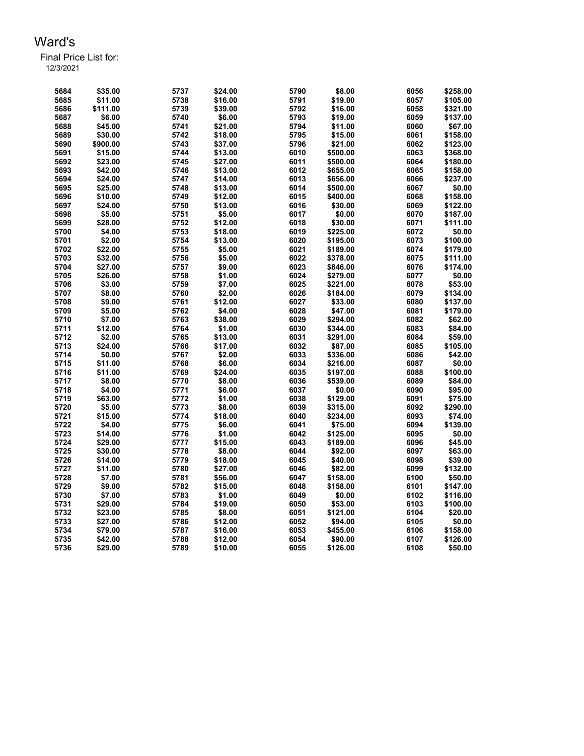# Ward's

Final Price List for:

12/3/2021

| | | | | | | | |
|---|---|---|---|---|---|---|---|
| 5684 | $35.00 | 5737 | $24.00 | 5790 | $8.00 | 6056 | $258.00 |
| 5685 | $11.00 | 5738 | $16.00 | 5791 | $19.00 | 6057 | $105.00 |
| 5686 | $111.00 | 5739 | $39.00 | 5792 | $16.00 | 6058 | $321.00 |
| 5687 | $6.00 | 5740 | $6.00 | 5793 | $19.00 | 6059 | $137.00 |
| 5688 | $45.00 | 5741 | $21.00 | 5794 | $11.00 | 6060 | $67.00 |
| 5689 | $30.00 | 5742 | $18.00 | 5795 | $15.00 | 6061 | $158.00 |
| 5690 | $900.00 | 5743 | $37.00 | 5796 | $21.00 | 6062 | $123.00 |
| 5691 | $15.00 | 5744 | $13.00 | 6010 | $500.00 | 6063 | $368.00 |
| 5692 | $23.00 | 5745 | $27.00 | 6011 | $500.00 | 6064 | $180.00 |
| 5693 | $42.00 | 5746 | $13.00 | 6012 | $655.00 | 6065 | $158.00 |
| 5694 | $24.00 | 5747 | $14.00 | 6013 | $656.00 | 6066 | $237.00 |
| 5695 | $25.00 | 5748 | $13.00 | 6014 | $500.00 | 6067 | $0.00 |
| 5696 | $10.00 | 5749 | $12.00 | 6015 | $400.00 | 6068 | $158.00 |
| 5697 | $24.00 | 5750 | $13.00 | 6016 | $30.00 | 6069 | $122.00 |
| 5698 | $5.00 | 5751 | $5.00 | 6017 | $0.00 | 6070 | $187.00 |
| 5699 | $28.00 | 5752 | $12.00 | 6018 | $30.00 | 6071 | $111.00 |
| 5700 | $4.00 | 5753 | $18.00 | 6019 | $225.00 | 6072 | $0.00 |
| 5701 | $2.00 | 5754 | $13.00 | 6020 | $195.00 | 6073 | $100.00 |
| 5702 | $22.00 | 5755 | $5.00 | 6021 | $189.00 | 6074 | $179.00 |
| 5703 | $32.00 | 5756 | $5.00 | 6022 | $378.00 | 6075 | $111.00 |
| 5704 | $27.00 | 5757 | $9.00 | 6023 | $846.00 | 6076 | $174.00 |
| 5705 | $26.00 | 5758 | $1.00 | 6024 | $279.00 | 6077 | $0.00 |
| 5706 | $3.00 | 5759 | $7.00 | 6025 | $221.00 | 6078 | $53.00 |
| 5707 | $8.00 | 5760 | $2.00 | 6026 | $184.00 | 6079 | $134.00 |
| 5708 | $9.00 | 5761 | $12.00 | 6027 | $33.00 | 6080 | $137.00 |
| 5709 | $5.00 | 5762 | $4.00 | 6028 | $47.00 | 6081 | $179.00 |
| 5710 | $7.00 | 5763 | $38.00 | 6029 | $294.00 | 6082 | $62.00 |
| 5711 | $12.00 | 5764 | $1.00 | 6030 | $344.00 | 6083 | $84.00 |
| 5712 | $2.00 | 5765 | $13.00 | 6031 | $291.00 | 6084 | $59.00 |
| 5713 | $24.00 | 5766 | $17.00 | 6032 | $87.00 | 6085 | $105.00 |
| 5714 | $0.00 | 5767 | $2.00 | 6033 | $336.00 | 6086 | $42.00 |
| 5715 | $11.00 | 5768 | $6.00 | 6034 | $216.00 | 6087 | $0.00 |
| 5716 | $11.00 | 5769 | $24.00 | 6035 | $197.00 | 6088 | $100.00 |
| 5717 | $8.00 | 5770 | $8.00 | 6036 | $539.00 | 6089 | $84.00 |
| 5718 | $4.00 | 5771 | $6.00 | 6037 | $0.00 | 6090 | $95.00 |
| 5719 | $63.00 | 5772 | $1.00 | 6038 | $129.00 | 6091 | $75.00 |
| 5720 | $5.00 | 5773 | $8.00 | 6039 | $315.00 | 6092 | $290.00 |
| 5721 | $15.00 | 5774 | $18.00 | 6040 | $234.00 | 6093 | $74.00 |
| 5722 | $4.00 | 5775 | $6.00 | 6041 | $75.00 | 6094 | $139.00 |
| 5723 | $14.00 | 5776 | $1.00 | 6042 | $125.00 | 6095 | $0.00 |
| 5724 | $29.00 | 5777 | $15.00 | 6043 | $189.00 | 6096 | $45.00 |
| 5725 | $30.00 | 5778 | $8.00 | 6044 | $92.00 | 6097 | $63.00 |
| 5726 | $14.00 | 5779 | $18.00 | 6045 | $40.00 | 6098 | $39.00 |
| 5727 | $11.00 | 5780 | $27.00 | 6046 | $82.00 | 6099 | $132.00 |
| 5728 | $7.00 | 5781 | $56.00 | 6047 | $158.00 | 6100 | $50.00 |
| 5729 | $9.00 | 5782 | $15.00 | 6048 | $158.00 | 6101 | $147.00 |
| 5730 | $7.00 | 5783 | $1.00 | 6049 | $0.00 | 6102 | $116.00 |
| 5731 | $29.00 | 5784 | $19.00 | 6050 | $53.00 | 6103 | $100.00 |
| 5732 | $23.00 | 5785 | $8.00 | 6051 | $121.00 | 6104 | $20.00 |
| 5733 | $27.00 | 5786 | $12.00 | 6052 | $94.00 | 6105 | $0.00 |
| 5734 | $79.00 | 5787 | $16.00 | 6053 | $455.00 | 6106 | $158.00 |
| 5735 | $42.00 | 5788 | $12.00 | 6054 | $90.00 | 6107 | $126.00 |
| 5736 | $29.00 | 5789 | $10.00 | 6055 | $126.00 | 6108 | $50.00 |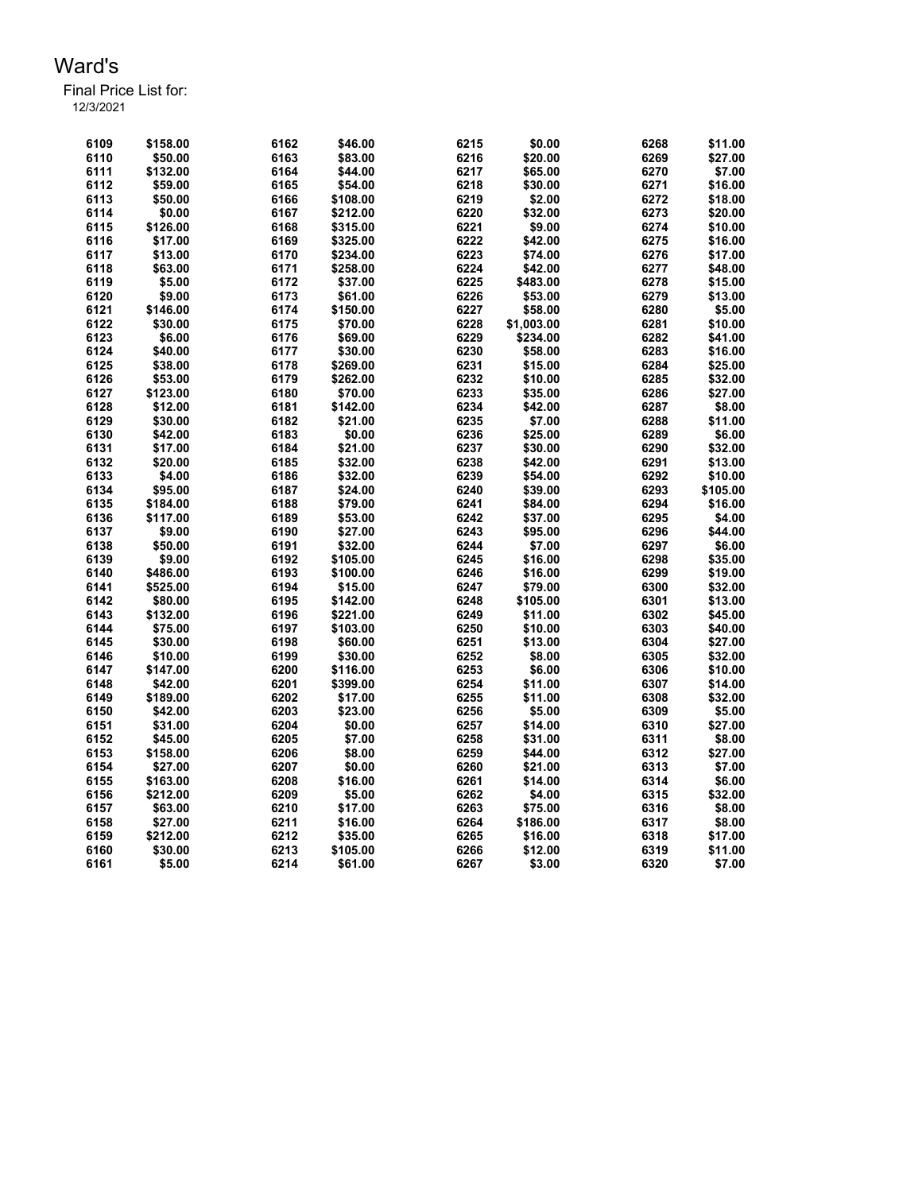# Ward's

Final Price List for:
12/3/2021

| | | | | | | | |
|---|---|---|---|---|---|---|---|
| 6109 | $158.00 | 6162 | $46.00 | 6215 | $0.00 | 6268 | $11.00 |
| 6110 | $50.00 | 6163 | $83.00 | 6216 | $20.00 | 6269 | $27.00 |
| 6111 | $132.00 | 6164 | $44.00 | 6217 | $65.00 | 6270 | $7.00 |
| 6112 | $59.00 | 6165 | $54.00 | 6218 | $30.00 | 6271 | $16.00 |
| 6113 | $50.00 | 6166 | $108.00 | 6219 | $2.00 | 6272 | $18.00 |
| 6114 | $0.00 | 6167 | $212.00 | 6220 | $32.00 | 6273 | $20.00 |
| 6115 | $126.00 | 6168 | $315.00 | 6221 | $9.00 | 6274 | $10.00 |
| 6116 | $17.00 | 6169 | $325.00 | 6222 | $42.00 | 6275 | $16.00 |
| 6117 | $13.00 | 6170 | $234.00 | 6223 | $74.00 | 6276 | $17.00 |
| 6118 | $63.00 | 6171 | $258.00 | 6224 | $42.00 | 6277 | $48.00 |
| 6119 | $5.00 | 6172 | $37.00 | 6225 | $483.00 | 6278 | $15.00 |
| 6120 | $9.00 | 6173 | $61.00 | 6226 | $53.00 | 6279 | $13.00 |
| 6121 | $146.00 | 6174 | $150.00 | 6227 | $58.00 | 6280 | $5.00 |
| 6122 | $30.00 | 6175 | $70.00 | 6228 | $1,003.00 | 6281 | $10.00 |
| 6123 | $6.00 | 6176 | $69.00 | 6229 | $234.00 | 6282 | $41.00 |
| 6124 | $40.00 | 6177 | $30.00 | 6230 | $58.00 | 6283 | $16.00 |
| 6125 | $38.00 | 6178 | $269.00 | 6231 | $15.00 | 6284 | $25.00 |
| 6126 | $53.00 | 6179 | $262.00 | 6232 | $10.00 | 6285 | $32.00 |
| 6127 | $123.00 | 6180 | $70.00 | 6233 | $35.00 | 6286 | $27.00 |
| 6128 | $12.00 | 6181 | $142.00 | 6234 | $42.00 | 6287 | $8.00 |
| 6129 | $30.00 | 6182 | $21.00 | 6235 | $7.00 | 6288 | $11.00 |
| 6130 | $42.00 | 6183 | $0.00 | 6236 | $25.00 | 6289 | $6.00 |
| 6131 | $17.00 | 6184 | $21.00 | 6237 | $30.00 | 6290 | $32.00 |
| 6132 | $20.00 | 6185 | $32.00 | 6238 | $42.00 | 6291 | $13.00 |
| 6133 | $4.00 | 6186 | $32.00 | 6239 | $54.00 | 6292 | $10.00 |
| 6134 | $95.00 | 6187 | $24.00 | 6240 | $39.00 | 6293 | $105.00 |
| 6135 | $184.00 | 6188 | $79.00 | 6241 | $84.00 | 6294 | $16.00 |
| 6136 | $117.00 | 6189 | $53.00 | 6242 | $37.00 | 6295 | $4.00 |
| 6137 | $9.00 | 6190 | $27.00 | 6243 | $95.00 | 6296 | $44.00 |
| 6138 | $50.00 | 6191 | $32.00 | 6244 | $7.00 | 6297 | $6.00 |
| 6139 | $9.00 | 6192 | $105.00 | 6245 | $16.00 | 6298 | $35.00 |
| 6140 | $486.00 | 6193 | $100.00 | 6246 | $16.00 | 6299 | $19.00 |
| 6141 | $525.00 | 6194 | $15.00 | 6247 | $79.00 | 6300 | $32.00 |
| 6142 | $80.00 | 6195 | $142.00 | 6248 | $105.00 | 6301 | $13.00 |
| 6143 | $132.00 | 6196 | $221.00 | 6249 | $11.00 | 6302 | $45.00 |
| 6144 | $75.00 | 6197 | $103.00 | 6250 | $10.00 | 6303 | $40.00 |
| 6145 | $30.00 | 6198 | $60.00 | 6251 | $13.00 | 6304 | $27.00 |
| 6146 | $10.00 | 6199 | $30.00 | 6252 | $8.00 | 6305 | $32.00 |
| 6147 | $147.00 | 6200 | $116.00 | 6253 | $6.00 | 6306 | $10.00 |
| 6148 | $42.00 | 6201 | $399.00 | 6254 | $11.00 | 6307 | $14.00 |
| 6149 | $189.00 | 6202 | $17.00 | 6255 | $11.00 | 6308 | $32.00 |
| 6150 | $42.00 | 6203 | $23.00 | 6256 | $5.00 | 6309 | $5.00 |
| 6151 | $31.00 | 6204 | $0.00 | 6257 | $14.00 | 6310 | $27.00 |
| 6152 | $45.00 | 6205 | $7.00 | 6258 | $31.00 | 6311 | $8.00 |
| 6153 | $158.00 | 6206 | $8.00 | 6259 | $44.00 | 6312 | $27.00 |
| 6154 | $27.00 | 6207 | $0.00 | 6260 | $21.00 | 6313 | $7.00 |
| 6155 | $163.00 | 6208 | $16.00 | 6261 | $14.00 | 6314 | $6.00 |
| 6156 | $212.00 | 6209 | $5.00 | 6262 | $4.00 | 6315 | $32.00 |
| 6157 | $63.00 | 6210 | $17.00 | 6263 | $75.00 | 6316 | $8.00 |
| 6158 | $27.00 | 6211 | $16.00 | 6264 | $186.00 | 6317 | $8.00 |
| 6159 | $212.00 | 6212 | $35.00 | 6265 | $16.00 | 6318 | $17.00 |
| 6160 | $30.00 | 6213 | $105.00 | 6266 | $12.00 | 6319 | $11.00 |
| 6161 | $5.00 | 6214 | $61.00 | 6267 | $3.00 | 6320 | $7.00 |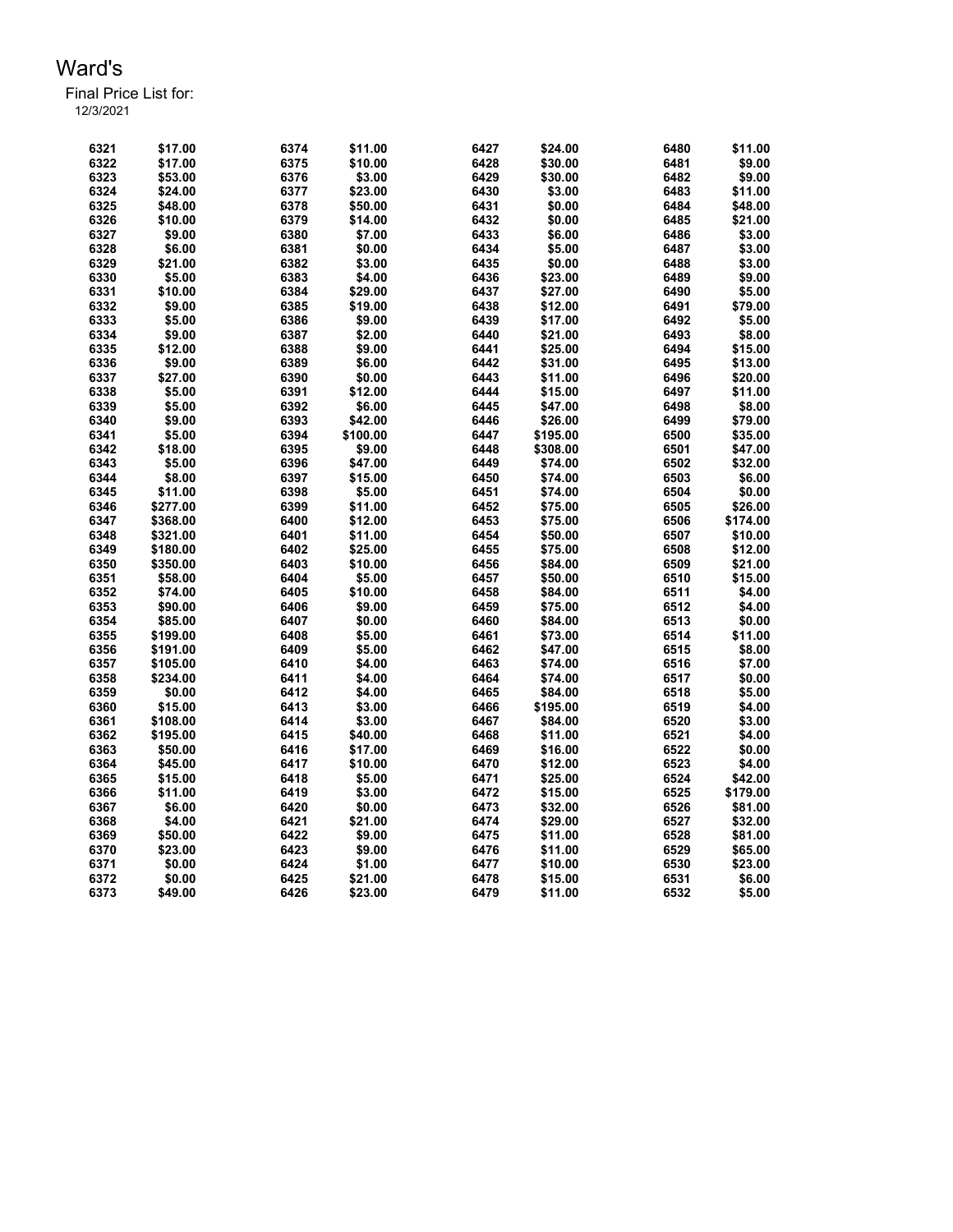Ward's

Final Price List for:
12/3/2021

| | | | | | | | |
|---|---|---|---|---|---|---|---|
| 6321 | $17.00 | 6374 | $11.00 | 6427 | $24.00 | 6480 | $11.00 |
| 6322 | $17.00 | 6375 | $10.00 | 6428 | $30.00 | 6481 | $9.00 |
| 6323 | $53.00 | 6376 | $3.00 | 6429 | $30.00 | 6482 | $9.00 |
| 6324 | $24.00 | 6377 | $23.00 | 6430 | $3.00 | 6483 | $11.00 |
| 6325 | $48.00 | 6378 | $50.00 | 6431 | $0.00 | 6484 | $48.00 |
| 6326 | $10.00 | 6379 | $14.00 | 6432 | $0.00 | 6485 | $21.00 |
| 6327 | $9.00 | 6380 | $7.00 | 6433 | $6.00 | 6486 | $3.00 |
| 6328 | $6.00 | 6381 | $0.00 | 6434 | $5.00 | 6487 | $3.00 |
| 6329 | $21.00 | 6382 | $3.00 | 6435 | $0.00 | 6488 | $3.00 |
| 6330 | $5.00 | 6383 | $4.00 | 6436 | $23.00 | 6489 | $9.00 |
| 6331 | $10.00 | 6384 | $29.00 | 6437 | $27.00 | 6490 | $5.00 |
| 6332 | $9.00 | 6385 | $19.00 | 6438 | $12.00 | 6491 | $79.00 |
| 6333 | $5.00 | 6386 | $9.00 | 6439 | $17.00 | 6492 | $5.00 |
| 6334 | $9.00 | 6387 | $2.00 | 6440 | $21.00 | 6493 | $8.00 |
| 6335 | $12.00 | 6388 | $9.00 | 6441 | $25.00 | 6494 | $15.00 |
| 6336 | $9.00 | 6389 | $6.00 | 6442 | $31.00 | 6495 | $13.00 |
| 6337 | $27.00 | 6390 | $0.00 | 6443 | $11.00 | 6496 | $20.00 |
| 6338 | $5.00 | 6391 | $12.00 | 6444 | $15.00 | 6497 | $11.00 |
| 6339 | $5.00 | 6392 | $6.00 | 6445 | $47.00 | 6498 | $8.00 |
| 6340 | $9.00 | 6393 | $42.00 | 6446 | $26.00 | 6499 | $79.00 |
| 6341 | $5.00 | 6394 | $100.00 | 6447 | $195.00 | 6500 | $35.00 |
| 6342 | $18.00 | 6395 | $9.00 | 6448 | $308.00 | 6501 | $47.00 |
| 6343 | $5.00 | 6396 | $47.00 | 6449 | $74.00 | 6502 | $32.00 |
| 6344 | $8.00 | 6397 | $15.00 | 6450 | $74.00 | 6503 | $6.00 |
| 6345 | $11.00 | 6398 | $5.00 | 6451 | $74.00 | 6504 | $0.00 |
| 6346 | $277.00 | 6399 | $11.00 | 6452 | $75.00 | 6505 | $26.00 |
| 6347 | $368.00 | 6400 | $12.00 | 6453 | $75.00 | 6506 | $174.00 |
| 6348 | $321.00 | 6401 | $11.00 | 6454 | $50.00 | 6507 | $10.00 |
| 6349 | $180.00 | 6402 | $25.00 | 6455 | $75.00 | 6508 | $12.00 |
| 6350 | $350.00 | 6403 | $10.00 | 6456 | $84.00 | 6509 | $21.00 |
| 6351 | $58.00 | 6404 | $5.00 | 6457 | $50.00 | 6510 | $15.00 |
| 6352 | $74.00 | 6405 | $10.00 | 6458 | $84.00 | 6511 | $4.00 |
| 6353 | $90.00 | 6406 | $9.00 | 6459 | $75.00 | 6512 | $4.00 |
| 6354 | $85.00 | 6407 | $0.00 | 6460 | $84.00 | 6513 | $0.00 |
| 6355 | $199.00 | 6408 | $5.00 | 6461 | $73.00 | 6514 | $11.00 |
| 6356 | $191.00 | 6409 | $5.00 | 6462 | $47.00 | 6515 | $8.00 |
| 6357 | $105.00 | 6410 | $4.00 | 6463 | $74.00 | 6516 | $7.00 |
| 6358 | $234.00 | 6411 | $4.00 | 6464 | $74.00 | 6517 | $0.00 |
| 6359 | $0.00 | 6412 | $4.00 | 6465 | $84.00 | 6518 | $5.00 |
| 6360 | $15.00 | 6413 | $3.00 | 6466 | $195.00 | 6519 | $4.00 |
| 6361 | $108.00 | 6414 | $3.00 | 6467 | $84.00 | 6520 | $3.00 |
| 6362 | $195.00 | 6415 | $40.00 | 6468 | $11.00 | 6521 | $4.00 |
| 6363 | $50.00 | 6416 | $17.00 | 6469 | $16.00 | 6522 | $0.00 |
| 6364 | $45.00 | 6417 | $10.00 | 6470 | $12.00 | 6523 | $4.00 |
| 6365 | $15.00 | 6418 | $5.00 | 6471 | $25.00 | 6524 | $42.00 |
| 6366 | $11.00 | 6419 | $3.00 | 6472 | $15.00 | 6525 | $179.00 |
| 6367 | $6.00 | 6420 | $0.00 | 6473 | $32.00 | 6526 | $81.00 |
| 6368 | $4.00 | 6421 | $21.00 | 6474 | $29.00 | 6527 | $32.00 |
| 6369 | $50.00 | 6422 | $9.00 | 6475 | $11.00 | 6528 | $81.00 |
| 6370 | $23.00 | 6423 | $9.00 | 6476 | $11.00 | 6529 | $65.00 |
| 6371 | $0.00 | 6424 | $1.00 | 6477 | $10.00 | 6530 | $23.00 |
| 6372 | $0.00 | 6425 | $21.00 | 6478 | $15.00 | 6531 | $6.00 |
| 6373 | $49.00 | 6426 | $23.00 | 6479 | $11.00 | 6532 | $5.00 |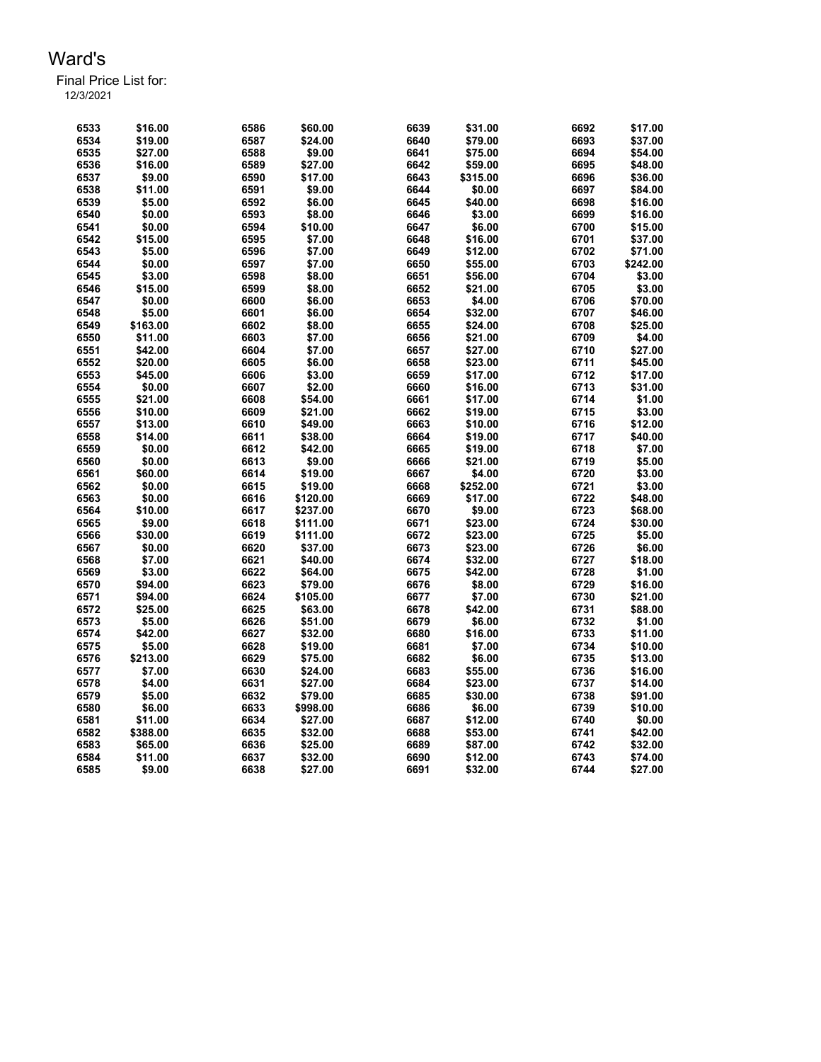# Ward's

Final Price List for:
12/3/2021

| | | | | | | | |
|---|---|---|---|---|---|---|---|
| 6533 | $16.00 | 6586 | $60.00 | 6639 | $31.00 | 6692 | $17.00 |
| 6534 | $19.00 | 6587 | $24.00 | 6640 | $79.00 | 6693 | $37.00 |
| 6535 | $27.00 | 6588 | $9.00 | 6641 | $75.00 | 6694 | $54.00 |
| 6536 | $16.00 | 6589 | $27.00 | 6642 | $59.00 | 6695 | $48.00 |
| 6537 | $9.00 | 6590 | $17.00 | 6643 | $315.00 | 6696 | $36.00 |
| 6538 | $11.00 | 6591 | $9.00 | 6644 | $0.00 | 6697 | $84.00 |
| 6539 | $5.00 | 6592 | $6.00 | 6645 | $40.00 | 6698 | $16.00 |
| 6540 | $0.00 | 6593 | $8.00 | 6646 | $3.00 | 6699 | $16.00 |
| 6541 | $0.00 | 6594 | $10.00 | 6647 | $6.00 | 6700 | $15.00 |
| 6542 | $15.00 | 6595 | $7.00 | 6648 | $16.00 | 6701 | $37.00 |
| 6543 | $5.00 | 6596 | $7.00 | 6649 | $12.00 | 6702 | $71.00 |
| 6544 | $0.00 | 6597 | $7.00 | 6650 | $55.00 | 6703 | $242.00 |
| 6545 | $3.00 | 6598 | $8.00 | 6651 | $56.00 | 6704 | $3.00 |
| 6546 | $15.00 | 6599 | $8.00 | 6652 | $21.00 | 6705 | $3.00 |
| 6547 | $0.00 | 6600 | $6.00 | 6653 | $4.00 | 6706 | $70.00 |
| 6548 | $5.00 | 6601 | $6.00 | 6654 | $32.00 | 6707 | $46.00 |
| 6549 | $163.00 | 6602 | $8.00 | 6655 | $24.00 | 6708 | $25.00 |
| 6550 | $11.00 | 6603 | $7.00 | 6656 | $21.00 | 6709 | $4.00 |
| 6551 | $42.00 | 6604 | $7.00 | 6657 | $27.00 | 6710 | $27.00 |
| 6552 | $20.00 | 6605 | $6.00 | 6658 | $23.00 | 6711 | $45.00 |
| 6553 | $45.00 | 6606 | $3.00 | 6659 | $17.00 | 6712 | $17.00 |
| 6554 | $0.00 | 6607 | $2.00 | 6660 | $16.00 | 6713 | $31.00 |
| 6555 | $21.00 | 6608 | $54.00 | 6661 | $17.00 | 6714 | $1.00 |
| 6556 | $10.00 | 6609 | $21.00 | 6662 | $19.00 | 6715 | $3.00 |
| 6557 | $13.00 | 6610 | $49.00 | 6663 | $10.00 | 6716 | $12.00 |
| 6558 | $14.00 | 6611 | $38.00 | 6664 | $19.00 | 6717 | $40.00 |
| 6559 | $0.00 | 6612 | $42.00 | 6665 | $19.00 | 6718 | $7.00 |
| 6560 | $0.00 | 6613 | $9.00 | 6666 | $21.00 | 6719 | $5.00 |
| 6561 | $60.00 | 6614 | $19.00 | 6667 | $4.00 | 6720 | $3.00 |
| 6562 | $0.00 | 6615 | $19.00 | 6668 | $252.00 | 6721 | $3.00 |
| 6563 | $0.00 | 6616 | $120.00 | 6669 | $17.00 | 6722 | $48.00 |
| 6564 | $10.00 | 6617 | $237.00 | 6670 | $9.00 | 6723 | $68.00 |
| 6565 | $9.00 | 6618 | $111.00 | 6671 | $23.00 | 6724 | $30.00 |
| 6566 | $30.00 | 6619 | $111.00 | 6672 | $23.00 | 6725 | $5.00 |
| 6567 | $0.00 | 6620 | $37.00 | 6673 | $23.00 | 6726 | $6.00 |
| 6568 | $7.00 | 6621 | $40.00 | 6674 | $32.00 | 6727 | $18.00 |
| 6569 | $3.00 | 6622 | $64.00 | 6675 | $42.00 | 6728 | $1.00 |
| 6570 | $94.00 | 6623 | $79.00 | 6676 | $8.00 | 6729 | $16.00 |
| 6571 | $94.00 | 6624 | $105.00 | 6677 | $7.00 | 6730 | $21.00 |
| 6572 | $25.00 | 6625 | $63.00 | 6678 | $42.00 | 6731 | $88.00 |
| 6573 | $5.00 | 6626 | $51.00 | 6679 | $6.00 | 6732 | $1.00 |
| 6574 | $42.00 | 6627 | $32.00 | 6680 | $16.00 | 6733 | $11.00 |
| 6575 | $5.00 | 6628 | $19.00 | 6681 | $7.00 | 6734 | $10.00 |
| 6576 | $213.00 | 6629 | $75.00 | 6682 | $6.00 | 6735 | $13.00 |
| 6577 | $7.00 | 6630 | $24.00 | 6683 | $55.00 | 6736 | $16.00 |
| 6578 | $4.00 | 6631 | $27.00 | 6684 | $23.00 | 6737 | $14.00 |
| 6579 | $5.00 | 6632 | $79.00 | 6685 | $30.00 | 6738 | $91.00 |
| 6580 | $6.00 | 6633 | $998.00 | 6686 | $6.00 | 6739 | $10.00 |
| 6581 | $11.00 | 6634 | $27.00 | 6687 | $12.00 | 6740 | $0.00 |
| 6582 | $388.00 | 6635 | $32.00 | 6688 | $53.00 | 6741 | $42.00 |
| 6583 | $65.00 | 6636 | $25.00 | 6689 | $87.00 | 6742 | $32.00 |
| 6584 | $11.00 | 6637 | $32.00 | 6690 | $12.00 | 6743 | $74.00 |
| 6585 | $9.00 | 6638 | $27.00 | 6691 | $32.00 | 6744 | $27.00 |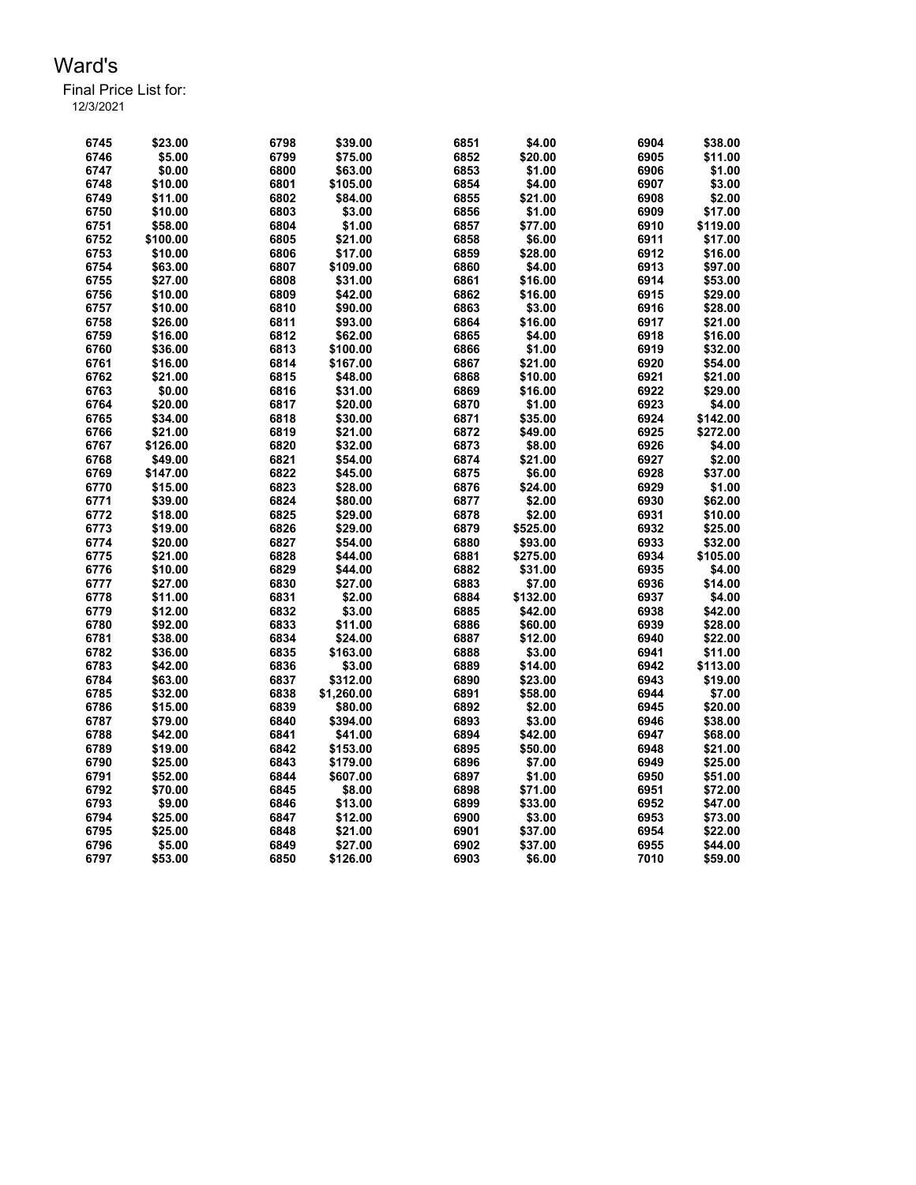# Ward's

Final Price List for:

12/3/2021

| | | | | | | | |
|---|---|---|---|---|---|---|---|
| 6745 | $23.00 | 6798 | $39.00 | 6851 | $4.00 | 6904 | $38.00 |
| 6746 | $5.00 | 6799 | $75.00 | 6852 | $20.00 | 6905 | $11.00 |
| 6747 | $0.00 | 6800 | $63.00 | 6853 | $1.00 | 6906 | $1.00 |
| 6748 | $10.00 | 6801 | $105.00 | 6854 | $4.00 | 6907 | $3.00 |
| 6749 | $11.00 | 6802 | $84.00 | 6855 | $21.00 | 6908 | $2.00 |
| 6750 | $10.00 | 6803 | $3.00 | 6856 | $1.00 | 6909 | $17.00 |
| 6751 | $58.00 | 6804 | $1.00 | 6857 | $77.00 | 6910 | $119.00 |
| 6752 | $100.00 | 6805 | $21.00 | 6858 | $6.00 | 6911 | $17.00 |
| 6753 | $10.00 | 6806 | $17.00 | 6859 | $28.00 | 6912 | $16.00 |
| 6754 | $63.00 | 6807 | $109.00 | 6860 | $4.00 | 6913 | $97.00 |
| 6755 | $27.00 | 6808 | $31.00 | 6861 | $16.00 | 6914 | $53.00 |
| 6756 | $10.00 | 6809 | $42.00 | 6862 | $16.00 | 6915 | $29.00 |
| 6757 | $10.00 | 6810 | $90.00 | 6863 | $3.00 | 6916 | $28.00 |
| 6758 | $26.00 | 6811 | $93.00 | 6864 | $16.00 | 6917 | $21.00 |
| 6759 | $16.00 | 6812 | $62.00 | 6865 | $4.00 | 6918 | $16.00 |
| 6760 | $36.00 | 6813 | $100.00 | 6866 | $1.00 | 6919 | $32.00 |
| 6761 | $16.00 | 6814 | $167.00 | 6867 | $21.00 | 6920 | $54.00 |
| 6762 | $21.00 | 6815 | $48.00 | 6868 | $10.00 | 6921 | $21.00 |
| 6763 | $0.00 | 6816 | $31.00 | 6869 | $16.00 | 6922 | $29.00 |
| 6764 | $20.00 | 6817 | $20.00 | 6870 | $1.00 | 6923 | $4.00 |
| 6765 | $34.00 | 6818 | $30.00 | 6871 | $35.00 | 6924 | $142.00 |
| 6766 | $21.00 | 6819 | $21.00 | 6872 | $49.00 | 6925 | $272.00 |
| 6767 | $126.00 | 6820 | $32.00 | 6873 | $8.00 | 6926 | $4.00 |
| 6768 | $49.00 | 6821 | $54.00 | 6874 | $21.00 | 6927 | $2.00 |
| 6769 | $147.00 | 6822 | $45.00 | 6875 | $6.00 | 6928 | $37.00 |
| 6770 | $15.00 | 6823 | $28.00 | 6876 | $24.00 | 6929 | $1.00 |
| 6771 | $39.00 | 6824 | $80.00 | 6877 | $2.00 | 6930 | $62.00 |
| 6772 | $18.00 | 6825 | $29.00 | 6878 | $2.00 | 6931 | $10.00 |
| 6773 | $19.00 | 6826 | $29.00 | 6879 | $525.00 | 6932 | $25.00 |
| 6774 | $20.00 | 6827 | $54.00 | 6880 | $93.00 | 6933 | $32.00 |
| 6775 | $21.00 | 6828 | $44.00 | 6881 | $275.00 | 6934 | $105.00 |
| 6776 | $10.00 | 6829 | $44.00 | 6882 | $31.00 | 6935 | $4.00 |
| 6777 | $27.00 | 6830 | $27.00 | 6883 | $7.00 | 6936 | $14.00 |
| 6778 | $11.00 | 6831 | $2.00 | 6884 | $132.00 | 6937 | $4.00 |
| 6779 | $12.00 | 6832 | $3.00 | 6885 | $42.00 | 6938 | $42.00 |
| 6780 | $92.00 | 6833 | $11.00 | 6886 | $60.00 | 6939 | $28.00 |
| 6781 | $38.00 | 6834 | $24.00 | 6887 | $12.00 | 6940 | $22.00 |
| 6782 | $36.00 | 6835 | $163.00 | 6888 | $3.00 | 6941 | $11.00 |
| 6783 | $42.00 | 6836 | $3.00 | 6889 | $14.00 | 6942 | $113.00 |
| 6784 | $63.00 | 6837 | $312.00 | 6890 | $23.00 | 6943 | $19.00 |
| 6785 | $32.00 | 6838 | $1,260.00 | 6891 | $58.00 | 6944 | $7.00 |
| 6786 | $15.00 | 6839 | $80.00 | 6892 | $2.00 | 6945 | $20.00 |
| 6787 | $79.00 | 6840 | $394.00 | 6893 | $3.00 | 6946 | $38.00 |
| 6788 | $42.00 | 6841 | $41.00 | 6894 | $42.00 | 6947 | $68.00 |
| 6789 | $19.00 | 6842 | $153.00 | 6895 | $50.00 | 6948 | $21.00 |
| 6790 | $25.00 | 6843 | $179.00 | 6896 | $7.00 | 6949 | $25.00 |
| 6791 | $52.00 | 6844 | $607.00 | 6897 | $1.00 | 6950 | $51.00 |
| 6792 | $70.00 | 6845 | $8.00 | 6898 | $71.00 | 6951 | $72.00 |
| 6793 | $9.00 | 6846 | $13.00 | 6899 | $33.00 | 6952 | $47.00 |
| 6794 | $25.00 | 6847 | $12.00 | 6900 | $3.00 | 6953 | $73.00 |
| 6795 | $25.00 | 6848 | $21.00 | 6901 | $37.00 | 6954 | $22.00 |
| 6796 | $5.00 | 6849 | $27.00 | 6902 | $37.00 | 6955 | $44.00 |
| 6797 | $53.00 | 6850 | $126.00 | 6903 | $6.00 | 7010 | $59.00 |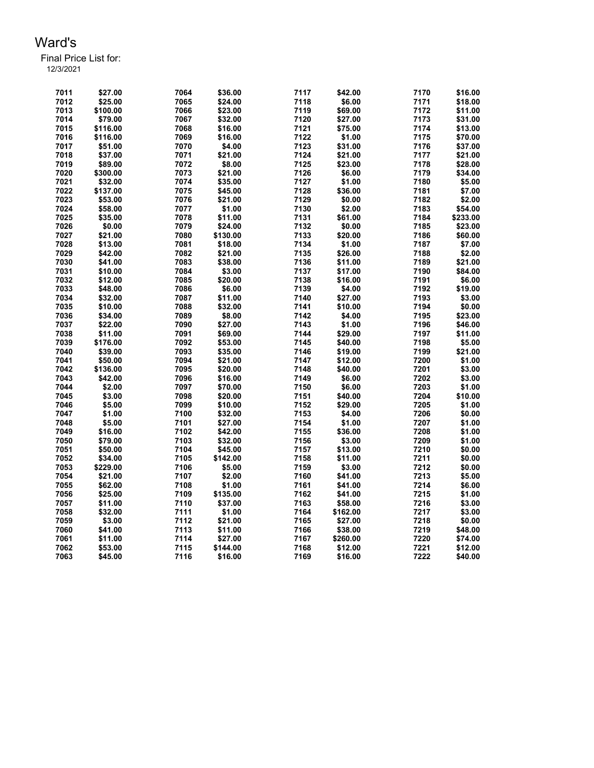# Ward's

Final Price List for:
12/3/2021

| | | | | | | | |
|---|---|---|---|---|---|---|---|
| 7011 | $27.00 | 7064 | $36.00 | 7117 | $42.00 | 7170 | $16.00 |
| 7012 | $25.00 | 7065 | $24.00 | 7118 | $6.00 | 7171 | $18.00 |
| 7013 | $100.00 | 7066 | $23.00 | 7119 | $69.00 | 7172 | $11.00 |
| 7014 | $79.00 | 7067 | $32.00 | 7120 | $27.00 | 7173 | $31.00 |
| 7015 | $116.00 | 7068 | $16.00 | 7121 | $75.00 | 7174 | $13.00 |
| 7016 | $116.00 | 7069 | $16.00 | 7122 | $1.00 | 7175 | $70.00 |
| 7017 | $51.00 | 7070 | $4.00 | 7123 | $31.00 | 7176 | $37.00 |
| 7018 | $37.00 | 7071 | $21.00 | 7124 | $21.00 | 7177 | $21.00 |
| 7019 | $89.00 | 7072 | $8.00 | 7125 | $23.00 | 7178 | $28.00 |
| 7020 | $300.00 | 7073 | $21.00 | 7126 | $6.00 | 7179 | $34.00 |
| 7021 | $32.00 | 7074 | $35.00 | 7127 | $1.00 | 7180 | $5.00 |
| 7022 | $137.00 | 7075 | $45.00 | 7128 | $36.00 | 7181 | $7.00 |
| 7023 | $53.00 | 7076 | $21.00 | 7129 | $0.00 | 7182 | $2.00 |
| 7024 | $58.00 | 7077 | $1.00 | 7130 | $2.00 | 7183 | $54.00 |
| 7025 | $35.00 | 7078 | $11.00 | 7131 | $61.00 | 7184 | $233.00 |
| 7026 | $0.00 | 7079 | $24.00 | 7132 | $0.00 | 7185 | $23.00 |
| 7027 | $21.00 | 7080 | $130.00 | 7133 | $20.00 | 7186 | $60.00 |
| 7028 | $13.00 | 7081 | $18.00 | 7134 | $1.00 | 7187 | $7.00 |
| 7029 | $42.00 | 7082 | $21.00 | 7135 | $26.00 | 7188 | $2.00 |
| 7030 | $41.00 | 7083 | $38.00 | 7136 | $11.00 | 7189 | $21.00 |
| 7031 | $10.00 | 7084 | $3.00 | 7137 | $17.00 | 7190 | $84.00 |
| 7032 | $12.00 | 7085 | $20.00 | 7138 | $16.00 | 7191 | $6.00 |
| 7033 | $48.00 | 7086 | $6.00 | 7139 | $4.00 | 7192 | $19.00 |
| 7034 | $32.00 | 7087 | $11.00 | 7140 | $27.00 | 7193 | $3.00 |
| 7035 | $10.00 | 7088 | $32.00 | 7141 | $10.00 | 7194 | $0.00 |
| 7036 | $34.00 | 7089 | $8.00 | 7142 | $4.00 | 7195 | $23.00 |
| 7037 | $22.00 | 7090 | $27.00 | 7143 | $1.00 | 7196 | $46.00 |
| 7038 | $11.00 | 7091 | $69.00 | 7144 | $29.00 | 7197 | $11.00 |
| 7039 | $176.00 | 7092 | $53.00 | 7145 | $40.00 | 7198 | $5.00 |
| 7040 | $39.00 | 7093 | $35.00 | 7146 | $19.00 | 7199 | $21.00 |
| 7041 | $50.00 | 7094 | $21.00 | 7147 | $12.00 | 7200 | $1.00 |
| 7042 | $136.00 | 7095 | $20.00 | 7148 | $40.00 | 7201 | $3.00 |
| 7043 | $42.00 | 7096 | $16.00 | 7149 | $6.00 | 7202 | $3.00 |
| 7044 | $2.00 | 7097 | $70.00 | 7150 | $6.00 | 7203 | $1.00 |
| 7045 | $3.00 | 7098 | $20.00 | 7151 | $40.00 | 7204 | $10.00 |
| 7046 | $5.00 | 7099 | $10.00 | 7152 | $29.00 | 7205 | $1.00 |
| 7047 | $1.00 | 7100 | $32.00 | 7153 | $4.00 | 7206 | $0.00 |
| 7048 | $5.00 | 7101 | $27.00 | 7154 | $1.00 | 7207 | $1.00 |
| 7049 | $16.00 | 7102 | $42.00 | 7155 | $36.00 | 7208 | $1.00 |
| 7050 | $79.00 | 7103 | $32.00 | 7156 | $3.00 | 7209 | $1.00 |
| 7051 | $50.00 | 7104 | $45.00 | 7157 | $13.00 | 7210 | $0.00 |
| 7052 | $34.00 | 7105 | $142.00 | 7158 | $11.00 | 7211 | $0.00 |
| 7053 | $229.00 | 7106 | $5.00 | 7159 | $3.00 | 7212 | $0.00 |
| 7054 | $21.00 | 7107 | $2.00 | 7160 | $41.00 | 7213 | $5.00 |
| 7055 | $62.00 | 7108 | $1.00 | 7161 | $41.00 | 7214 | $6.00 |
| 7056 | $25.00 | 7109 | $135.00 | 7162 | $41.00 | 7215 | $1.00 |
| 7057 | $11.00 | 7110 | $37.00 | 7163 | $58.00 | 7216 | $3.00 |
| 7058 | $32.00 | 7111 | $1.00 | 7164 | $162.00 | 7217 | $3.00 |
| 7059 | $3.00 | 7112 | $21.00 | 7165 | $27.00 | 7218 | $0.00 |
| 7060 | $41.00 | 7113 | $11.00 | 7166 | $38.00 | 7219 | $48.00 |
| 7061 | $11.00 | 7114 | $27.00 | 7167 | $260.00 | 7220 | $74.00 |
| 7062 | $53.00 | 7115 | $144.00 | 7168 | $12.00 | 7221 | $12.00 |
| 7063 | $45.00 | 7116 | $16.00 | 7169 | $16.00 | 7222 | $40.00 |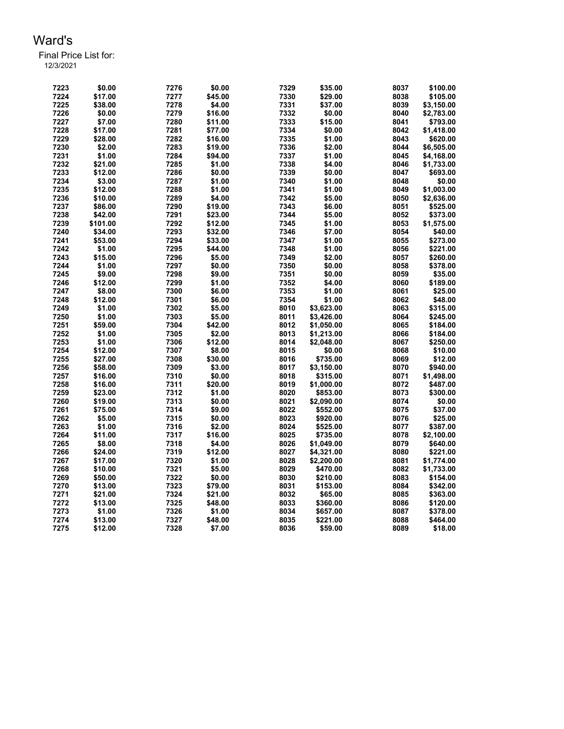# Ward's

Final Price List for:
12/3/2021

| | | | | | | | |
|---|---|---|---|---|---|---|---|
| 7223 | $0.00 | 7276 | $0.00 | 7329 | $35.00 | 8037 | $100.00 |
| 7224 | $17.00 | 7277 | $45.00 | 7330 | $29.00 | 8038 | $105.00 |
| 7225 | $38.00 | 7278 | $4.00 | 7331 | $37.00 | 8039 | $3,150.00 |
| 7226 | $0.00 | 7279 | $16.00 | 7332 | $0.00 | 8040 | $2,783.00 |
| 7227 | $7.00 | 7280 | $11.00 | 7333 | $15.00 | 8041 | $793.00 |
| 7228 | $17.00 | 7281 | $77.00 | 7334 | $0.00 | 8042 | $1,418.00 |
| 7229 | $28.00 | 7282 | $16.00 | 7335 | $1.00 | 8043 | $620.00 |
| 7230 | $2.00 | 7283 | $19.00 | 7336 | $2.00 | 8044 | $6,505.00 |
| 7231 | $1.00 | 7284 | $94.00 | 7337 | $1.00 | 8045 | $4,168.00 |
| 7232 | $21.00 | 7285 | $1.00 | 7338 | $4.00 | 8046 | $1,733.00 |
| 7233 | $12.00 | 7286 | $0.00 | 7339 | $0.00 | 8047 | $693.00 |
| 7234 | $3.00 | 7287 | $1.00 | 7340 | $1.00 | 8048 | $0.00 |
| 7235 | $12.00 | 7288 | $1.00 | 7341 | $1.00 | 8049 | $1,003.00 |
| 7236 | $10.00 | 7289 | $4.00 | 7342 | $5.00 | 8050 | $2,636.00 |
| 7237 | $86.00 | 7290 | $19.00 | 7343 | $6.00 | 8051 | $525.00 |
| 7238 | $42.00 | 7291 | $23.00 | 7344 | $5.00 | 8052 | $373.00 |
| 7239 | $101.00 | 7292 | $12.00 | 7345 | $1.00 | 8053 | $1,575.00 |
| 7240 | $34.00 | 7293 | $32.00 | 7346 | $7.00 | 8054 | $40.00 |
| 7241 | $53.00 | 7294 | $33.00 | 7347 | $1.00 | 8055 | $273.00 |
| 7242 | $1.00 | 7295 | $44.00 | 7348 | $1.00 | 8056 | $221.00 |
| 7243 | $15.00 | 7296 | $5.00 | 7349 | $2.00 | 8057 | $260.00 |
| 7244 | $1.00 | 7297 | $0.00 | 7350 | $0.00 | 8058 | $378.00 |
| 7245 | $9.00 | 7298 | $9.00 | 7351 | $0.00 | 8059 | $35.00 |
| 7246 | $12.00 | 7299 | $1.00 | 7352 | $4.00 | 8060 | $189.00 |
| 7247 | $8.00 | 7300 | $6.00 | 7353 | $1.00 | 8061 | $25.00 |
| 7248 | $12.00 | 7301 | $6.00 | 7354 | $1.00 | 8062 | $48.00 |
| 7249 | $1.00 | 7302 | $5.00 | 8010 | $3,623.00 | 8063 | $315.00 |
| 7250 | $1.00 | 7303 | $5.00 | 8011 | $3,426.00 | 8064 | $245.00 |
| 7251 | $59.00 | 7304 | $42.00 | 8012 | $1,050.00 | 8065 | $184.00 |
| 7252 | $1.00 | 7305 | $2.00 | 8013 | $1,213.00 | 8066 | $184.00 |
| 7253 | $1.00 | 7306 | $12.00 | 8014 | $2,048.00 | 8067 | $250.00 |
| 7254 | $12.00 | 7307 | $8.00 | 8015 | $0.00 | 8068 | $10.00 |
| 7255 | $27.00 | 7308 | $30.00 | 8016 | $735.00 | 8069 | $12.00 |
| 7256 | $58.00 | 7309 | $3.00 | 8017 | $3,150.00 | 8070 | $940.00 |
| 7257 | $16.00 | 7310 | $0.00 | 8018 | $315.00 | 8071 | $1,498.00 |
| 7258 | $16.00 | 7311 | $20.00 | 8019 | $1,000.00 | 8072 | $487.00 |
| 7259 | $23.00 | 7312 | $1.00 | 8020 | $853.00 | 8073 | $300.00 |
| 7260 | $19.00 | 7313 | $0.00 | 8021 | $2,090.00 | 8074 | $0.00 |
| 7261 | $75.00 | 7314 | $9.00 | 8022 | $552.00 | 8075 | $37.00 |
| 7262 | $5.00 | 7315 | $0.00 | 8023 | $920.00 | 8076 | $25.00 |
| 7263 | $1.00 | 7316 | $2.00 | 8024 | $525.00 | 8077 | $387.00 |
| 7264 | $11.00 | 7317 | $16.00 | 8025 | $735.00 | 8078 | $2,100.00 |
| 7265 | $8.00 | 7318 | $4.00 | 8026 | $1,049.00 | 8079 | $640.00 |
| 7266 | $24.00 | 7319 | $12.00 | 8027 | $4,321.00 | 8080 | $221.00 |
| 7267 | $17.00 | 7320 | $1.00 | 8028 | $2,200.00 | 8081 | $1,774.00 |
| 7268 | $10.00 | 7321 | $5.00 | 8029 | $470.00 | 8082 | $1,733.00 |
| 7269 | $50.00 | 7322 | $0.00 | 8030 | $210.00 | 8083 | $154.00 |
| 7270 | $13.00 | 7323 | $79.00 | 8031 | $153.00 | 8084 | $342.00 |
| 7271 | $21.00 | 7324 | $21.00 | 8032 | $65.00 | 8085 | $363.00 |
| 7272 | $13.00 | 7325 | $48.00 | 8033 | $360.00 | 8086 | $120.00 |
| 7273 | $1.00 | 7326 | $1.00 | 8034 | $657.00 | 8087 | $378.00 |
| 7274 | $13.00 | 7327 | $48.00 | 8035 | $221.00 | 8088 | $464.00 |
| 7275 | $12.00 | 7328 | $7.00 | 8036 | $59.00 | 8089 | $18.00 |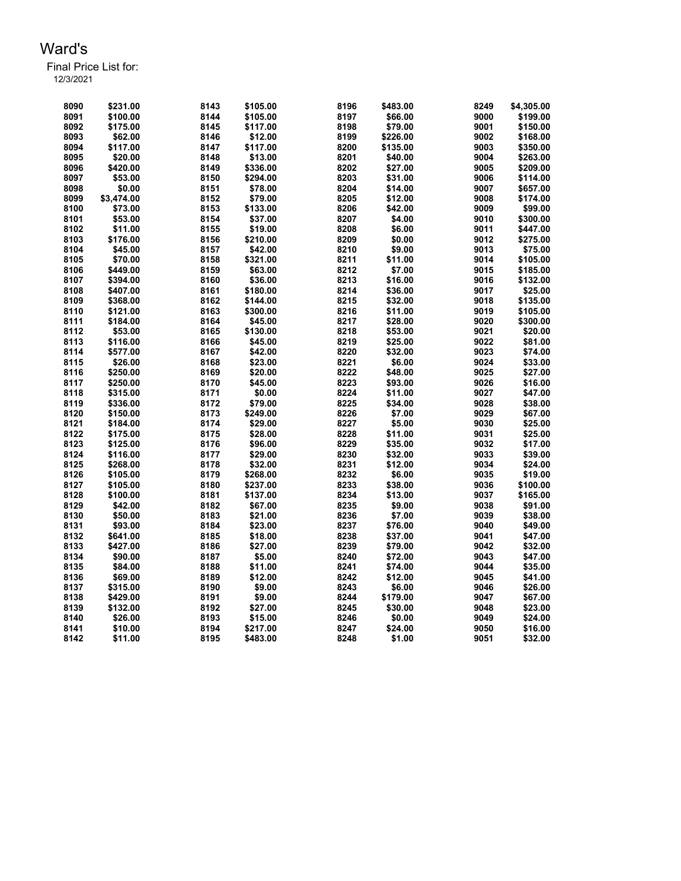# Ward's

Final Price List for:
12/3/2021

| Item | Price | Item | Price | Item | Price | Item | Price |
|---|---|---|---|---|---|---|---|
| 8090 | $231.00 | 8143 | $105.00 | 8196 | $483.00 | 8249 | $4,305.00 |
| 8091 | $100.00 | 8144 | $105.00 | 8197 | $66.00 | 9000 | $199.00 |
| 8092 | $175.00 | 8145 | $117.00 | 8198 | $79.00 | 9001 | $150.00 |
| 8093 | $62.00 | 8146 | $12.00 | 8199 | $226.00 | 9002 | $168.00 |
| 8094 | $117.00 | 8147 | $117.00 | 8200 | $135.00 | 9003 | $350.00 |
| 8095 | $20.00 | 8148 | $13.00 | 8201 | $40.00 | 9004 | $263.00 |
| 8096 | $420.00 | 8149 | $336.00 | 8202 | $27.00 | 9005 | $209.00 |
| 8097 | $53.00 | 8150 | $294.00 | 8203 | $31.00 | 9006 | $114.00 |
| 8098 | $0.00 | 8151 | $78.00 | 8204 | $14.00 | 9007 | $657.00 |
| 8099 | $3,474.00 | 8152 | $79.00 | 8205 | $12.00 | 9008 | $174.00 |
| 8100 | $73.00 | 8153 | $133.00 | 8206 | $42.00 | 9009 | $99.00 |
| 8101 | $53.00 | 8154 | $37.00 | 8207 | $4.00 | 9010 | $300.00 |
| 8102 | $11.00 | 8155 | $19.00 | 8208 | $6.00 | 9011 | $447.00 |
| 8103 | $176.00 | 8156 | $210.00 | 8209 | $0.00 | 9012 | $275.00 |
| 8104 | $45.00 | 8157 | $42.00 | 8210 | $9.00 | 9013 | $75.00 |
| 8105 | $70.00 | 8158 | $321.00 | 8211 | $11.00 | 9014 | $105.00 |
| 8106 | $449.00 | 8159 | $63.00 | 8212 | $7.00 | 9015 | $185.00 |
| 8107 | $394.00 | 8160 | $36.00 | 8213 | $16.00 | 9016 | $132.00 |
| 8108 | $407.00 | 8161 | $180.00 | 8214 | $36.00 | 9017 | $25.00 |
| 8109 | $368.00 | 8162 | $144.00 | 8215 | $32.00 | 9018 | $135.00 |
| 8110 | $121.00 | 8163 | $300.00 | 8216 | $11.00 | 9019 | $105.00 |
| 8111 | $184.00 | 8164 | $45.00 | 8217 | $28.00 | 9020 | $300.00 |
| 8112 | $53.00 | 8165 | $130.00 | 8218 | $53.00 | 9021 | $20.00 |
| 8113 | $116.00 | 8166 | $45.00 | 8219 | $25.00 | 9022 | $81.00 |
| 8114 | $577.00 | 8167 | $42.00 | 8220 | $32.00 | 9023 | $74.00 |
| 8115 | $26.00 | 8168 | $23.00 | 8221 | $6.00 | 9024 | $33.00 |
| 8116 | $250.00 | 8169 | $20.00 | 8222 | $48.00 | 9025 | $27.00 |
| 8117 | $250.00 | 8170 | $45.00 | 8223 | $93.00 | 9026 | $16.00 |
| 8118 | $315.00 | 8171 | $0.00 | 8224 | $11.00 | 9027 | $47.00 |
| 8119 | $336.00 | 8172 | $79.00 | 8225 | $34.00 | 9028 | $38.00 |
| 8120 | $150.00 | 8173 | $249.00 | 8226 | $7.00 | 9029 | $67.00 |
| 8121 | $184.00 | 8174 | $29.00 | 8227 | $5.00 | 9030 | $25.00 |
| 8122 | $175.00 | 8175 | $28.00 | 8228 | $11.00 | 9031 | $25.00 |
| 8123 | $125.00 | 8176 | $96.00 | 8229 | $35.00 | 9032 | $17.00 |
| 8124 | $116.00 | 8177 | $29.00 | 8230 | $32.00 | 9033 | $39.00 |
| 8125 | $268.00 | 8178 | $32.00 | 8231 | $12.00 | 9034 | $24.00 |
| 8126 | $105.00 | 8179 | $268.00 | 8232 | $6.00 | 9035 | $19.00 |
| 8127 | $105.00 | 8180 | $237.00 | 8233 | $38.00 | 9036 | $100.00 |
| 8128 | $100.00 | 8181 | $137.00 | 8234 | $13.00 | 9037 | $165.00 |
| 8129 | $42.00 | 8182 | $67.00 | 8235 | $9.00 | 9038 | $91.00 |
| 8130 | $50.00 | 8183 | $21.00 | 8236 | $7.00 | 9039 | $38.00 |
| 8131 | $93.00 | 8184 | $23.00 | 8237 | $76.00 | 9040 | $49.00 |
| 8132 | $641.00 | 8185 | $18.00 | 8238 | $37.00 | 9041 | $47.00 |
| 8133 | $427.00 | 8186 | $27.00 | 8239 | $79.00 | 9042 | $32.00 |
| 8134 | $90.00 | 8187 | $5.00 | 8240 | $72.00 | 9043 | $47.00 |
| 8135 | $84.00 | 8188 | $11.00 | 8241 | $74.00 | 9044 | $35.00 |
| 8136 | $69.00 | 8189 | $12.00 | 8242 | $12.00 | 9045 | $41.00 |
| 8137 | $315.00 | 8190 | $9.00 | 8243 | $6.00 | 9046 | $26.00 |
| 8138 | $429.00 | 8191 | $9.00 | 8244 | $179.00 | 9047 | $67.00 |
| 8139 | $132.00 | 8192 | $27.00 | 8245 | $30.00 | 9048 | $23.00 |
| 8140 | $26.00 | 8193 | $15.00 | 8246 | $0.00 | 9049 | $24.00 |
| 8141 | $10.00 | 8194 | $217.00 | 8247 | $24.00 | 9050 | $16.00 |
| 8142 | $11.00 | 8195 | $483.00 | 8248 | $1.00 | 9051 | $32.00 |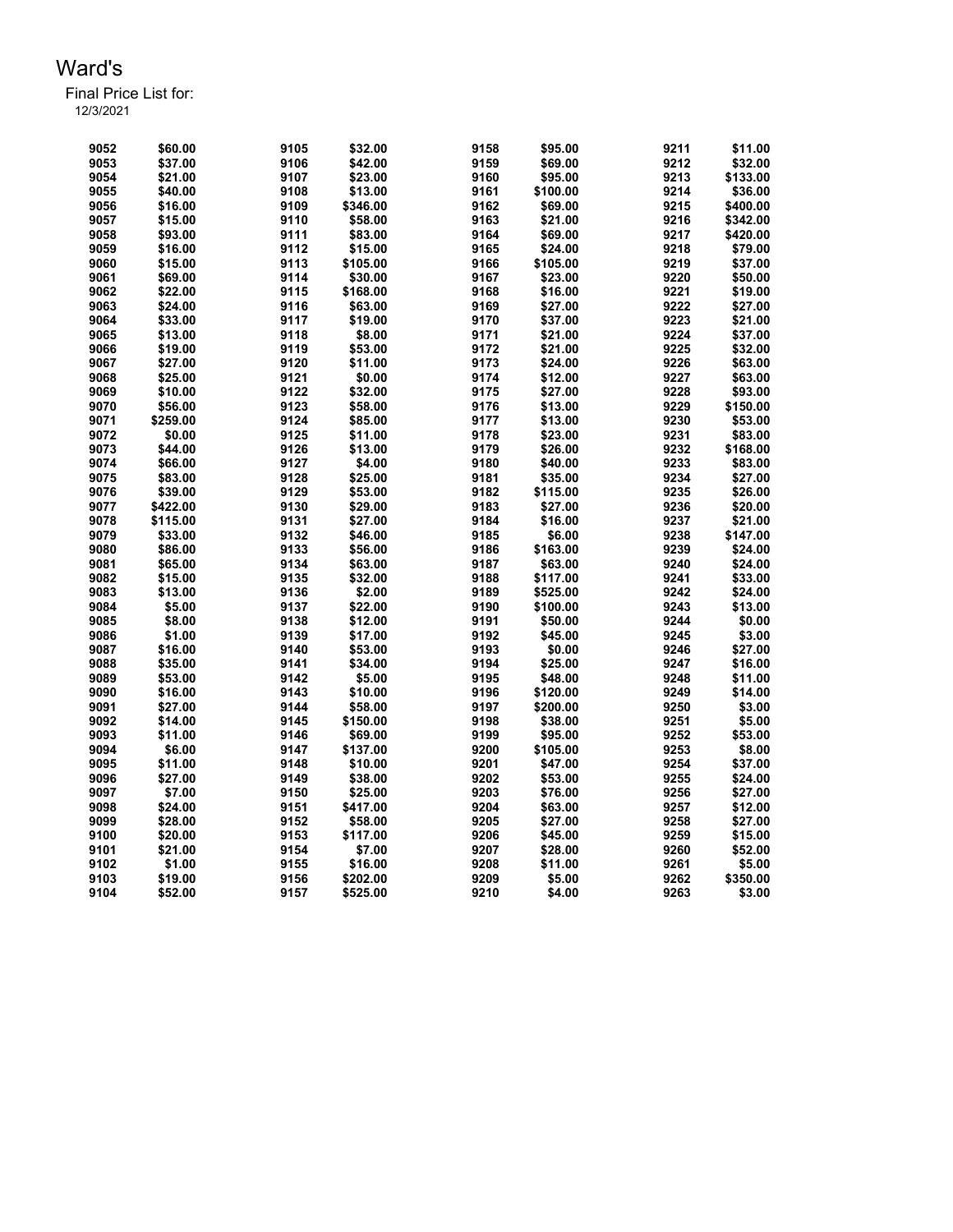# Ward's

Final Price List for:
12/3/2021

| | | | | | | | |
|---|---|---|---|---|---|---|---|
| 9052 | $60.00 | 9105 | $32.00 | 9158 | $95.00 | 9211 | $11.00 |
| 9053 | $37.00 | 9106 | $42.00 | 9159 | $69.00 | 9212 | $32.00 |
| 9054 | $21.00 | 9107 | $23.00 | 9160 | $95.00 | 9213 | $133.00 |
| 9055 | $40.00 | 9108 | $13.00 | 9161 | $100.00 | 9214 | $36.00 |
| 9056 | $16.00 | 9109 | $346.00 | 9162 | $69.00 | 9215 | $400.00 |
| 9057 | $15.00 | 9110 | $58.00 | 9163 | $21.00 | 9216 | $342.00 |
| 9058 | $93.00 | 9111 | $83.00 | 9164 | $69.00 | 9217 | $420.00 |
| 9059 | $16.00 | 9112 | $15.00 | 9165 | $24.00 | 9218 | $79.00 |
| 9060 | $15.00 | 9113 | $105.00 | 9166 | $105.00 | 9219 | $37.00 |
| 9061 | $69.00 | 9114 | $30.00 | 9167 | $23.00 | 9220 | $50.00 |
| 9062 | $22.00 | 9115 | $168.00 | 9168 | $16.00 | 9221 | $19.00 |
| 9063 | $24.00 | 9116 | $63.00 | 9169 | $27.00 | 9222 | $27.00 |
| 9064 | $33.00 | 9117 | $19.00 | 9170 | $37.00 | 9223 | $21.00 |
| 9065 | $13.00 | 9118 | $8.00 | 9171 | $21.00 | 9224 | $37.00 |
| 9066 | $19.00 | 9119 | $53.00 | 9172 | $21.00 | 9225 | $32.00 |
| 9067 | $27.00 | 9120 | $11.00 | 9173 | $24.00 | 9226 | $63.00 |
| 9068 | $25.00 | 9121 | $0.00 | 9174 | $12.00 | 9227 | $63.00 |
| 9069 | $10.00 | 9122 | $32.00 | 9175 | $27.00 | 9228 | $93.00 |
| 9070 | $56.00 | 9123 | $58.00 | 9176 | $13.00 | 9229 | $150.00 |
| 9071 | $259.00 | 9124 | $85.00 | 9177 | $13.00 | 9230 | $53.00 |
| 9072 | $0.00 | 9125 | $11.00 | 9178 | $23.00 | 9231 | $83.00 |
| 9073 | $44.00 | 9126 | $13.00 | 9179 | $26.00 | 9232 | $168.00 |
| 9074 | $66.00 | 9127 | $4.00 | 9180 | $40.00 | 9233 | $83.00 |
| 9075 | $83.00 | 9128 | $25.00 | 9181 | $35.00 | 9234 | $27.00 |
| 9076 | $39.00 | 9129 | $53.00 | 9182 | $115.00 | 9235 | $26.00 |
| 9077 | $422.00 | 9130 | $29.00 | 9183 | $27.00 | 9236 | $20.00 |
| 9078 | $115.00 | 9131 | $27.00 | 9184 | $16.00 | 9237 | $21.00 |
| 9079 | $33.00 | 9132 | $46.00 | 9185 | $6.00 | 9238 | $147.00 |
| 9080 | $86.00 | 9133 | $56.00 | 9186 | $163.00 | 9239 | $24.00 |
| 9081 | $65.00 | 9134 | $63.00 | 9187 | $63.00 | 9240 | $24.00 |
| 9082 | $15.00 | 9135 | $32.00 | 9188 | $117.00 | 9241 | $33.00 |
| 9083 | $13.00 | 9136 | $2.00 | 9189 | $525.00 | 9242 | $24.00 |
| 9084 | $5.00 | 9137 | $22.00 | 9190 | $100.00 | 9243 | $13.00 |
| 9085 | $8.00 | 9138 | $12.00 | 9191 | $50.00 | 9244 | $0.00 |
| 9086 | $1.00 | 9139 | $17.00 | 9192 | $45.00 | 9245 | $3.00 |
| 9087 | $16.00 | 9140 | $53.00 | 9193 | $0.00 | 9246 | $27.00 |
| 9088 | $35.00 | 9141 | $34.00 | 9194 | $25.00 | 9247 | $16.00 |
| 9089 | $53.00 | 9142 | $5.00 | 9195 | $48.00 | 9248 | $11.00 |
| 9090 | $16.00 | 9143 | $10.00 | 9196 | $120.00 | 9249 | $14.00 |
| 9091 | $27.00 | 9144 | $58.00 | 9197 | $200.00 | 9250 | $3.00 |
| 9092 | $14.00 | 9145 | $150.00 | 9198 | $38.00 | 9251 | $5.00 |
| 9093 | $11.00 | 9146 | $69.00 | 9199 | $95.00 | 9252 | $53.00 |
| 9094 | $6.00 | 9147 | $137.00 | 9200 | $105.00 | 9253 | $8.00 |
| 9095 | $11.00 | 9148 | $10.00 | 9201 | $47.00 | 9254 | $37.00 |
| 9096 | $27.00 | 9149 | $38.00 | 9202 | $53.00 | 9255 | $24.00 |
| 9097 | $7.00 | 9150 | $25.00 | 9203 | $76.00 | 9256 | $27.00 |
| 9098 | $24.00 | 9151 | $417.00 | 9204 | $63.00 | 9257 | $12.00 |
| 9099 | $28.00 | 9152 | $58.00 | 9205 | $27.00 | 9258 | $27.00 |
| 9100 | $20.00 | 9153 | $117.00 | 9206 | $45.00 | 9259 | $15.00 |
| 9101 | $21.00 | 9154 | $7.00 | 9207 | $28.00 | 9260 | $52.00 |
| 9102 | $1.00 | 9155 | $16.00 | 9208 | $11.00 | 9261 | $5.00 |
| 9103 | $19.00 | 9156 | $202.00 | 9209 | $5.00 | 9262 | $350.00 |
| 9104 | $52.00 | 9157 | $525.00 | 9210 | $4.00 | 9263 | $3.00 |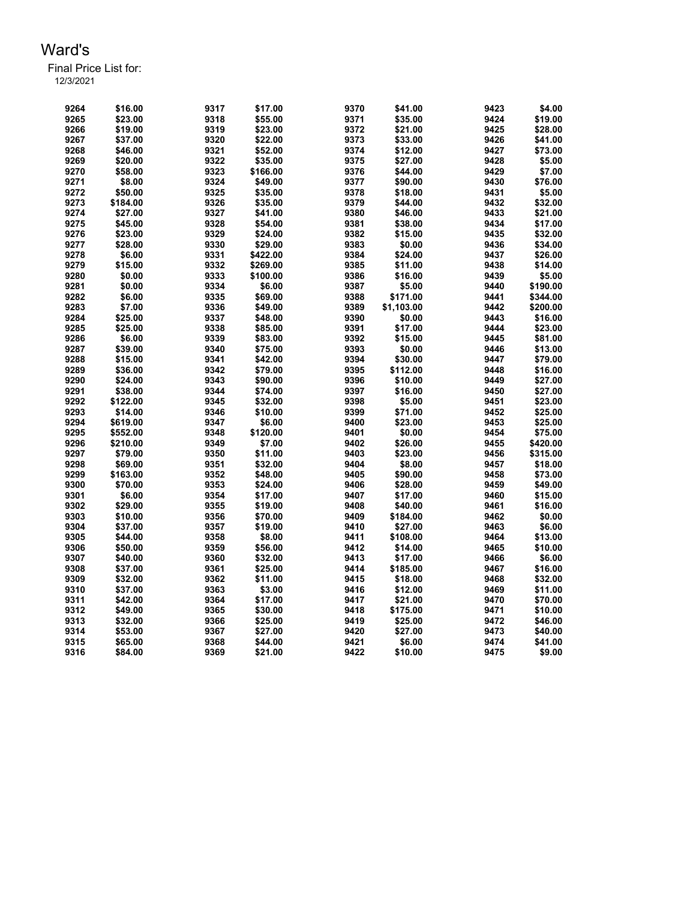# Ward's

Final Price List for:
12/3/2021

| | | | | | | | |
|---|---|---|---|---|---|---|---|
| 9264 | $16.00 | 9317 | $17.00 | 9370 | $41.00 | 9423 | $4.00 |
| 9265 | $23.00 | 9318 | $55.00 | 9371 | $35.00 | 9424 | $19.00 |
| 9266 | $19.00 | 9319 | $23.00 | 9372 | $21.00 | 9425 | $28.00 |
| 9267 | $37.00 | 9320 | $22.00 | 9373 | $33.00 | 9426 | $41.00 |
| 9268 | $46.00 | 9321 | $52.00 | 9374 | $12.00 | 9427 | $73.00 |
| 9269 | $20.00 | 9322 | $35.00 | 9375 | $27.00 | 9428 | $5.00 |
| 9270 | $58.00 | 9323 | $166.00 | 9376 | $44.00 | 9429 | $7.00 |
| 9271 | $8.00 | 9324 | $49.00 | 9377 | $90.00 | 9430 | $76.00 |
| 9272 | $50.00 | 9325 | $35.00 | 9378 | $18.00 | 9431 | $5.00 |
| 9273 | $184.00 | 9326 | $35.00 | 9379 | $44.00 | 9432 | $32.00 |
| 9274 | $27.00 | 9327 | $41.00 | 9380 | $46.00 | 9433 | $21.00 |
| 9275 | $45.00 | 9328 | $54.00 | 9381 | $38.00 | 9434 | $17.00 |
| 9276 | $23.00 | 9329 | $24.00 | 9382 | $15.00 | 9435 | $32.00 |
| 9277 | $28.00 | 9330 | $29.00 | 9383 | $0.00 | 9436 | $34.00 |
| 9278 | $6.00 | 9331 | $422.00 | 9384 | $24.00 | 9437 | $26.00 |
| 9279 | $15.00 | 9332 | $269.00 | 9385 | $11.00 | 9438 | $14.00 |
| 9280 | $0.00 | 9333 | $100.00 | 9386 | $16.00 | 9439 | $5.00 |
| 9281 | $0.00 | 9334 | $6.00 | 9387 | $5.00 | 9440 | $190.00 |
| 9282 | $6.00 | 9335 | $69.00 | 9388 | $171.00 | 9441 | $344.00 |
| 9283 | $7.00 | 9336 | $49.00 | 9389 | $1,103.00 | 9442 | $200.00 |
| 9284 | $25.00 | 9337 | $48.00 | 9390 | $0.00 | 9443 | $16.00 |
| 9285 | $25.00 | 9338 | $85.00 | 9391 | $17.00 | 9444 | $23.00 |
| 9286 | $6.00 | 9339 | $83.00 | 9392 | $15.00 | 9445 | $81.00 |
| 9287 | $39.00 | 9340 | $75.00 | 9393 | $0.00 | 9446 | $13.00 |
| 9288 | $15.00 | 9341 | $42.00 | 9394 | $30.00 | 9447 | $79.00 |
| 9289 | $36.00 | 9342 | $79.00 | 9395 | $112.00 | 9448 | $16.00 |
| 9290 | $24.00 | 9343 | $90.00 | 9396 | $10.00 | 9449 | $27.00 |
| 9291 | $38.00 | 9344 | $74.00 | 9397 | $16.00 | 9450 | $27.00 |
| 9292 | $122.00 | 9345 | $32.00 | 9398 | $5.00 | 9451 | $23.00 |
| 9293 | $14.00 | 9346 | $10.00 | 9399 | $71.00 | 9452 | $25.00 |
| 9294 | $619.00 | 9347 | $6.00 | 9400 | $23.00 | 9453 | $25.00 |
| 9295 | $552.00 | 9348 | $120.00 | 9401 | $0.00 | 9454 | $75.00 |
| 9296 | $210.00 | 9349 | $7.00 | 9402 | $26.00 | 9455 | $420.00 |
| 9297 | $79.00 | 9350 | $11.00 | 9403 | $23.00 | 9456 | $315.00 |
| 9298 | $69.00 | 9351 | $32.00 | 9404 | $8.00 | 9457 | $18.00 |
| 9299 | $163.00 | 9352 | $48.00 | 9405 | $90.00 | 9458 | $73.00 |
| 9300 | $70.00 | 9353 | $24.00 | 9406 | $28.00 | 9459 | $49.00 |
| 9301 | $6.00 | 9354 | $17.00 | 9407 | $17.00 | 9460 | $15.00 |
| 9302 | $29.00 | 9355 | $19.00 | 9408 | $40.00 | 9461 | $16.00 |
| 9303 | $10.00 | 9356 | $70.00 | 9409 | $184.00 | 9462 | $0.00 |
| 9304 | $37.00 | 9357 | $19.00 | 9410 | $27.00 | 9463 | $6.00 |
| 9305 | $44.00 | 9358 | $8.00 | 9411 | $108.00 | 9464 | $13.00 |
| 9306 | $50.00 | 9359 | $56.00 | 9412 | $14.00 | 9465 | $10.00 |
| 9307 | $40.00 | 9360 | $32.00 | 9413 | $17.00 | 9466 | $6.00 |
| 9308 | $37.00 | 9361 | $25.00 | 9414 | $185.00 | 9467 | $16.00 |
| 9309 | $32.00 | 9362 | $11.00 | 9415 | $18.00 | 9468 | $32.00 |
| 9310 | $37.00 | 9363 | $3.00 | 9416 | $12.00 | 9469 | $11.00 |
| 9311 | $42.00 | 9364 | $17.00 | 9417 | $21.00 | 9470 | $70.00 |
| 9312 | $49.00 | 9365 | $30.00 | 9418 | $175.00 | 9471 | $10.00 |
| 9313 | $32.00 | 9366 | $25.00 | 9419 | $25.00 | 9472 | $46.00 |
| 9314 | $53.00 | 9367 | $27.00 | 9420 | $27.00 | 9473 | $40.00 |
| 9315 | $65.00 | 9368 | $44.00 | 9421 | $6.00 | 9474 | $41.00 |
| 9316 | $84.00 | 9369 | $21.00 | 9422 | $10.00 | 9475 | $9.00 |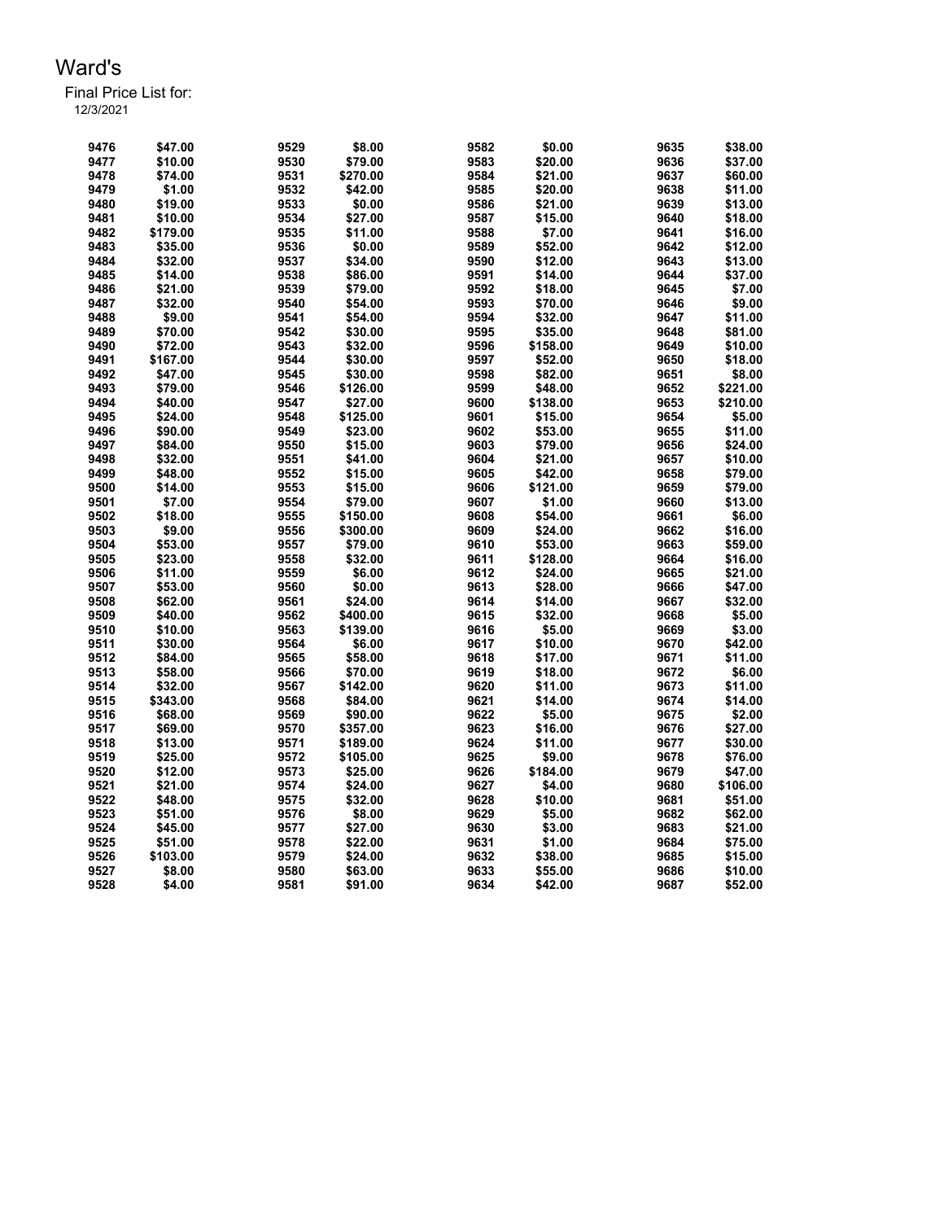# Ward's

Final Price List for:
12/3/2021

| | | | | | | | |
|---|---|---|---|---|---|---|---|
| 9476 | $47.00 | 9529 | $8.00 | 9582 | $0.00 | 9635 | $38.00 |
| 9477 | $10.00 | 9530 | $79.00 | 9583 | $20.00 | 9636 | $37.00 |
| 9478 | $74.00 | 9531 | $270.00 | 9584 | $21.00 | 9637 | $60.00 |
| 9479 | $1.00 | 9532 | $42.00 | 9585 | $20.00 | 9638 | $11.00 |
| 9480 | $19.00 | 9533 | $0.00 | 9586 | $21.00 | 9639 | $13.00 |
| 9481 | $10.00 | 9534 | $27.00 | 9587 | $15.00 | 9640 | $18.00 |
| 9482 | $179.00 | 9535 | $11.00 | 9588 | $7.00 | 9641 | $16.00 |
| 9483 | $35.00 | 9536 | $0.00 | 9589 | $52.00 | 9642 | $12.00 |
| 9484 | $32.00 | 9537 | $34.00 | 9590 | $12.00 | 9643 | $13.00 |
| 9485 | $14.00 | 9538 | $86.00 | 9591 | $14.00 | 9644 | $37.00 |
| 9486 | $21.00 | 9539 | $79.00 | 9592 | $18.00 | 9645 | $7.00 |
| 9487 | $32.00 | 9540 | $54.00 | 9593 | $70.00 | 9646 | $9.00 |
| 9488 | $9.00 | 9541 | $54.00 | 9594 | $32.00 | 9647 | $11.00 |
| 9489 | $70.00 | 9542 | $30.00 | 9595 | $35.00 | 9648 | $81.00 |
| 9490 | $72.00 | 9543 | $32.00 | 9596 | $158.00 | 9649 | $10.00 |
| 9491 | $167.00 | 9544 | $30.00 | 9597 | $52.00 | 9650 | $18.00 |
| 9492 | $47.00 | 9545 | $30.00 | 9598 | $82.00 | 9651 | $8.00 |
| 9493 | $79.00 | 9546 | $126.00 | 9599 | $48.00 | 9652 | $221.00 |
| 9494 | $40.00 | 9547 | $27.00 | 9600 | $138.00 | 9653 | $210.00 |
| 9495 | $24.00 | 9548 | $125.00 | 9601 | $15.00 | 9654 | $5.00 |
| 9496 | $90.00 | 9549 | $23.00 | 9602 | $53.00 | 9655 | $11.00 |
| 9497 | $84.00 | 9550 | $15.00 | 9603 | $79.00 | 9656 | $24.00 |
| 9498 | $32.00 | 9551 | $41.00 | 9604 | $21.00 | 9657 | $10.00 |
| 9499 | $48.00 | 9552 | $15.00 | 9605 | $42.00 | 9658 | $79.00 |
| 9500 | $14.00 | 9553 | $15.00 | 9606 | $121.00 | 9659 | $79.00 |
| 9501 | $7.00 | 9554 | $79.00 | 9607 | $1.00 | 9660 | $13.00 |
| 9502 | $18.00 | 9555 | $150.00 | 9608 | $54.00 | 9661 | $6.00 |
| 9503 | $9.00 | 9556 | $300.00 | 9609 | $24.00 | 9662 | $16.00 |
| 9504 | $53.00 | 9557 | $79.00 | 9610 | $53.00 | 9663 | $59.00 |
| 9505 | $23.00 | 9558 | $32.00 | 9611 | $128.00 | 9664 | $16.00 |
| 9506 | $11.00 | 9559 | $6.00 | 9612 | $24.00 | 9665 | $21.00 |
| 9507 | $53.00 | 9560 | $0.00 | 9613 | $28.00 | 9666 | $47.00 |
| 9508 | $62.00 | 9561 | $24.00 | 9614 | $14.00 | 9667 | $32.00 |
| 9509 | $40.00 | 9562 | $400.00 | 9615 | $32.00 | 9668 | $5.00 |
| 9510 | $10.00 | 9563 | $139.00 | 9616 | $5.00 | 9669 | $3.00 |
| 9511 | $30.00 | 9564 | $6.00 | 9617 | $10.00 | 9670 | $42.00 |
| 9512 | $84.00 | 9565 | $58.00 | 9618 | $17.00 | 9671 | $11.00 |
| 9513 | $58.00 | 9566 | $70.00 | 9619 | $18.00 | 9672 | $6.00 |
| 9514 | $32.00 | 9567 | $142.00 | 9620 | $11.00 | 9673 | $11.00 |
| 9515 | $343.00 | 9568 | $84.00 | 9621 | $14.00 | 9674 | $14.00 |
| 9516 | $68.00 | 9569 | $90.00 | 9622 | $5.00 | 9675 | $2.00 |
| 9517 | $69.00 | 9570 | $357.00 | 9623 | $16.00 | 9676 | $27.00 |
| 9518 | $13.00 | 9571 | $189.00 | 9624 | $11.00 | 9677 | $30.00 |
| 9519 | $25.00 | 9572 | $105.00 | 9625 | $9.00 | 9678 | $76.00 |
| 9520 | $12.00 | 9573 | $25.00 | 9626 | $184.00 | 9679 | $47.00 |
| 9521 | $21.00 | 9574 | $24.00 | 9627 | $4.00 | 9680 | $106.00 |
| 9522 | $48.00 | 9575 | $32.00 | 9628 | $10.00 | 9681 | $51.00 |
| 9523 | $51.00 | 9576 | $8.00 | 9629 | $5.00 | 9682 | $62.00 |
| 9524 | $45.00 | 9577 | $27.00 | 9630 | $3.00 | 9683 | $21.00 |
| 9525 | $51.00 | 9578 | $22.00 | 9631 | $1.00 | 9684 | $75.00 |
| 9526 | $103.00 | 9579 | $24.00 | 9632 | $38.00 | 9685 | $15.00 |
| 9527 | $8.00 | 9580 | $63.00 | 9633 | $55.00 | 9686 | $10.00 |
| 9528 | $4.00 | 9581 | $91.00 | 9634 | $42.00 | 9687 | $52.00 |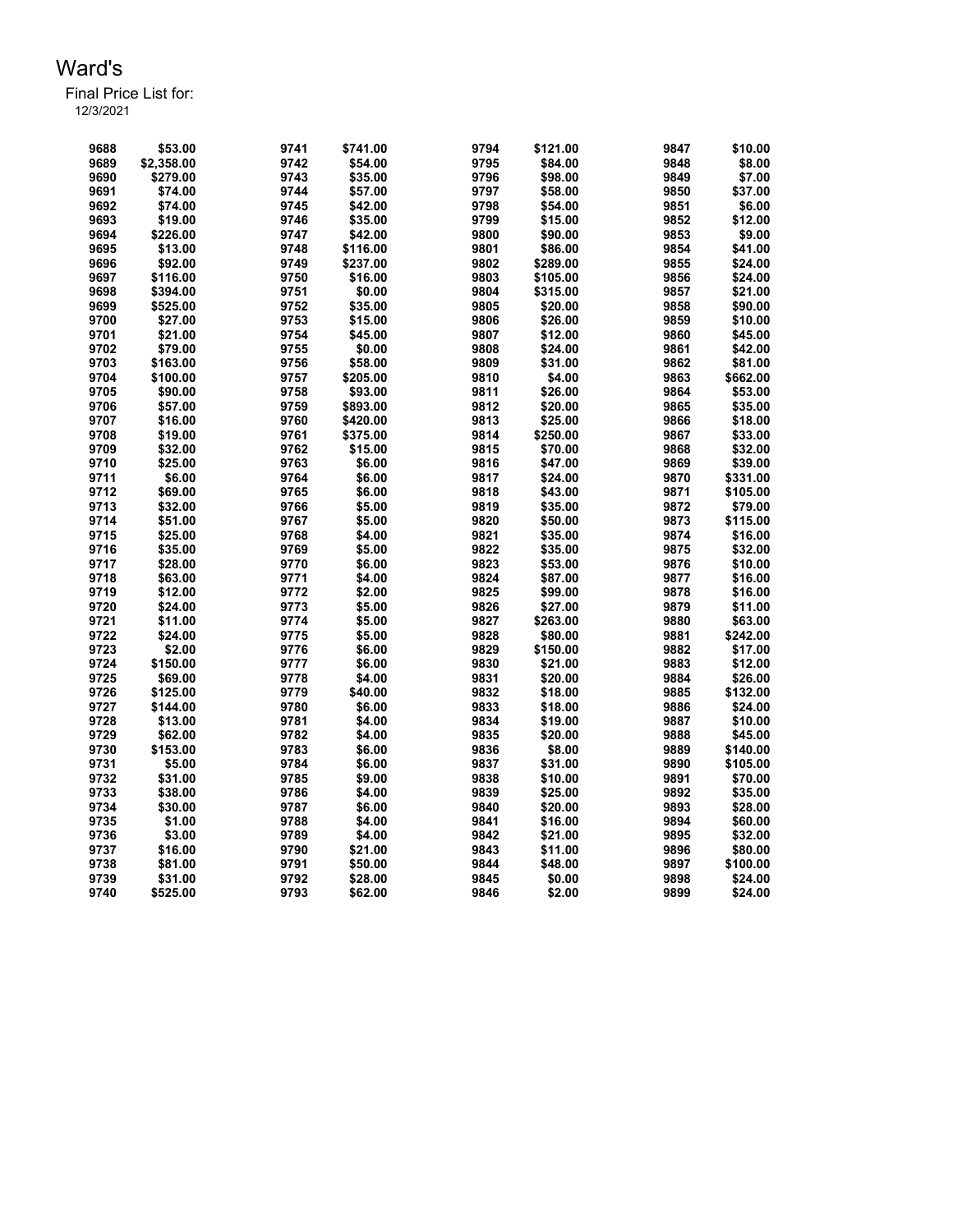Ward's

Final Price List for:
12/3/2021

| | | | | | | | |
|---|---|---|---|---|---|---|---|
| 9688 | $53.00 | 9741 | $741.00 | 9794 | $121.00 | 9847 | $10.00 |
| 9689 | $2,358.00 | 9742 | $54.00 | 9795 | $84.00 | 9848 | $8.00 |
| 9690 | $279.00 | 9743 | $35.00 | 9796 | $98.00 | 9849 | $7.00 |
| 9691 | $74.00 | 9744 | $57.00 | 9797 | $58.00 | 9850 | $37.00 |
| 9692 | $74.00 | 9745 | $42.00 | 9798 | $54.00 | 9851 | $6.00 |
| 9693 | $19.00 | 9746 | $35.00 | 9799 | $15.00 | 9852 | $12.00 |
| 9694 | $226.00 | 9747 | $42.00 | 9800 | $90.00 | 9853 | $9.00 |
| 9695 | $13.00 | 9748 | $116.00 | 9801 | $86.00 | 9854 | $41.00 |
| 9696 | $92.00 | 9749 | $237.00 | 9802 | $289.00 | 9855 | $24.00 |
| 9697 | $116.00 | 9750 | $16.00 | 9803 | $105.00 | 9856 | $24.00 |
| 9698 | $394.00 | 9751 | $0.00 | 9804 | $315.00 | 9857 | $21.00 |
| 9699 | $525.00 | 9752 | $35.00 | 9805 | $20.00 | 9858 | $90.00 |
| 9700 | $27.00 | 9753 | $15.00 | 9806 | $26.00 | 9859 | $10.00 |
| 9701 | $21.00 | 9754 | $45.00 | 9807 | $12.00 | 9860 | $45.00 |
| 9702 | $79.00 | 9755 | $0.00 | 9808 | $24.00 | 9861 | $42.00 |
| 9703 | $163.00 | 9756 | $58.00 | 9809 | $31.00 | 9862 | $81.00 |
| 9704 | $100.00 | 9757 | $205.00 | 9810 | $4.00 | 9863 | $662.00 |
| 9705 | $90.00 | 9758 | $93.00 | 9811 | $26.00 | 9864 | $53.00 |
| 9706 | $57.00 | 9759 | $893.00 | 9812 | $20.00 | 9865 | $35.00 |
| 9707 | $16.00 | 9760 | $420.00 | 9813 | $25.00 | 9866 | $18.00 |
| 9708 | $19.00 | 9761 | $375.00 | 9814 | $250.00 | 9867 | $33.00 |
| 9709 | $32.00 | 9762 | $15.00 | 9815 | $70.00 | 9868 | $32.00 |
| 9710 | $25.00 | 9763 | $6.00 | 9816 | $47.00 | 9869 | $39.00 |
| 9711 | $6.00 | 9764 | $6.00 | 9817 | $24.00 | 9870 | $331.00 |
| 9712 | $69.00 | 9765 | $6.00 | 9818 | $43.00 | 9871 | $105.00 |
| 9713 | $32.00 | 9766 | $5.00 | 9819 | $35.00 | 9872 | $79.00 |
| 9714 | $51.00 | 9767 | $5.00 | 9820 | $50.00 | 9873 | $115.00 |
| 9715 | $25.00 | 9768 | $4.00 | 9821 | $35.00 | 9874 | $16.00 |
| 9716 | $35.00 | 9769 | $5.00 | 9822 | $35.00 | 9875 | $32.00 |
| 9717 | $28.00 | 9770 | $6.00 | 9823 | $53.00 | 9876 | $10.00 |
| 9718 | $63.00 | 9771 | $4.00 | 9824 | $87.00 | 9877 | $16.00 |
| 9719 | $12.00 | 9772 | $2.00 | 9825 | $99.00 | 9878 | $16.00 |
| 9720 | $24.00 | 9773 | $5.00 | 9826 | $27.00 | 9879 | $11.00 |
| 9721 | $11.00 | 9774 | $5.00 | 9827 | $263.00 | 9880 | $63.00 |
| 9722 | $24.00 | 9775 | $5.00 | 9828 | $80.00 | 9881 | $242.00 |
| 9723 | $2.00 | 9776 | $6.00 | 9829 | $150.00 | 9882 | $17.00 |
| 9724 | $150.00 | 9777 | $6.00 | 9830 | $21.00 | 9883 | $12.00 |
| 9725 | $69.00 | 9778 | $4.00 | 9831 | $20.00 | 9884 | $26.00 |
| 9726 | $125.00 | 9779 | $40.00 | 9832 | $18.00 | 9885 | $132.00 |
| 9727 | $144.00 | 9780 | $6.00 | 9833 | $18.00 | 9886 | $24.00 |
| 9728 | $13.00 | 9781 | $4.00 | 9834 | $19.00 | 9887 | $10.00 |
| 9729 | $62.00 | 9782 | $4.00 | 9835 | $20.00 | 9888 | $45.00 |
| 9730 | $153.00 | 9783 | $6.00 | 9836 | $8.00 | 9889 | $140.00 |
| 9731 | $5.00 | 9784 | $6.00 | 9837 | $31.00 | 9890 | $105.00 |
| 9732 | $31.00 | 9785 | $9.00 | 9838 | $10.00 | 9891 | $70.00 |
| 9733 | $38.00 | 9786 | $4.00 | 9839 | $25.00 | 9892 | $35.00 |
| 9734 | $30.00 | 9787 | $6.00 | 9840 | $20.00 | 9893 | $28.00 |
| 9735 | $1.00 | 9788 | $4.00 | 9841 | $16.00 | 9894 | $60.00 |
| 9736 | $3.00 | 9789 | $4.00 | 9842 | $21.00 | 9895 | $32.00 |
| 9737 | $16.00 | 9790 | $21.00 | 9843 | $11.00 | 9896 | $80.00 |
| 9738 | $81.00 | 9791 | $50.00 | 9844 | $48.00 | 9897 | $100.00 |
| 9739 | $31.00 | 9792 | $28.00 | 9845 | $0.00 | 9898 | $24.00 |
| 9740 | $525.00 | 9793 | $62.00 | 9846 | $2.00 | 9899 | $24.00 |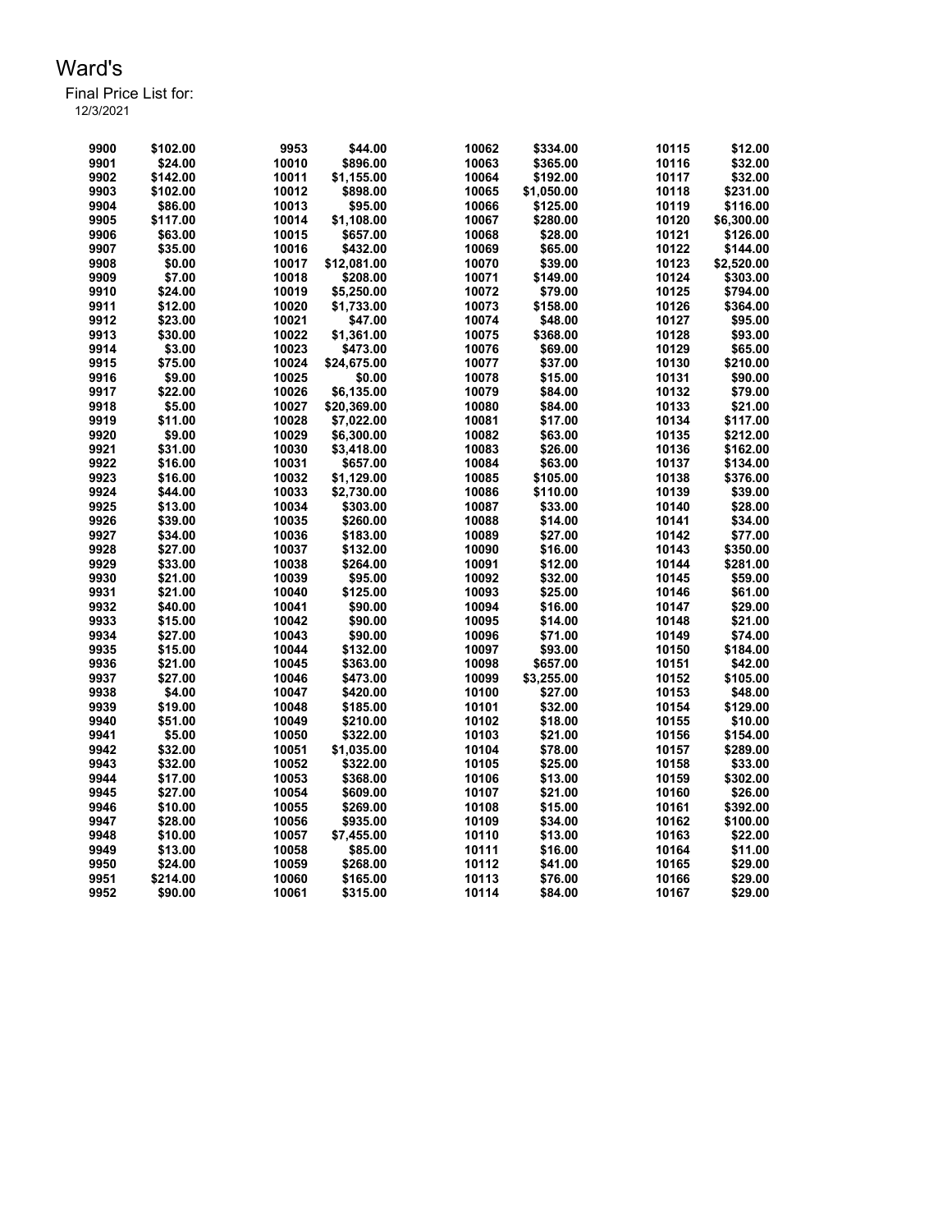# Ward's

Final Price List for:

12/3/2021

| | | | | | | | |
|---|---|---|---|---|---|---|---|
| 9900 | $102.00 | 9953 | $44.00 | 10062 | $334.00 | 10115 | $12.00 |
| 9901 | $24.00 | 10010 | $896.00 | 10063 | $365.00 | 10116 | $32.00 |
| 9902 | $142.00 | 10011 | $1,155.00 | 10064 | $192.00 | 10117 | $32.00 |
| 9903 | $102.00 | 10012 | $898.00 | 10065 | $1,050.00 | 10118 | $231.00 |
| 9904 | $86.00 | 10013 | $95.00 | 10066 | $125.00 | 10119 | $116.00 |
| 9905 | $117.00 | 10014 | $1,108.00 | 10067 | $280.00 | 10120 | $6,300.00 |
| 9906 | $63.00 | 10015 | $657.00 | 10068 | $28.00 | 10121 | $126.00 |
| 9907 | $35.00 | 10016 | $432.00 | 10069 | $65.00 | 10122 | $144.00 |
| 9908 | $0.00 | 10017 | $12,081.00 | 10070 | $39.00 | 10123 | $2,520.00 |
| 9909 | $7.00 | 10018 | $208.00 | 10071 | $149.00 | 10124 | $303.00 |
| 9910 | $24.00 | 10019 | $5,250.00 | 10072 | $79.00 | 10125 | $794.00 |
| 9911 | $12.00 | 10020 | $1,733.00 | 10073 | $158.00 | 10126 | $364.00 |
| 9912 | $23.00 | 10021 | $47.00 | 10074 | $48.00 | 10127 | $95.00 |
| 9913 | $30.00 | 10022 | $1,361.00 | 10075 | $368.00 | 10128 | $93.00 |
| 9914 | $3.00 | 10023 | $473.00 | 10076 | $69.00 | 10129 | $65.00 |
| 9915 | $75.00 | 10024 | $24,675.00 | 10077 | $37.00 | 10130 | $210.00 |
| 9916 | $9.00 | 10025 | $0.00 | 10078 | $15.00 | 10131 | $90.00 |
| 9917 | $22.00 | 10026 | $6,135.00 | 10079 | $84.00 | 10132 | $79.00 |
| 9918 | $5.00 | 10027 | $20,369.00 | 10080 | $84.00 | 10133 | $21.00 |
| 9919 | $11.00 | 10028 | $7,022.00 | 10081 | $17.00 | 10134 | $117.00 |
| 9920 | $9.00 | 10029 | $6,300.00 | 10082 | $63.00 | 10135 | $212.00 |
| 9921 | $31.00 | 10030 | $3,418.00 | 10083 | $26.00 | 10136 | $162.00 |
| 9922 | $16.00 | 10031 | $657.00 | 10084 | $63.00 | 10137 | $134.00 |
| 9923 | $16.00 | 10032 | $1,129.00 | 10085 | $105.00 | 10138 | $376.00 |
| 9924 | $44.00 | 10033 | $2,730.00 | 10086 | $110.00 | 10139 | $39.00 |
| 9925 | $13.00 | 10034 | $303.00 | 10087 | $33.00 | 10140 | $28.00 |
| 9926 | $39.00 | 10035 | $260.00 | 10088 | $14.00 | 10141 | $34.00 |
| 9927 | $34.00 | 10036 | $183.00 | 10089 | $27.00 | 10142 | $77.00 |
| 9928 | $27.00 | 10037 | $132.00 | 10090 | $16.00 | 10143 | $350.00 |
| 9929 | $33.00 | 10038 | $264.00 | 10091 | $12.00 | 10144 | $281.00 |
| 9930 | $21.00 | 10039 | $95.00 | 10092 | $32.00 | 10145 | $59.00 |
| 9931 | $21.00 | 10040 | $125.00 | 10093 | $25.00 | 10146 | $61.00 |
| 9932 | $40.00 | 10041 | $90.00 | 10094 | $16.00 | 10147 | $29.00 |
| 9933 | $15.00 | 10042 | $90.00 | 10095 | $14.00 | 10148 | $21.00 |
| 9934 | $27.00 | 10043 | $90.00 | 10096 | $71.00 | 10149 | $74.00 |
| 9935 | $15.00 | 10044 | $132.00 | 10097 | $93.00 | 10150 | $184.00 |
| 9936 | $21.00 | 10045 | $363.00 | 10098 | $657.00 | 10151 | $42.00 |
| 9937 | $27.00 | 10046 | $473.00 | 10099 | $3,255.00 | 10152 | $105.00 |
| 9938 | $4.00 | 10047 | $420.00 | 10100 | $27.00 | 10153 | $48.00 |
| 9939 | $19.00 | 10048 | $185.00 | 10101 | $32.00 | 10154 | $129.00 |
| 9940 | $51.00 | 10049 | $210.00 | 10102 | $18.00 | 10155 | $10.00 |
| 9941 | $5.00 | 10050 | $322.00 | 10103 | $21.00 | 10156 | $154.00 |
| 9942 | $32.00 | 10051 | $1,035.00 | 10104 | $78.00 | 10157 | $289.00 |
| 9943 | $32.00 | 10052 | $322.00 | 10105 | $25.00 | 10158 | $33.00 |
| 9944 | $17.00 | 10053 | $368.00 | 10106 | $13.00 | 10159 | $302.00 |
| 9945 | $27.00 | 10054 | $609.00 | 10107 | $21.00 | 10160 | $26.00 |
| 9946 | $10.00 | 10055 | $269.00 | 10108 | $15.00 | 10161 | $392.00 |
| 9947 | $28.00 | 10056 | $935.00 | 10109 | $34.00 | 10162 | $100.00 |
| 9948 | $10.00 | 10057 | $7,455.00 | 10110 | $13.00 | 10163 | $22.00 |
| 9949 | $13.00 | 10058 | $85.00 | 10111 | $16.00 | 10164 | $11.00 |
| 9950 | $24.00 | 10059 | $268.00 | 10112 | $41.00 | 10165 | $29.00 |
| 9951 | $214.00 | 10060 | $165.00 | 10113 | $76.00 | 10166 | $29.00 |
| 9952 | $90.00 | 10061 | $315.00 | 10114 | $84.00 | 10167 | $29.00 |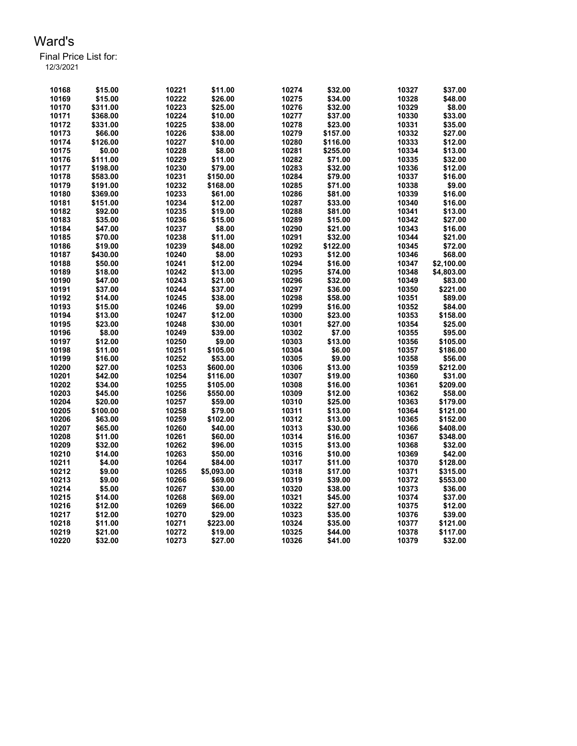# Ward's

Final Price List for:
12/3/2021

| Item | Price | Item | Price | Item | Price | Item | Price |
|---|---|---|---|---|---|---|---|
| 10168 | $15.00 | 10221 | $11.00 | 10274 | $32.00 | 10327 | $37.00 |
| 10169 | $15.00 | 10222 | $26.00 | 10275 | $34.00 | 10328 | $48.00 |
| 10170 | $311.00 | 10223 | $25.00 | 10276 | $32.00 | 10329 | $8.00 |
| 10171 | $368.00 | 10224 | $10.00 | 10277 | $37.00 | 10330 | $33.00 |
| 10172 | $331.00 | 10225 | $38.00 | 10278 | $23.00 | 10331 | $35.00 |
| 10173 | $66.00 | 10226 | $38.00 | 10279 | $157.00 | 10332 | $27.00 |
| 10174 | $126.00 | 10227 | $10.00 | 10280 | $116.00 | 10333 | $12.00 |
| 10175 | $0.00 | 10228 | $8.00 | 10281 | $255.00 | 10334 | $13.00 |
| 10176 | $111.00 | 10229 | $11.00 | 10282 | $71.00 | 10335 | $32.00 |
| 10177 | $198.00 | 10230 | $79.00 | 10283 | $32.00 | 10336 | $12.00 |
| 10178 | $583.00 | 10231 | $150.00 | 10284 | $79.00 | 10337 | $16.00 |
| 10179 | $191.00 | 10232 | $168.00 | 10285 | $71.00 | 10338 | $9.00 |
| 10180 | $369.00 | 10233 | $61.00 | 10286 | $81.00 | 10339 | $16.00 |
| 10181 | $151.00 | 10234 | $12.00 | 10287 | $33.00 | 10340 | $16.00 |
| 10182 | $92.00 | 10235 | $19.00 | 10288 | $81.00 | 10341 | $13.00 |
| 10183 | $35.00 | 10236 | $15.00 | 10289 | $15.00 | 10342 | $27.00 |
| 10184 | $47.00 | 10237 | $8.00 | 10290 | $21.00 | 10343 | $16.00 |
| 10185 | $70.00 | 10238 | $11.00 | 10291 | $32.00 | 10344 | $21.00 |
| 10186 | $19.00 | 10239 | $48.00 | 10292 | $122.00 | 10345 | $72.00 |
| 10187 | $430.00 | 10240 | $8.00 | 10293 | $12.00 | 10346 | $68.00 |
| 10188 | $50.00 | 10241 | $12.00 | 10294 | $16.00 | 10347 | $2,100.00 |
| 10189 | $18.00 | 10242 | $13.00 | 10295 | $74.00 | 10348 | $4,803.00 |
| 10190 | $47.00 | 10243 | $21.00 | 10296 | $32.00 | 10349 | $83.00 |
| 10191 | $37.00 | 10244 | $37.00 | 10297 | $36.00 | 10350 | $221.00 |
| 10192 | $14.00 | 10245 | $38.00 | 10298 | $58.00 | 10351 | $89.00 |
| 10193 | $15.00 | 10246 | $9.00 | 10299 | $16.00 | 10352 | $84.00 |
| 10194 | $13.00 | 10247 | $12.00 | 10300 | $23.00 | 10353 | $158.00 |
| 10195 | $23.00 | 10248 | $30.00 | 10301 | $27.00 | 10354 | $25.00 |
| 10196 | $8.00 | 10249 | $39.00 | 10302 | $7.00 | 10355 | $95.00 |
| 10197 | $12.00 | 10250 | $9.00 | 10303 | $13.00 | 10356 | $105.00 |
| 10198 | $11.00 | 10251 | $105.00 | 10304 | $6.00 | 10357 | $186.00 |
| 10199 | $16.00 | 10252 | $53.00 | 10305 | $9.00 | 10358 | $56.00 |
| 10200 | $27.00 | 10253 | $600.00 | 10306 | $13.00 | 10359 | $212.00 |
| 10201 | $42.00 | 10254 | $116.00 | 10307 | $19.00 | 10360 | $31.00 |
| 10202 | $34.00 | 10255 | $105.00 | 10308 | $16.00 | 10361 | $209.00 |
| 10203 | $45.00 | 10256 | $550.00 | 10309 | $12.00 | 10362 | $58.00 |
| 10204 | $20.00 | 10257 | $59.00 | 10310 | $25.00 | 10363 | $179.00 |
| 10205 | $100.00 | 10258 | $79.00 | 10311 | $13.00 | 10364 | $121.00 |
| 10206 | $63.00 | 10259 | $102.00 | 10312 | $13.00 | 10365 | $152.00 |
| 10207 | $65.00 | 10260 | $40.00 | 10313 | $30.00 | 10366 | $408.00 |
| 10208 | $11.00 | 10261 | $60.00 | 10314 | $16.00 | 10367 | $348.00 |
| 10209 | $32.00 | 10262 | $96.00 | 10315 | $13.00 | 10368 | $32.00 |
| 10210 | $14.00 | 10263 | $50.00 | 10316 | $10.00 | 10369 | $42.00 |
| 10211 | $4.00 | 10264 | $84.00 | 10317 | $11.00 | 10370 | $128.00 |
| 10212 | $9.00 | 10265 | $5,093.00 | 10318 | $17.00 | 10371 | $315.00 |
| 10213 | $9.00 | 10266 | $69.00 | 10319 | $39.00 | 10372 | $553.00 |
| 10214 | $5.00 | 10267 | $30.00 | 10320 | $38.00 | 10373 | $36.00 |
| 10215 | $14.00 | 10268 | $69.00 | 10321 | $45.00 | 10374 | $37.00 |
| 10216 | $12.00 | 10269 | $66.00 | 10322 | $27.00 | 10375 | $12.00 |
| 10217 | $12.00 | 10270 | $29.00 | 10323 | $35.00 | 10376 | $39.00 |
| 10218 | $11.00 | 10271 | $223.00 | 10324 | $35.00 | 10377 | $121.00 |
| 10219 | $21.00 | 10272 | $19.00 | 10325 | $44.00 | 10378 | $117.00 |
| 10220 | $32.00 | 10273 | $27.00 | 10326 | $41.00 | 10379 | $32.00 |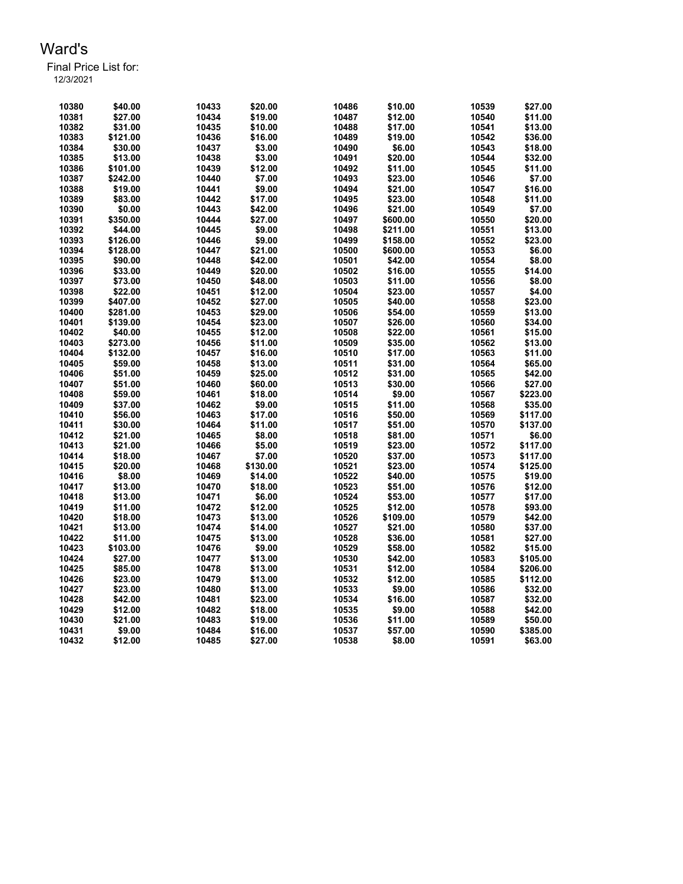# Ward's

Final Price List for:
12/3/2021

| | | | | | | | |
|---|---|---|---|---|---|---|---|
| 10380 | $40.00 | 10433 | $20.00 | 10486 | $10.00 | 10539 | $27.00 |
| 10381 | $27.00 | 10434 | $19.00 | 10487 | $12.00 | 10540 | $11.00 |
| 10382 | $31.00 | 10435 | $10.00 | 10488 | $17.00 | 10541 | $13.00 |
| 10383 | $121.00 | 10436 | $16.00 | 10489 | $19.00 | 10542 | $36.00 |
| 10384 | $30.00 | 10437 | $3.00 | 10490 | $6.00 | 10543 | $18.00 |
| 10385 | $13.00 | 10438 | $3.00 | 10491 | $20.00 | 10544 | $32.00 |
| 10386 | $101.00 | 10439 | $12.00 | 10492 | $11.00 | 10545 | $11.00 |
| 10387 | $242.00 | 10440 | $7.00 | 10493 | $23.00 | 10546 | $7.00 |
| 10388 | $19.00 | 10441 | $9.00 | 10494 | $21.00 | 10547 | $16.00 |
| 10389 | $83.00 | 10442 | $17.00 | 10495 | $23.00 | 10548 | $11.00 |
| 10390 | $0.00 | 10443 | $42.00 | 10496 | $21.00 | 10549 | $7.00 |
| 10391 | $350.00 | 10444 | $27.00 | 10497 | $600.00 | 10550 | $20.00 |
| 10392 | $44.00 | 10445 | $9.00 | 10498 | $211.00 | 10551 | $13.00 |
| 10393 | $126.00 | 10446 | $9.00 | 10499 | $158.00 | 10552 | $23.00 |
| 10394 | $128.00 | 10447 | $21.00 | 10500 | $600.00 | 10553 | $6.00 |
| 10395 | $90.00 | 10448 | $42.00 | 10501 | $42.00 | 10554 | $8.00 |
| 10396 | $33.00 | 10449 | $20.00 | 10502 | $16.00 | 10555 | $14.00 |
| 10397 | $73.00 | 10450 | $48.00 | 10503 | $11.00 | 10556 | $8.00 |
| 10398 | $22.00 | 10451 | $12.00 | 10504 | $23.00 | 10557 | $4.00 |
| 10399 | $407.00 | 10452 | $27.00 | 10505 | $40.00 | 10558 | $23.00 |
| 10400 | $281.00 | 10453 | $29.00 | 10506 | $54.00 | 10559 | $13.00 |
| 10401 | $139.00 | 10454 | $23.00 | 10507 | $26.00 | 10560 | $34.00 |
| 10402 | $40.00 | 10455 | $12.00 | 10508 | $22.00 | 10561 | $15.00 |
| 10403 | $273.00 | 10456 | $11.00 | 10509 | $35.00 | 10562 | $13.00 |
| 10404 | $132.00 | 10457 | $16.00 | 10510 | $17.00 | 10563 | $11.00 |
| 10405 | $59.00 | 10458 | $13.00 | 10511 | $31.00 | 10564 | $65.00 |
| 10406 | $51.00 | 10459 | $25.00 | 10512 | $31.00 | 10565 | $42.00 |
| 10407 | $51.00 | 10460 | $60.00 | 10513 | $30.00 | 10566 | $27.00 |
| 10408 | $59.00 | 10461 | $18.00 | 10514 | $9.00 | 10567 | $223.00 |
| 10409 | $37.00 | 10462 | $9.00 | 10515 | $11.00 | 10568 | $35.00 |
| 10410 | $56.00 | 10463 | $17.00 | 10516 | $50.00 | 10569 | $117.00 |
| 10411 | $30.00 | 10464 | $11.00 | 10517 | $51.00 | 10570 | $137.00 |
| 10412 | $21.00 | 10465 | $8.00 | 10518 | $81.00 | 10571 | $6.00 |
| 10413 | $21.00 | 10466 | $5.00 | 10519 | $23.00 | 10572 | $117.00 |
| 10414 | $18.00 | 10467 | $7.00 | 10520 | $37.00 | 10573 | $117.00 |
| 10415 | $20.00 | 10468 | $130.00 | 10521 | $23.00 | 10574 | $125.00 |
| 10416 | $8.00 | 10469 | $14.00 | 10522 | $40.00 | 10575 | $19.00 |
| 10417 | $13.00 | 10470 | $18.00 | 10523 | $51.00 | 10576 | $12.00 |
| 10418 | $13.00 | 10471 | $6.00 | 10524 | $53.00 | 10577 | $17.00 |
| 10419 | $11.00 | 10472 | $12.00 | 10525 | $12.00 | 10578 | $93.00 |
| 10420 | $18.00 | 10473 | $13.00 | 10526 | $109.00 | 10579 | $42.00 |
| 10421 | $13.00 | 10474 | $14.00 | 10527 | $21.00 | 10580 | $37.00 |
| 10422 | $11.00 | 10475 | $13.00 | 10528 | $36.00 | 10581 | $27.00 |
| 10423 | $103.00 | 10476 | $9.00 | 10529 | $58.00 | 10582 | $15.00 |
| 10424 | $27.00 | 10477 | $13.00 | 10530 | $42.00 | 10583 | $105.00 |
| 10425 | $85.00 | 10478 | $13.00 | 10531 | $12.00 | 10584 | $206.00 |
| 10426 | $23.00 | 10479 | $13.00 | 10532 | $12.00 | 10585 | $112.00 |
| 10427 | $23.00 | 10480 | $13.00 | 10533 | $9.00 | 10586 | $32.00 |
| 10428 | $42.00 | 10481 | $23.00 | 10534 | $16.00 | 10587 | $32.00 |
| 10429 | $12.00 | 10482 | $18.00 | 10535 | $9.00 | 10588 | $42.00 |
| 10430 | $21.00 | 10483 | $19.00 | 10536 | $11.00 | 10589 | $50.00 |
| 10431 | $9.00 | 10484 | $16.00 | 10537 | $57.00 | 10590 | $385.00 |
| 10432 | $12.00 | 10485 | $27.00 | 10538 | $8.00 | 10591 | $63.00 |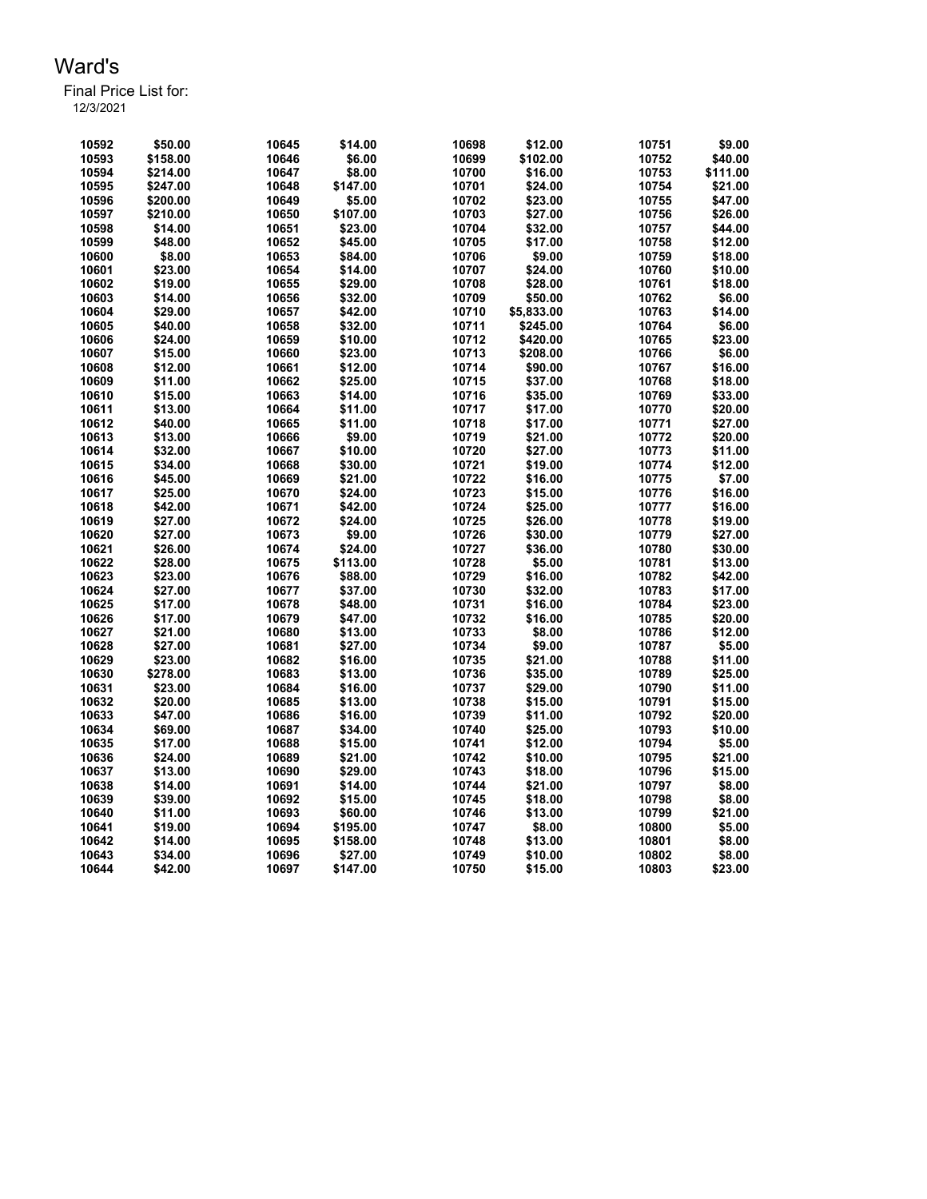# Ward's

Final Price List for:
12/3/2021

| | | | | | | | |
|---|---|---|---|---|---|---|---|
| 10592 | $50.00 | 10645 | $14.00 | 10698 | $12.00 | 10751 | $9.00 |
| 10593 | $158.00 | 10646 | $6.00 | 10699 | $102.00 | 10752 | $40.00 |
| 10594 | $214.00 | 10647 | $8.00 | 10700 | $16.00 | 10753 | $111.00 |
| 10595 | $247.00 | 10648 | $147.00 | 10701 | $24.00 | 10754 | $21.00 |
| 10596 | $200.00 | 10649 | $5.00 | 10702 | $23.00 | 10755 | $47.00 |
| 10597 | $210.00 | 10650 | $107.00 | 10703 | $27.00 | 10756 | $26.00 |
| 10598 | $14.00 | 10651 | $23.00 | 10704 | $32.00 | 10757 | $44.00 |
| 10599 | $48.00 | 10652 | $45.00 | 10705 | $17.00 | 10758 | $12.00 |
| 10600 | $8.00 | 10653 | $84.00 | 10706 | $9.00 | 10759 | $18.00 |
| 10601 | $23.00 | 10654 | $14.00 | 10707 | $24.00 | 10760 | $10.00 |
| 10602 | $19.00 | 10655 | $29.00 | 10708 | $28.00 | 10761 | $18.00 |
| 10603 | $14.00 | 10656 | $32.00 | 10709 | $50.00 | 10762 | $6.00 |
| 10604 | $29.00 | 10657 | $42.00 | 10710 | $5,833.00 | 10763 | $14.00 |
| 10605 | $40.00 | 10658 | $32.00 | 10711 | $245.00 | 10764 | $6.00 |
| 10606 | $24.00 | 10659 | $10.00 | 10712 | $420.00 | 10765 | $23.00 |
| 10607 | $15.00 | 10660 | $23.00 | 10713 | $208.00 | 10766 | $6.00 |
| 10608 | $12.00 | 10661 | $12.00 | 10714 | $90.00 | 10767 | $16.00 |
| 10609 | $11.00 | 10662 | $25.00 | 10715 | $37.00 | 10768 | $18.00 |
| 10610 | $15.00 | 10663 | $14.00 | 10716 | $35.00 | 10769 | $33.00 |
| 10611 | $13.00 | 10664 | $11.00 | 10717 | $17.00 | 10770 | $20.00 |
| 10612 | $40.00 | 10665 | $11.00 | 10718 | $17.00 | 10771 | $27.00 |
| 10613 | $13.00 | 10666 | $9.00 | 10719 | $21.00 | 10772 | $20.00 |
| 10614 | $32.00 | 10667 | $10.00 | 10720 | $27.00 | 10773 | $11.00 |
| 10615 | $34.00 | 10668 | $30.00 | 10721 | $19.00 | 10774 | $12.00 |
| 10616 | $45.00 | 10669 | $21.00 | 10722 | $16.00 | 10775 | $7.00 |
| 10617 | $25.00 | 10670 | $24.00 | 10723 | $15.00 | 10776 | $16.00 |
| 10618 | $42.00 | 10671 | $42.00 | 10724 | $25.00 | 10777 | $16.00 |
| 10619 | $27.00 | 10672 | $24.00 | 10725 | $26.00 | 10778 | $19.00 |
| 10620 | $27.00 | 10673 | $9.00 | 10726 | $30.00 | 10779 | $27.00 |
| 10621 | $26.00 | 10674 | $24.00 | 10727 | $36.00 | 10780 | $30.00 |
| 10622 | $28.00 | 10675 | $113.00 | 10728 | $5.00 | 10781 | $13.00 |
| 10623 | $23.00 | 10676 | $88.00 | 10729 | $16.00 | 10782 | $42.00 |
| 10624 | $27.00 | 10677 | $37.00 | 10730 | $32.00 | 10783 | $17.00 |
| 10625 | $17.00 | 10678 | $48.00 | 10731 | $16.00 | 10784 | $23.00 |
| 10626 | $17.00 | 10679 | $47.00 | 10732 | $16.00 | 10785 | $20.00 |
| 10627 | $21.00 | 10680 | $13.00 | 10733 | $8.00 | 10786 | $12.00 |
| 10628 | $27.00 | 10681 | $27.00 | 10734 | $9.00 | 10787 | $5.00 |
| 10629 | $23.00 | 10682 | $16.00 | 10735 | $21.00 | 10788 | $11.00 |
| 10630 | $278.00 | 10683 | $13.00 | 10736 | $35.00 | 10789 | $25.00 |
| 10631 | $23.00 | 10684 | $16.00 | 10737 | $29.00 | 10790 | $11.00 |
| 10632 | $20.00 | 10685 | $13.00 | 10738 | $15.00 | 10791 | $15.00 |
| 10633 | $47.00 | 10686 | $16.00 | 10739 | $11.00 | 10792 | $20.00 |
| 10634 | $69.00 | 10687 | $34.00 | 10740 | $25.00 | 10793 | $10.00 |
| 10635 | $17.00 | 10688 | $15.00 | 10741 | $12.00 | 10794 | $5.00 |
| 10636 | $24.00 | 10689 | $21.00 | 10742 | $10.00 | 10795 | $21.00 |
| 10637 | $13.00 | 10690 | $29.00 | 10743 | $18.00 | 10796 | $15.00 |
| 10638 | $14.00 | 10691 | $14.00 | 10744 | $21.00 | 10797 | $8.00 |
| 10639 | $39.00 | 10692 | $15.00 | 10745 | $18.00 | 10798 | $8.00 |
| 10640 | $11.00 | 10693 | $60.00 | 10746 | $13.00 | 10799 | $21.00 |
| 10641 | $19.00 | 10694 | $195.00 | 10747 | $8.00 | 10800 | $5.00 |
| 10642 | $14.00 | 10695 | $158.00 | 10748 | $13.00 | 10801 | $8.00 |
| 10643 | $34.00 | 10696 | $27.00 | 10749 | $10.00 | 10802 | $8.00 |
| 10644 | $42.00 | 10697 | $147.00 | 10750 | $15.00 | 10803 | $23.00 |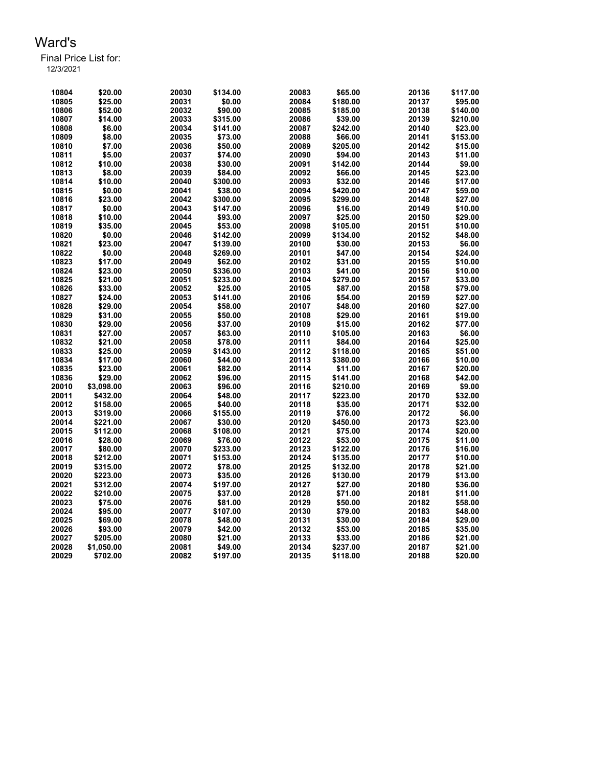# Ward's

Final Price List for:
12/3/2021

| | | | | | | | |
|---|---|---|---|---|---|---|---|
| 10804 | $20.00 | 20030 | $134.00 | 20083 | $65.00 | 20136 | $117.00 |
| 10805 | $25.00 | 20031 | $0.00 | 20084 | $180.00 | 20137 | $95.00 |
| 10806 | $52.00 | 20032 | $90.00 | 20085 | $185.00 | 20138 | $140.00 |
| 10807 | $14.00 | 20033 | $315.00 | 20086 | $39.00 | 20139 | $210.00 |
| 10808 | $6.00 | 20034 | $141.00 | 20087 | $242.00 | 20140 | $23.00 |
| 10809 | $8.00 | 20035 | $73.00 | 20088 | $66.00 | 20141 | $153.00 |
| 10810 | $7.00 | 20036 | $50.00 | 20089 | $205.00 | 20142 | $15.00 |
| 10811 | $5.00 | 20037 | $74.00 | 20090 | $94.00 | 20143 | $11.00 |
| 10812 | $10.00 | 20038 | $30.00 | 20091 | $142.00 | 20144 | $9.00 |
| 10813 | $8.00 | 20039 | $84.00 | 20092 | $66.00 | 20145 | $23.00 |
| 10814 | $10.00 | 20040 | $300.00 | 20093 | $32.00 | 20146 | $17.00 |
| 10815 | $0.00 | 20041 | $38.00 | 20094 | $420.00 | 20147 | $59.00 |
| 10816 | $23.00 | 20042 | $300.00 | 20095 | $299.00 | 20148 | $27.00 |
| 10817 | $0.00 | 20043 | $147.00 | 20096 | $16.00 | 20149 | $10.00 |
| 10818 | $10.00 | 20044 | $93.00 | 20097 | $25.00 | 20150 | $29.00 |
| 10819 | $35.00 | 20045 | $53.00 | 20098 | $105.00 | 20151 | $10.00 |
| 10820 | $0.00 | 20046 | $142.00 | 20099 | $134.00 | 20152 | $48.00 |
| 10821 | $23.00 | 20047 | $139.00 | 20100 | $30.00 | 20153 | $6.00 |
| 10822 | $0.00 | 20048 | $269.00 | 20101 | $47.00 | 20154 | $24.00 |
| 10823 | $17.00 | 20049 | $62.00 | 20102 | $31.00 | 20155 | $10.00 |
| 10824 | $23.00 | 20050 | $336.00 | 20103 | $41.00 | 20156 | $10.00 |
| 10825 | $21.00 | 20051 | $233.00 | 20104 | $279.00 | 20157 | $33.00 |
| 10826 | $33.00 | 20052 | $25.00 | 20105 | $87.00 | 20158 | $79.00 |
| 10827 | $24.00 | 20053 | $141.00 | 20106 | $54.00 | 20159 | $27.00 |
| 10828 | $29.00 | 20054 | $58.00 | 20107 | $48.00 | 20160 | $27.00 |
| 10829 | $31.00 | 20055 | $50.00 | 20108 | $29.00 | 20161 | $19.00 |
| 10830 | $29.00 | 20056 | $37.00 | 20109 | $15.00 | 20162 | $77.00 |
| 10831 | $27.00 | 20057 | $63.00 | 20110 | $105.00 | 20163 | $6.00 |
| 10832 | $21.00 | 20058 | $78.00 | 20111 | $84.00 | 20164 | $25.00 |
| 10833 | $25.00 | 20059 | $143.00 | 20112 | $118.00 | 20165 | $51.00 |
| 10834 | $17.00 | 20060 | $44.00 | 20113 | $380.00 | 20166 | $10.00 |
| 10835 | $23.00 | 20061 | $82.00 | 20114 | $11.00 | 20167 | $20.00 |
| 10836 | $29.00 | 20062 | $96.00 | 20115 | $141.00 | 20168 | $42.00 |
| 20010 | $3,098.00 | 20063 | $96.00 | 20116 | $210.00 | 20169 | $9.00 |
| 20011 | $432.00 | 20064 | $48.00 | 20117 | $223.00 | 20170 | $32.00 |
| 20012 | $158.00 | 20065 | $40.00 | 20118 | $35.00 | 20171 | $32.00 |
| 20013 | $319.00 | 20066 | $155.00 | 20119 | $76.00 | 20172 | $6.00 |
| 20014 | $221.00 | 20067 | $30.00 | 20120 | $450.00 | 20173 | $23.00 |
| 20015 | $112.00 | 20068 | $108.00 | 20121 | $75.00 | 20174 | $20.00 |
| 20016 | $28.00 | 20069 | $76.00 | 20122 | $53.00 | 20175 | $11.00 |
| 20017 | $80.00 | 20070 | $233.00 | 20123 | $122.00 | 20176 | $16.00 |
| 20018 | $212.00 | 20071 | $153.00 | 20124 | $135.00 | 20177 | $10.00 |
| 20019 | $315.00 | 20072 | $78.00 | 20125 | $132.00 | 20178 | $21.00 |
| 20020 | $223.00 | 20073 | $35.00 | 20126 | $130.00 | 20179 | $13.00 |
| 20021 | $312.00 | 20074 | $197.00 | 20127 | $27.00 | 20180 | $36.00 |
| 20022 | $210.00 | 20075 | $37.00 | 20128 | $71.00 | 20181 | $11.00 |
| 20023 | $75.00 | 20076 | $81.00 | 20129 | $50.00 | 20182 | $58.00 |
| 20024 | $95.00 | 20077 | $107.00 | 20130 | $79.00 | 20183 | $48.00 |
| 20025 | $69.00 | 20078 | $48.00 | 20131 | $30.00 | 20184 | $29.00 |
| 20026 | $93.00 | 20079 | $42.00 | 20132 | $53.00 | 20185 | $35.00 |
| 20027 | $205.00 | 20080 | $21.00 | 20133 | $33.00 | 20186 | $21.00 |
| 20028 | $1,050.00 | 20081 | $49.00 | 20134 | $237.00 | 20187 | $21.00 |
| 20029 | $702.00 | 20082 | $197.00 | 20135 | $118.00 | 20188 | $20.00 |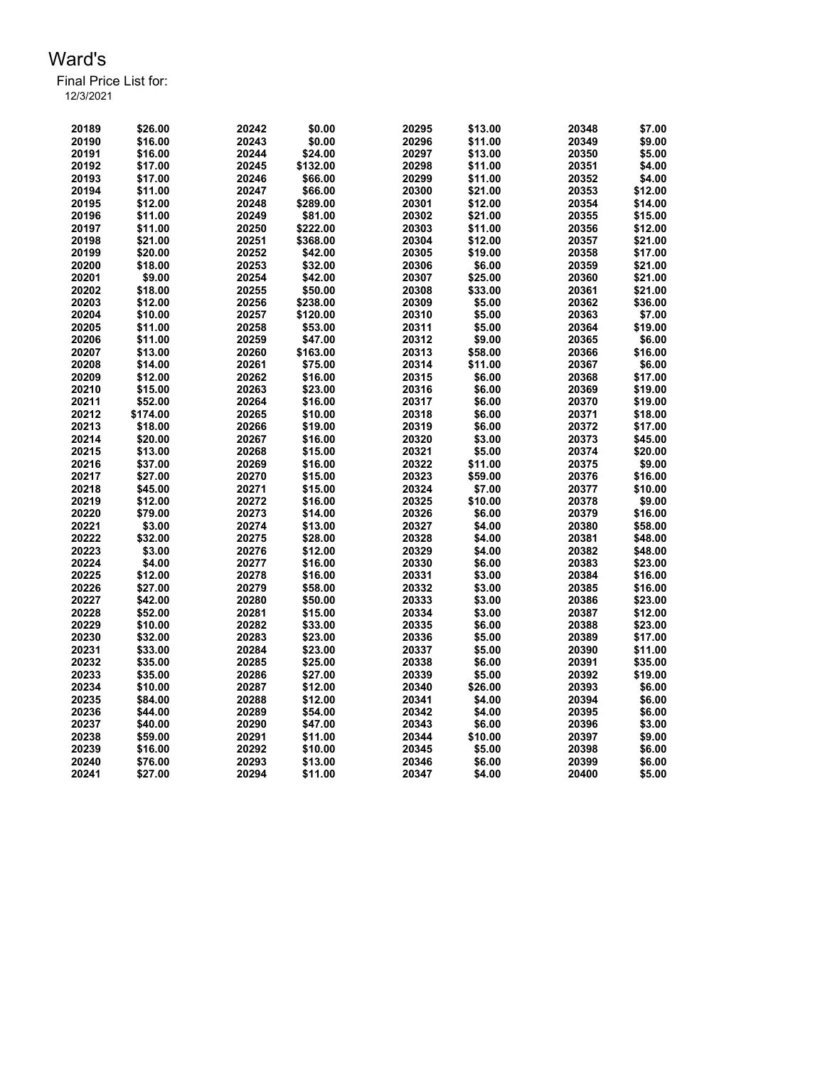# Ward's

Final Price List for:
12/3/2021

| | | | | | | | |
|---|---|---|---|---|---|---|---|
| 20189 | $26.00 | 20242 | $0.00 | 20295 | $13.00 | 20348 | $7.00 |
| 20190 | $16.00 | 20243 | $0.00 | 20296 | $11.00 | 20349 | $9.00 |
| 20191 | $16.00 | 20244 | $24.00 | 20297 | $13.00 | 20350 | $5.00 |
| 20192 | $17.00 | 20245 | $132.00 | 20298 | $11.00 | 20351 | $4.00 |
| 20193 | $17.00 | 20246 | $66.00 | 20299 | $11.00 | 20352 | $4.00 |
| 20194 | $11.00 | 20247 | $66.00 | 20300 | $21.00 | 20353 | $12.00 |
| 20195 | $12.00 | 20248 | $289.00 | 20301 | $12.00 | 20354 | $14.00 |
| 20196 | $11.00 | 20249 | $81.00 | 20302 | $21.00 | 20355 | $15.00 |
| 20197 | $11.00 | 20250 | $222.00 | 20303 | $11.00 | 20356 | $12.00 |
| 20198 | $21.00 | 20251 | $368.00 | 20304 | $12.00 | 20357 | $21.00 |
| 20199 | $20.00 | 20252 | $42.00 | 20305 | $19.00 | 20358 | $17.00 |
| 20200 | $18.00 | 20253 | $32.00 | 20306 | $6.00 | 20359 | $21.00 |
| 20201 | $9.00 | 20254 | $42.00 | 20307 | $25.00 | 20360 | $21.00 |
| 20202 | $18.00 | 20255 | $50.00 | 20308 | $33.00 | 20361 | $21.00 |
| 20203 | $12.00 | 20256 | $238.00 | 20309 | $5.00 | 20362 | $36.00 |
| 20204 | $10.00 | 20257 | $120.00 | 20310 | $5.00 | 20363 | $7.00 |
| 20205 | $11.00 | 20258 | $53.00 | 20311 | $5.00 | 20364 | $19.00 |
| 20206 | $11.00 | 20259 | $47.00 | 20312 | $9.00 | 20365 | $6.00 |
| 20207 | $13.00 | 20260 | $163.00 | 20313 | $58.00 | 20366 | $16.00 |
| 20208 | $14.00 | 20261 | $75.00 | 20314 | $11.00 | 20367 | $6.00 |
| 20209 | $12.00 | 20262 | $16.00 | 20315 | $6.00 | 20368 | $17.00 |
| 20210 | $15.00 | 20263 | $23.00 | 20316 | $6.00 | 20369 | $19.00 |
| 20211 | $52.00 | 20264 | $16.00 | 20317 | $6.00 | 20370 | $19.00 |
| 20212 | $174.00 | 20265 | $10.00 | 20318 | $6.00 | 20371 | $18.00 |
| 20213 | $18.00 | 20266 | $19.00 | 20319 | $6.00 | 20372 | $17.00 |
| 20214 | $20.00 | 20267 | $16.00 | 20320 | $3.00 | 20373 | $45.00 |
| 20215 | $13.00 | 20268 | $15.00 | 20321 | $5.00 | 20374 | $20.00 |
| 20216 | $37.00 | 20269 | $16.00 | 20322 | $11.00 | 20375 | $9.00 |
| 20217 | $27.00 | 20270 | $15.00 | 20323 | $59.00 | 20376 | $16.00 |
| 20218 | $45.00 | 20271 | $15.00 | 20324 | $7.00 | 20377 | $10.00 |
| 20219 | $12.00 | 20272 | $16.00 | 20325 | $10.00 | 20378 | $9.00 |
| 20220 | $79.00 | 20273 | $14.00 | 20326 | $6.00 | 20379 | $16.00 |
| 20221 | $3.00 | 20274 | $13.00 | 20327 | $4.00 | 20380 | $58.00 |
| 20222 | $32.00 | 20275 | $28.00 | 20328 | $4.00 | 20381 | $48.00 |
| 20223 | $3.00 | 20276 | $12.00 | 20329 | $4.00 | 20382 | $48.00 |
| 20224 | $4.00 | 20277 | $16.00 | 20330 | $6.00 | 20383 | $23.00 |
| 20225 | $12.00 | 20278 | $16.00 | 20331 | $3.00 | 20384 | $16.00 |
| 20226 | $27.00 | 20279 | $58.00 | 20332 | $3.00 | 20385 | $16.00 |
| 20227 | $42.00 | 20280 | $50.00 | 20333 | $3.00 | 20386 | $23.00 |
| 20228 | $52.00 | 20281 | $15.00 | 20334 | $3.00 | 20387 | $12.00 |
| 20229 | $10.00 | 20282 | $33.00 | 20335 | $6.00 | 20388 | $23.00 |
| 20230 | $32.00 | 20283 | $23.00 | 20336 | $5.00 | 20389 | $17.00 |
| 20231 | $33.00 | 20284 | $23.00 | 20337 | $5.00 | 20390 | $11.00 |
| 20232 | $35.00 | 20285 | $25.00 | 20338 | $6.00 | 20391 | $35.00 |
| 20233 | $35.00 | 20286 | $27.00 | 20339 | $5.00 | 20392 | $19.00 |
| 20234 | $10.00 | 20287 | $12.00 | 20340 | $26.00 | 20393 | $6.00 |
| 20235 | $84.00 | 20288 | $12.00 | 20341 | $4.00 | 20394 | $6.00 |
| 20236 | $44.00 | 20289 | $54.00 | 20342 | $4.00 | 20395 | $6.00 |
| 20237 | $40.00 | 20290 | $47.00 | 20343 | $6.00 | 20396 | $3.00 |
| 20238 | $59.00 | 20291 | $11.00 | 20344 | $10.00 | 20397 | $9.00 |
| 20239 | $16.00 | 20292 | $10.00 | 20345 | $5.00 | 20398 | $6.00 |
| 20240 | $76.00 | 20293 | $13.00 | 20346 | $6.00 | 20399 | $6.00 |
| 20241 | $27.00 | 20294 | $11.00 | 20347 | $4.00 | 20400 | $5.00 |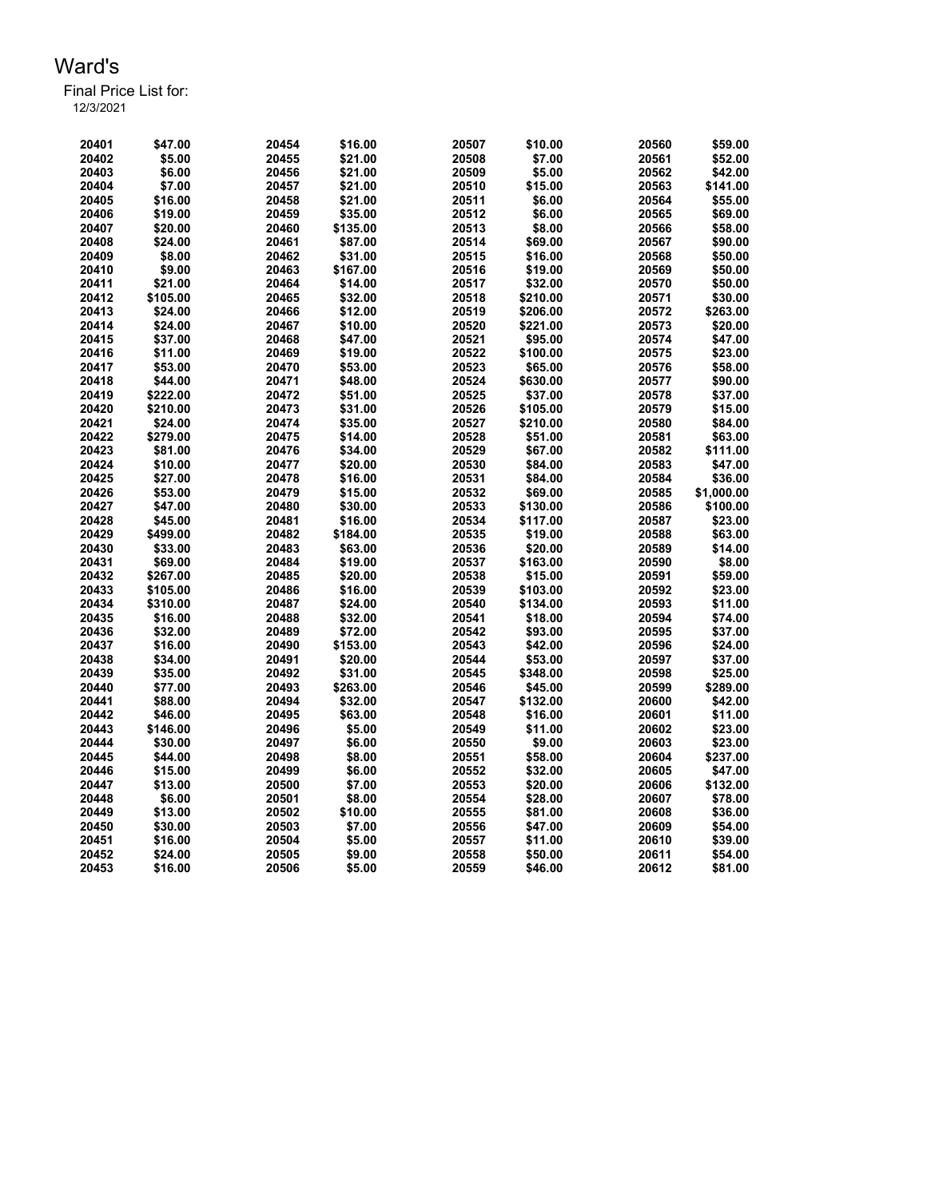# Ward's

Final Price List for:
12/3/2021

| | | | | | | | |
|---|---|---|---|---|---|---|---|
| 20401 | $47.00 | 20454 | $16.00 | 20507 | $10.00 | 20560 | $59.00 |
| 20402 | $5.00 | 20455 | $21.00 | 20508 | $7.00 | 20561 | $52.00 |
| 20403 | $6.00 | 20456 | $21.00 | 20509 | $5.00 | 20562 | $42.00 |
| 20404 | $7.00 | 20457 | $21.00 | 20510 | $15.00 | 20563 | $141.00 |
| 20405 | $16.00 | 20458 | $21.00 | 20511 | $6.00 | 20564 | $55.00 |
| 20406 | $19.00 | 20459 | $35.00 | 20512 | $6.00 | 20565 | $69.00 |
| 20407 | $20.00 | 20460 | $135.00 | 20513 | $8.00 | 20566 | $58.00 |
| 20408 | $24.00 | 20461 | $87.00 | 20514 | $69.00 | 20567 | $90.00 |
| 20409 | $8.00 | 20462 | $31.00 | 20515 | $16.00 | 20568 | $50.00 |
| 20410 | $9.00 | 20463 | $167.00 | 20516 | $19.00 | 20569 | $50.00 |
| 20411 | $21.00 | 20464 | $14.00 | 20517 | $32.00 | 20570 | $50.00 |
| 20412 | $105.00 | 20465 | $32.00 | 20518 | $210.00 | 20571 | $30.00 |
| 20413 | $24.00 | 20466 | $12.00 | 20519 | $206.00 | 20572 | $263.00 |
| 20414 | $24.00 | 20467 | $10.00 | 20520 | $221.00 | 20573 | $20.00 |
| 20415 | $37.00 | 20468 | $47.00 | 20521 | $95.00 | 20574 | $47.00 |
| 20416 | $11.00 | 20469 | $19.00 | 20522 | $100.00 | 20575 | $23.00 |
| 20417 | $53.00 | 20470 | $53.00 | 20523 | $65.00 | 20576 | $58.00 |
| 20418 | $44.00 | 20471 | $48.00 | 20524 | $630.00 | 20577 | $90.00 |
| 20419 | $222.00 | 20472 | $51.00 | 20525 | $37.00 | 20578 | $37.00 |
| 20420 | $210.00 | 20473 | $31.00 | 20526 | $105.00 | 20579 | $15.00 |
| 20421 | $24.00 | 20474 | $35.00 | 20527 | $210.00 | 20580 | $84.00 |
| 20422 | $279.00 | 20475 | $14.00 | 20528 | $51.00 | 20581 | $63.00 |
| 20423 | $81.00 | 20476 | $34.00 | 20529 | $67.00 | 20582 | $111.00 |
| 20424 | $10.00 | 20477 | $20.00 | 20530 | $84.00 | 20583 | $47.00 |
| 20425 | $27.00 | 20478 | $16.00 | 20531 | $84.00 | 20584 | $36.00 |
| 20426 | $53.00 | 20479 | $15.00 | 20532 | $69.00 | 20585 | $1,000.00 |
| 20427 | $47.00 | 20480 | $30.00 | 20533 | $130.00 | 20586 | $100.00 |
| 20428 | $45.00 | 20481 | $16.00 | 20534 | $117.00 | 20587 | $23.00 |
| 20429 | $499.00 | 20482 | $184.00 | 20535 | $19.00 | 20588 | $63.00 |
| 20430 | $33.00 | 20483 | $63.00 | 20536 | $20.00 | 20589 | $14.00 |
| 20431 | $69.00 | 20484 | $19.00 | 20537 | $163.00 | 20590 | $8.00 |
| 20432 | $267.00 | 20485 | $20.00 | 20538 | $15.00 | 20591 | $59.00 |
| 20433 | $105.00 | 20486 | $16.00 | 20539 | $103.00 | 20592 | $23.00 |
| 20434 | $310.00 | 20487 | $24.00 | 20540 | $134.00 | 20593 | $11.00 |
| 20435 | $16.00 | 20488 | $32.00 | 20541 | $18.00 | 20594 | $74.00 |
| 20436 | $32.00 | 20489 | $72.00 | 20542 | $93.00 | 20595 | $37.00 |
| 20437 | $16.00 | 20490 | $153.00 | 20543 | $42.00 | 20596 | $24.00 |
| 20438 | $34.00 | 20491 | $20.00 | 20544 | $53.00 | 20597 | $37.00 |
| 20439 | $35.00 | 20492 | $31.00 | 20545 | $348.00 | 20598 | $25.00 |
| 20440 | $77.00 | 20493 | $263.00 | 20546 | $45.00 | 20599 | $289.00 |
| 20441 | $88.00 | 20494 | $32.00 | 20547 | $132.00 | 20600 | $42.00 |
| 20442 | $46.00 | 20495 | $63.00 | 20548 | $16.00 | 20601 | $11.00 |
| 20443 | $146.00 | 20496 | $5.00 | 20549 | $11.00 | 20602 | $23.00 |
| 20444 | $30.00 | 20497 | $6.00 | 20550 | $9.00 | 20603 | $23.00 |
| 20445 | $44.00 | 20498 | $8.00 | 20551 | $58.00 | 20604 | $237.00 |
| 20446 | $15.00 | 20499 | $6.00 | 20552 | $32.00 | 20605 | $47.00 |
| 20447 | $13.00 | 20500 | $7.00 | 20553 | $20.00 | 20606 | $132.00 |
| 20448 | $6.00 | 20501 | $8.00 | 20554 | $28.00 | 20607 | $78.00 |
| 20449 | $13.00 | 20502 | $10.00 | 20555 | $81.00 | 20608 | $36.00 |
| 20450 | $30.00 | 20503 | $7.00 | 20556 | $47.00 | 20609 | $54.00 |
| 20451 | $16.00 | 20504 | $5.00 | 20557 | $11.00 | 20610 | $39.00 |
| 20452 | $24.00 | 20505 | $9.00 | 20558 | $50.00 | 20611 | $54.00 |
| 20453 | $16.00 | 20506 | $5.00 | 20559 | $46.00 | 20612 | $81.00 |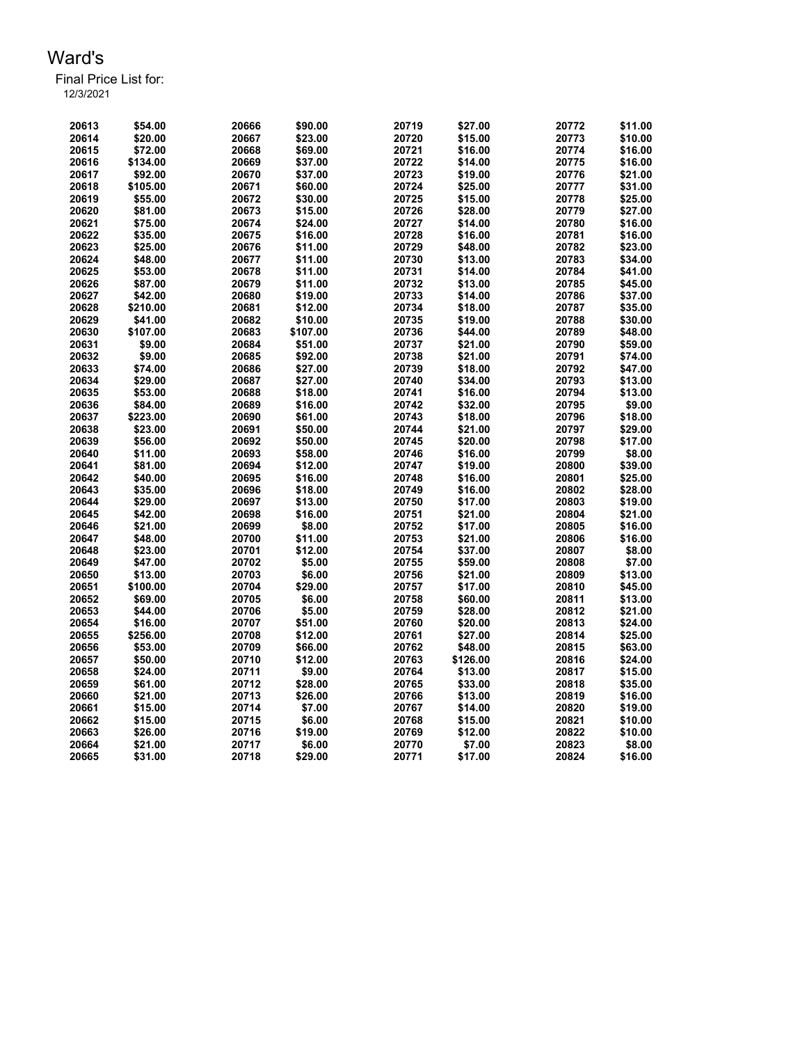# Ward's

Final Price List for:
12/3/2021

| | | | | | | | |
|---|---|---|---|---|---|---|---|
| 20613 | $54.00 | 20666 | $90.00 | 20719 | $27.00 | 20772 | $11.00 |
| 20614 | $20.00 | 20667 | $23.00 | 20720 | $15.00 | 20773 | $10.00 |
| 20615 | $72.00 | 20668 | $69.00 | 20721 | $16.00 | 20774 | $16.00 |
| 20616 | $134.00 | 20669 | $37.00 | 20722 | $14.00 | 20775 | $16.00 |
| 20617 | $92.00 | 20670 | $37.00 | 20723 | $19.00 | 20776 | $21.00 |
| 20618 | $105.00 | 20671 | $60.00 | 20724 | $25.00 | 20777 | $31.00 |
| 20619 | $55.00 | 20672 | $30.00 | 20725 | $15.00 | 20778 | $25.00 |
| 20620 | $81.00 | 20673 | $15.00 | 20726 | $28.00 | 20779 | $27.00 |
| 20621 | $75.00 | 20674 | $24.00 | 20727 | $14.00 | 20780 | $16.00 |
| 20622 | $35.00 | 20675 | $16.00 | 20728 | $16.00 | 20781 | $16.00 |
| 20623 | $25.00 | 20676 | $11.00 | 20729 | $48.00 | 20782 | $23.00 |
| 20624 | $48.00 | 20677 | $11.00 | 20730 | $13.00 | 20783 | $34.00 |
| 20625 | $53.00 | 20678 | $11.00 | 20731 | $14.00 | 20784 | $41.00 |
| 20626 | $87.00 | 20679 | $11.00 | 20732 | $13.00 | 20785 | $45.00 |
| 20627 | $42.00 | 20680 | $19.00 | 20733 | $14.00 | 20786 | $37.00 |
| 20628 | $210.00 | 20681 | $12.00 | 20734 | $18.00 | 20787 | $35.00 |
| 20629 | $41.00 | 20682 | $10.00 | 20735 | $19.00 | 20788 | $30.00 |
| 20630 | $107.00 | 20683 | $107.00 | 20736 | $44.00 | 20789 | $48.00 |
| 20631 | $9.00 | 20684 | $51.00 | 20737 | $21.00 | 20790 | $59.00 |
| 20632 | $9.00 | 20685 | $92.00 | 20738 | $21.00 | 20791 | $74.00 |
| 20633 | $74.00 | 20686 | $27.00 | 20739 | $18.00 | 20792 | $47.00 |
| 20634 | $29.00 | 20687 | $27.00 | 20740 | $34.00 | 20793 | $13.00 |
| 20635 | $53.00 | 20688 | $18.00 | 20741 | $16.00 | 20794 | $13.00 |
| 20636 | $84.00 | 20689 | $16.00 | 20742 | $32.00 | 20795 | $9.00 |
| 20637 | $223.00 | 20690 | $61.00 | 20743 | $18.00 | 20796 | $18.00 |
| 20638 | $23.00 | 20691 | $50.00 | 20744 | $21.00 | 20797 | $29.00 |
| 20639 | $56.00 | 20692 | $50.00 | 20745 | $20.00 | 20798 | $17.00 |
| 20640 | $11.00 | 20693 | $58.00 | 20746 | $16.00 | 20799 | $8.00 |
| 20641 | $81.00 | 20694 | $12.00 | 20747 | $19.00 | 20800 | $39.00 |
| 20642 | $40.00 | 20695 | $16.00 | 20748 | $16.00 | 20801 | $25.00 |
| 20643 | $35.00 | 20696 | $18.00 | 20749 | $16.00 | 20802 | $28.00 |
| 20644 | $29.00 | 20697 | $13.00 | 20750 | $17.00 | 20803 | $19.00 |
| 20645 | $42.00 | 20698 | $16.00 | 20751 | $21.00 | 20804 | $21.00 |
| 20646 | $21.00 | 20699 | $8.00 | 20752 | $17.00 | 20805 | $16.00 |
| 20647 | $48.00 | 20700 | $11.00 | 20753 | $21.00 | 20806 | $16.00 |
| 20648 | $23.00 | 20701 | $12.00 | 20754 | $37.00 | 20807 | $8.00 |
| 20649 | $47.00 | 20702 | $5.00 | 20755 | $59.00 | 20808 | $7.00 |
| 20650 | $13.00 | 20703 | $6.00 | 20756 | $21.00 | 20809 | $13.00 |
| 20651 | $100.00 | 20704 | $29.00 | 20757 | $17.00 | 20810 | $45.00 |
| 20652 | $69.00 | 20705 | $6.00 | 20758 | $60.00 | 20811 | $13.00 |
| 20653 | $44.00 | 20706 | $5.00 | 20759 | $28.00 | 20812 | $21.00 |
| 20654 | $16.00 | 20707 | $51.00 | 20760 | $20.00 | 20813 | $24.00 |
| 20655 | $256.00 | 20708 | $12.00 | 20761 | $27.00 | 20814 | $25.00 |
| 20656 | $53.00 | 20709 | $66.00 | 20762 | $48.00 | 20815 | $63.00 |
| 20657 | $50.00 | 20710 | $12.00 | 20763 | $126.00 | 20816 | $24.00 |
| 20658 | $24.00 | 20711 | $9.00 | 20764 | $13.00 | 20817 | $15.00 |
| 20659 | $61.00 | 20712 | $28.00 | 20765 | $33.00 | 20818 | $35.00 |
| 20660 | $21.00 | 20713 | $26.00 | 20766 | $13.00 | 20819 | $16.00 |
| 20661 | $15.00 | 20714 | $7.00 | 20767 | $14.00 | 20820 | $19.00 |
| 20662 | $15.00 | 20715 | $6.00 | 20768 | $15.00 | 20821 | $10.00 |
| 20663 | $26.00 | 20716 | $19.00 | 20769 | $12.00 | 20822 | $10.00 |
| 20664 | $21.00 | 20717 | $6.00 | 20770 | $7.00 | 20823 | $8.00 |
| 20665 | $31.00 | 20718 | $29.00 | 20771 | $17.00 | 20824 | $16.00 |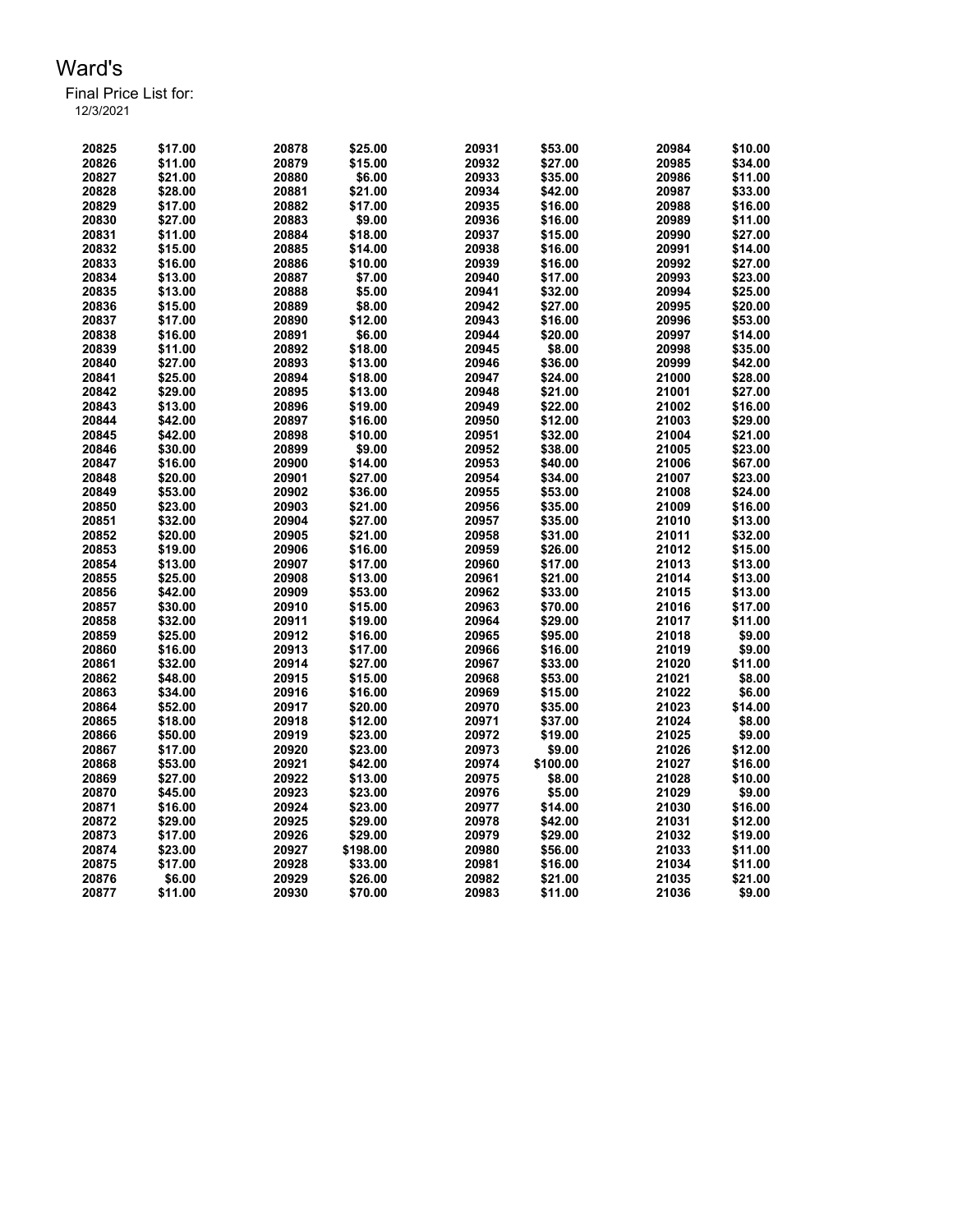# Ward's

Final Price List for:
12/3/2021

| Item | Price | Item | Price | Item | Price | Item | Price |
|---|---|---|---|---|---|---|---|
| 20825 | $17.00 | 20878 | $25.00 | 20931 | $53.00 | 20984 | $10.00 |
| 20826 | $11.00 | 20879 | $15.00 | 20932 | $27.00 | 20985 | $34.00 |
| 20827 | $21.00 | 20880 | $6.00 | 20933 | $35.00 | 20986 | $11.00 |
| 20828 | $28.00 | 20881 | $21.00 | 20934 | $42.00 | 20987 | $33.00 |
| 20829 | $17.00 | 20882 | $17.00 | 20935 | $16.00 | 20988 | $16.00 |
| 20830 | $27.00 | 20883 | $9.00 | 20936 | $16.00 | 20989 | $11.00 |
| 20831 | $11.00 | 20884 | $18.00 | 20937 | $15.00 | 20990 | $27.00 |
| 20832 | $15.00 | 20885 | $14.00 | 20938 | $16.00 | 20991 | $14.00 |
| 20833 | $16.00 | 20886 | $10.00 | 20939 | $16.00 | 20992 | $27.00 |
| 20834 | $13.00 | 20887 | $7.00 | 20940 | $17.00 | 20993 | $23.00 |
| 20835 | $13.00 | 20888 | $5.00 | 20941 | $32.00 | 20994 | $25.00 |
| 20836 | $15.00 | 20889 | $8.00 | 20942 | $27.00 | 20995 | $20.00 |
| 20837 | $17.00 | 20890 | $12.00 | 20943 | $16.00 | 20996 | $53.00 |
| 20838 | $16.00 | 20891 | $6.00 | 20944 | $20.00 | 20997 | $14.00 |
| 20839 | $11.00 | 20892 | $18.00 | 20945 | $8.00 | 20998 | $35.00 |
| 20840 | $27.00 | 20893 | $13.00 | 20946 | $36.00 | 20999 | $42.00 |
| 20841 | $25.00 | 20894 | $18.00 | 20947 | $24.00 | 21000 | $28.00 |
| 20842 | $29.00 | 20895 | $13.00 | 20948 | $21.00 | 21001 | $27.00 |
| 20843 | $13.00 | 20896 | $19.00 | 20949 | $22.00 | 21002 | $16.00 |
| 20844 | $42.00 | 20897 | $16.00 | 20950 | $12.00 | 21003 | $29.00 |
| 20845 | $42.00 | 20898 | $10.00 | 20951 | $32.00 | 21004 | $21.00 |
| 20846 | $30.00 | 20899 | $9.00 | 20952 | $38.00 | 21005 | $23.00 |
| 20847 | $16.00 | 20900 | $14.00 | 20953 | $40.00 | 21006 | $67.00 |
| 20848 | $20.00 | 20901 | $27.00 | 20954 | $34.00 | 21007 | $23.00 |
| 20849 | $53.00 | 20902 | $36.00 | 20955 | $53.00 | 21008 | $24.00 |
| 20850 | $23.00 | 20903 | $21.00 | 20956 | $35.00 | 21009 | $16.00 |
| 20851 | $32.00 | 20904 | $27.00 | 20957 | $35.00 | 21010 | $13.00 |
| 20852 | $20.00 | 20905 | $21.00 | 20958 | $31.00 | 21011 | $32.00 |
| 20853 | $19.00 | 20906 | $16.00 | 20959 | $26.00 | 21012 | $15.00 |
| 20854 | $13.00 | 20907 | $17.00 | 20960 | $17.00 | 21013 | $13.00 |
| 20855 | $25.00 | 20908 | $13.00 | 20961 | $21.00 | 21014 | $13.00 |
| 20856 | $42.00 | 20909 | $53.00 | 20962 | $33.00 | 21015 | $13.00 |
| 20857 | $30.00 | 20910 | $15.00 | 20963 | $70.00 | 21016 | $17.00 |
| 20858 | $32.00 | 20911 | $19.00 | 20964 | $29.00 | 21017 | $11.00 |
| 20859 | $25.00 | 20912 | $16.00 | 20965 | $95.00 | 21018 | $9.00 |
| 20860 | $16.00 | 20913 | $17.00 | 20966 | $16.00 | 21019 | $9.00 |
| 20861 | $32.00 | 20914 | $27.00 | 20967 | $33.00 | 21020 | $11.00 |
| 20862 | $48.00 | 20915 | $15.00 | 20968 | $53.00 | 21021 | $8.00 |
| 20863 | $34.00 | 20916 | $16.00 | 20969 | $15.00 | 21022 | $6.00 |
| 20864 | $52.00 | 20917 | $20.00 | 20970 | $35.00 | 21023 | $14.00 |
| 20865 | $18.00 | 20918 | $12.00 | 20971 | $37.00 | 21024 | $8.00 |
| 20866 | $50.00 | 20919 | $23.00 | 20972 | $19.00 | 21025 | $9.00 |
| 20867 | $17.00 | 20920 | $23.00 | 20973 | $9.00 | 21026 | $12.00 |
| 20868 | $53.00 | 20921 | $42.00 | 20974 | $100.00 | 21027 | $16.00 |
| 20869 | $27.00 | 20922 | $13.00 | 20975 | $8.00 | 21028 | $10.00 |
| 20870 | $45.00 | 20923 | $23.00 | 20976 | $5.00 | 21029 | $9.00 |
| 20871 | $16.00 | 20924 | $23.00 | 20977 | $14.00 | 21030 | $16.00 |
| 20872 | $29.00 | 20925 | $29.00 | 20978 | $42.00 | 21031 | $12.00 |
| 20873 | $17.00 | 20926 | $29.00 | 20979 | $29.00 | 21032 | $19.00 |
| 20874 | $23.00 | 20927 | $198.00 | 20980 | $56.00 | 21033 | $11.00 |
| 20875 | $17.00 | 20928 | $33.00 | 20981 | $16.00 | 21034 | $11.00 |
| 20876 | $6.00 | 20929 | $26.00 | 20982 | $21.00 | 21035 | $21.00 |
| 20877 | $11.00 | 20930 | $70.00 | 20983 | $11.00 | 21036 | $9.00 |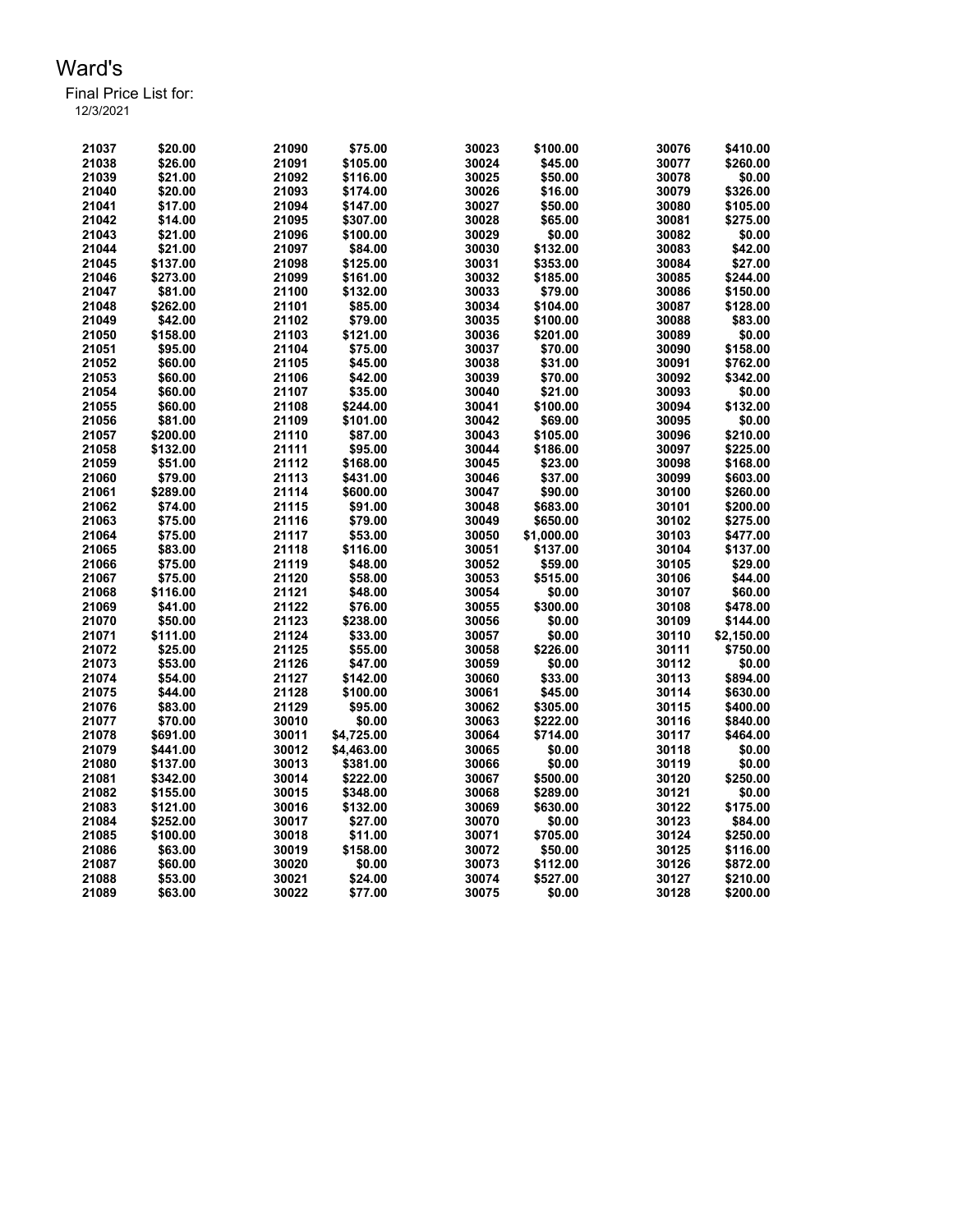# Ward's

Final Price List for:
12/3/2021

| Item | Price | Item | Price | Item | Price | Item | Price |
|---|---|---|---|---|---|---|---|
| 21037 | $20.00 | 21090 | $75.00 | 30023 | $100.00 | 30076 | $410.00 |
| 21038 | $26.00 | 21091 | $105.00 | 30024 | $45.00 | 30077 | $260.00 |
| 21039 | $21.00 | 21092 | $116.00 | 30025 | $50.00 | 30078 | $0.00 |
| 21040 | $20.00 | 21093 | $174.00 | 30026 | $16.00 | 30079 | $326.00 |
| 21041 | $17.00 | 21094 | $147.00 | 30027 | $50.00 | 30080 | $105.00 |
| 21042 | $14.00 | 21095 | $307.00 | 30028 | $65.00 | 30081 | $275.00 |
| 21043 | $21.00 | 21096 | $100.00 | 30029 | $0.00 | 30082 | $0.00 |
| 21044 | $21.00 | 21097 | $84.00 | 30030 | $132.00 | 30083 | $42.00 |
| 21045 | $137.00 | 21098 | $125.00 | 30031 | $353.00 | 30084 | $27.00 |
| 21046 | $273.00 | 21099 | $161.00 | 30032 | $185.00 | 30085 | $244.00 |
| 21047 | $81.00 | 21100 | $132.00 | 30033 | $79.00 | 30086 | $150.00 |
| 21048 | $262.00 | 21101 | $85.00 | 30034 | $104.00 | 30087 | $128.00 |
| 21049 | $42.00 | 21102 | $79.00 | 30035 | $100.00 | 30088 | $83.00 |
| 21050 | $158.00 | 21103 | $121.00 | 30036 | $201.00 | 30089 | $0.00 |
| 21051 | $95.00 | 21104 | $75.00 | 30037 | $70.00 | 30090 | $158.00 |
| 21052 | $60.00 | 21105 | $45.00 | 30038 | $31.00 | 30091 | $762.00 |
| 21053 | $60.00 | 21106 | $42.00 | 30039 | $70.00 | 30092 | $342.00 |
| 21054 | $60.00 | 21107 | $35.00 | 30040 | $21.00 | 30093 | $0.00 |
| 21055 | $60.00 | 21108 | $244.00 | 30041 | $100.00 | 30094 | $132.00 |
| 21056 | $81.00 | 21109 | $101.00 | 30042 | $69.00 | 30095 | $0.00 |
| 21057 | $200.00 | 21110 | $87.00 | 30043 | $105.00 | 30096 | $210.00 |
| 21058 | $132.00 | 21111 | $95.00 | 30044 | $186.00 | 30097 | $225.00 |
| 21059 | $51.00 | 21112 | $168.00 | 30045 | $23.00 | 30098 | $168.00 |
| 21060 | $79.00 | 21113 | $431.00 | 30046 | $37.00 | 30099 | $603.00 |
| 21061 | $289.00 | 21114 | $600.00 | 30047 | $90.00 | 30100 | $260.00 |
| 21062 | $74.00 | 21115 | $91.00 | 30048 | $683.00 | 30101 | $200.00 |
| 21063 | $75.00 | 21116 | $79.00 | 30049 | $650.00 | 30102 | $275.00 |
| 21064 | $75.00 | 21117 | $53.00 | 30050 | $1,000.00 | 30103 | $477.00 |
| 21065 | $83.00 | 21118 | $116.00 | 30051 | $137.00 | 30104 | $137.00 |
| 21066 | $75.00 | 21119 | $48.00 | 30052 | $59.00 | 30105 | $29.00 |
| 21067 | $75.00 | 21120 | $58.00 | 30053 | $515.00 | 30106 | $44.00 |
| 21068 | $116.00 | 21121 | $48.00 | 30054 | $0.00 | 30107 | $60.00 |
| 21069 | $41.00 | 21122 | $76.00 | 30055 | $300.00 | 30108 | $478.00 |
| 21070 | $50.00 | 21123 | $238.00 | 30056 | $0.00 | 30109 | $144.00 |
| 21071 | $111.00 | 21124 | $33.00 | 30057 | $0.00 | 30110 | $2,150.00 |
| 21072 | $25.00 | 21125 | $55.00 | 30058 | $226.00 | 30111 | $750.00 |
| 21073 | $53.00 | 21126 | $47.00 | 30059 | $0.00 | 30112 | $0.00 |
| 21074 | $54.00 | 21127 | $142.00 | 30060 | $33.00 | 30113 | $894.00 |
| 21075 | $44.00 | 21128 | $100.00 | 30061 | $45.00 | 30114 | $630.00 |
| 21076 | $83.00 | 21129 | $95.00 | 30062 | $305.00 | 30115 | $400.00 |
| 21077 | $70.00 | 30010 | $0.00 | 30063 | $222.00 | 30116 | $840.00 |
| 21078 | $691.00 | 30011 | $4,725.00 | 30064 | $714.00 | 30117 | $464.00 |
| 21079 | $441.00 | 30012 | $4,463.00 | 30065 | $0.00 | 30118 | $0.00 |
| 21080 | $137.00 | 30013 | $381.00 | 30066 | $0.00 | 30119 | $0.00 |
| 21081 | $342.00 | 30014 | $222.00 | 30067 | $500.00 | 30120 | $250.00 |
| 21082 | $155.00 | 30015 | $348.00 | 30068 | $289.00 | 30121 | $0.00 |
| 21083 | $121.00 | 30016 | $132.00 | 30069 | $630.00 | 30122 | $175.00 |
| 21084 | $252.00 | 30017 | $27.00 | 30070 | $0.00 | 30123 | $84.00 |
| 21085 | $100.00 | 30018 | $11.00 | 30071 | $705.00 | 30124 | $250.00 |
| 21086 | $63.00 | 30019 | $158.00 | 30072 | $50.00 | 30125 | $116.00 |
| 21087 | $60.00 | 30020 | $0.00 | 30073 | $112.00 | 30126 | $872.00 |
| 21088 | $53.00 | 30021 | $24.00 | 30074 | $527.00 | 30127 | $210.00 |
| 21089 | $63.00 | 30022 | $77.00 | 30075 | $0.00 | 30128 | $200.00 |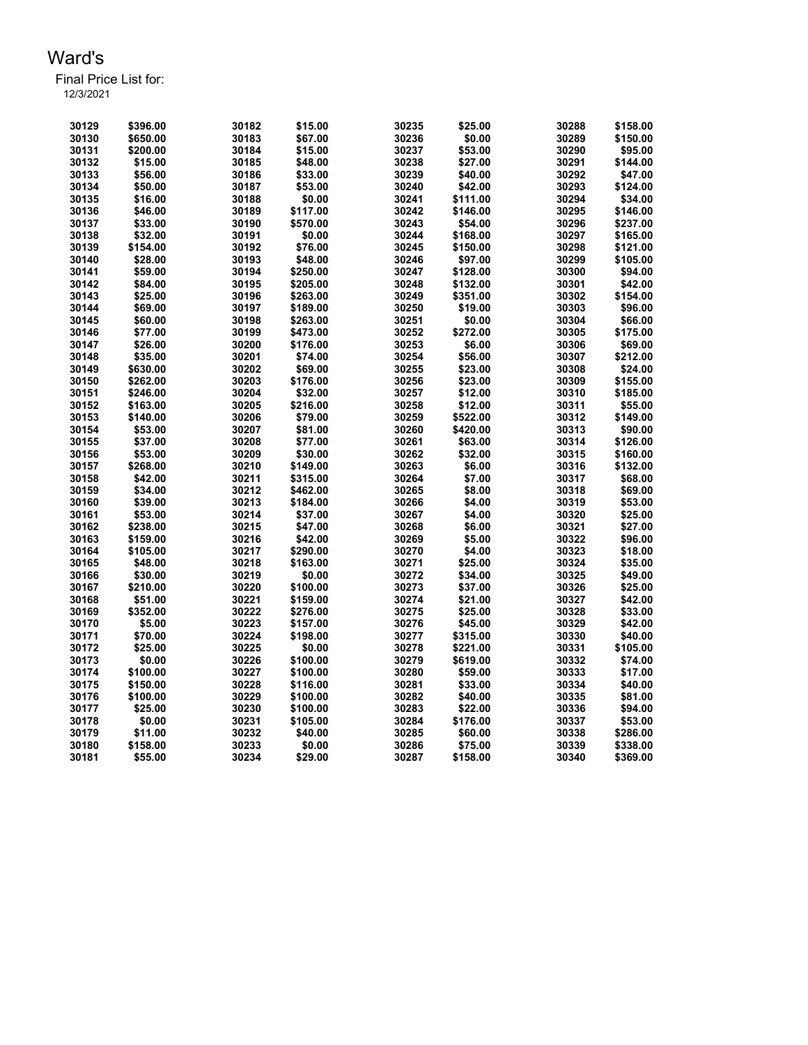# Ward's

Final Price List for:
12/3/2021

| Item | Price | Item | Price | Item | Price | Item | Price |
|---|---|---|---|---|---|---|---|
| 30129 | $396.00 | 30182 | $15.00 | 30235 | $25.00 | 30288 | $158.00 |
| 30130 | $650.00 | 30183 | $67.00 | 30236 | $0.00 | 30289 | $150.00 |
| 30131 | $200.00 | 30184 | $15.00 | 30237 | $53.00 | 30290 | $95.00 |
| 30132 | $15.00 | 30185 | $48.00 | 30238 | $27.00 | 30291 | $144.00 |
| 30133 | $56.00 | 30186 | $33.00 | 30239 | $40.00 | 30292 | $47.00 |
| 30134 | $50.00 | 30187 | $53.00 | 30240 | $42.00 | 30293 | $124.00 |
| 30135 | $16.00 | 30188 | $0.00 | 30241 | $111.00 | 30294 | $34.00 |
| 30136 | $46.00 | 30189 | $117.00 | 30242 | $146.00 | 30295 | $146.00 |
| 30137 | $33.00 | 30190 | $570.00 | 30243 | $54.00 | 30296 | $237.00 |
| 30138 | $32.00 | 30191 | $0.00 | 30244 | $168.00 | 30297 | $165.00 |
| 30139 | $154.00 | 30192 | $76.00 | 30245 | $150.00 | 30298 | $121.00 |
| 30140 | $28.00 | 30193 | $48.00 | 30246 | $97.00 | 30299 | $105.00 |
| 30141 | $59.00 | 30194 | $250.00 | 30247 | $128.00 | 30300 | $94.00 |
| 30142 | $84.00 | 30195 | $205.00 | 30248 | $132.00 | 30301 | $42.00 |
| 30143 | $25.00 | 30196 | $263.00 | 30249 | $351.00 | 30302 | $154.00 |
| 30144 | $69.00 | 30197 | $189.00 | 30250 | $19.00 | 30303 | $96.00 |
| 30145 | $60.00 | 30198 | $263.00 | 30251 | $0.00 | 30304 | $66.00 |
| 30146 | $77.00 | 30199 | $473.00 | 30252 | $272.00 | 30305 | $175.00 |
| 30147 | $26.00 | 30200 | $176.00 | 30253 | $6.00 | 30306 | $69.00 |
| 30148 | $35.00 | 30201 | $74.00 | 30254 | $56.00 | 30307 | $212.00 |
| 30149 | $630.00 | 30202 | $69.00 | 30255 | $23.00 | 30308 | $24.00 |
| 30150 | $262.00 | 30203 | $176.00 | 30256 | $23.00 | 30309 | $155.00 |
| 30151 | $246.00 | 30204 | $32.00 | 30257 | $12.00 | 30310 | $185.00 |
| 30152 | $163.00 | 30205 | $216.00 | 30258 | $12.00 | 30311 | $55.00 |
| 30153 | $140.00 | 30206 | $79.00 | 30259 | $522.00 | 30312 | $149.00 |
| 30154 | $53.00 | 30207 | $81.00 | 30260 | $420.00 | 30313 | $90.00 |
| 30155 | $37.00 | 30208 | $77.00 | 30261 | $63.00 | 30314 | $126.00 |
| 30156 | $53.00 | 30209 | $30.00 | 30262 | $32.00 | 30315 | $160.00 |
| 30157 | $268.00 | 30210 | $149.00 | 30263 | $6.00 | 30316 | $132.00 |
| 30158 | $42.00 | 30211 | $315.00 | 30264 | $7.00 | 30317 | $68.00 |
| 30159 | $34.00 | 30212 | $462.00 | 30265 | $8.00 | 30318 | $69.00 |
| 30160 | $39.00 | 30213 | $184.00 | 30266 | $4.00 | 30319 | $53.00 |
| 30161 | $53.00 | 30214 | $37.00 | 30267 | $4.00 | 30320 | $25.00 |
| 30162 | $238.00 | 30215 | $47.00 | 30268 | $6.00 | 30321 | $27.00 |
| 30163 | $159.00 | 30216 | $42.00 | 30269 | $5.00 | 30322 | $96.00 |
| 30164 | $105.00 | 30217 | $290.00 | 30270 | $4.00 | 30323 | $18.00 |
| 30165 | $48.00 | 30218 | $163.00 | 30271 | $25.00 | 30324 | $35.00 |
| 30166 | $30.00 | 30219 | $0.00 | 30272 | $34.00 | 30325 | $49.00 |
| 30167 | $210.00 | 30220 | $100.00 | 30273 | $37.00 | 30326 | $25.00 |
| 30168 | $51.00 | 30221 | $159.00 | 30274 | $21.00 | 30327 | $42.00 |
| 30169 | $352.00 | 30222 | $276.00 | 30275 | $25.00 | 30328 | $33.00 |
| 30170 | $5.00 | 30223 | $157.00 | 30276 | $45.00 | 30329 | $42.00 |
| 30171 | $70.00 | 30224 | $198.00 | 30277 | $315.00 | 30330 | $40.00 |
| 30172 | $25.00 | 30225 | $0.00 | 30278 | $221.00 | 30331 | $105.00 |
| 30173 | $0.00 | 30226 | $100.00 | 30279 | $619.00 | 30332 | $74.00 |
| 30174 | $100.00 | 30227 | $100.00 | 30280 | $59.00 | 30333 | $17.00 |
| 30175 | $150.00 | 30228 | $116.00 | 30281 | $33.00 | 30334 | $40.00 |
| 30176 | $100.00 | 30229 | $100.00 | 30282 | $40.00 | 30335 | $81.00 |
| 30177 | $25.00 | 30230 | $100.00 | 30283 | $22.00 | 30336 | $94.00 |
| 30178 | $0.00 | 30231 | $105.00 | 30284 | $176.00 | 30337 | $53.00 |
| 30179 | $11.00 | 30232 | $40.00 | 30285 | $60.00 | 30338 | $286.00 |
| 30180 | $158.00 | 30233 | $0.00 | 30286 | $75.00 | 30339 | $338.00 |
| 30181 | $55.00 | 30234 | $29.00 | 30287 | $158.00 | 30340 | $369.00 |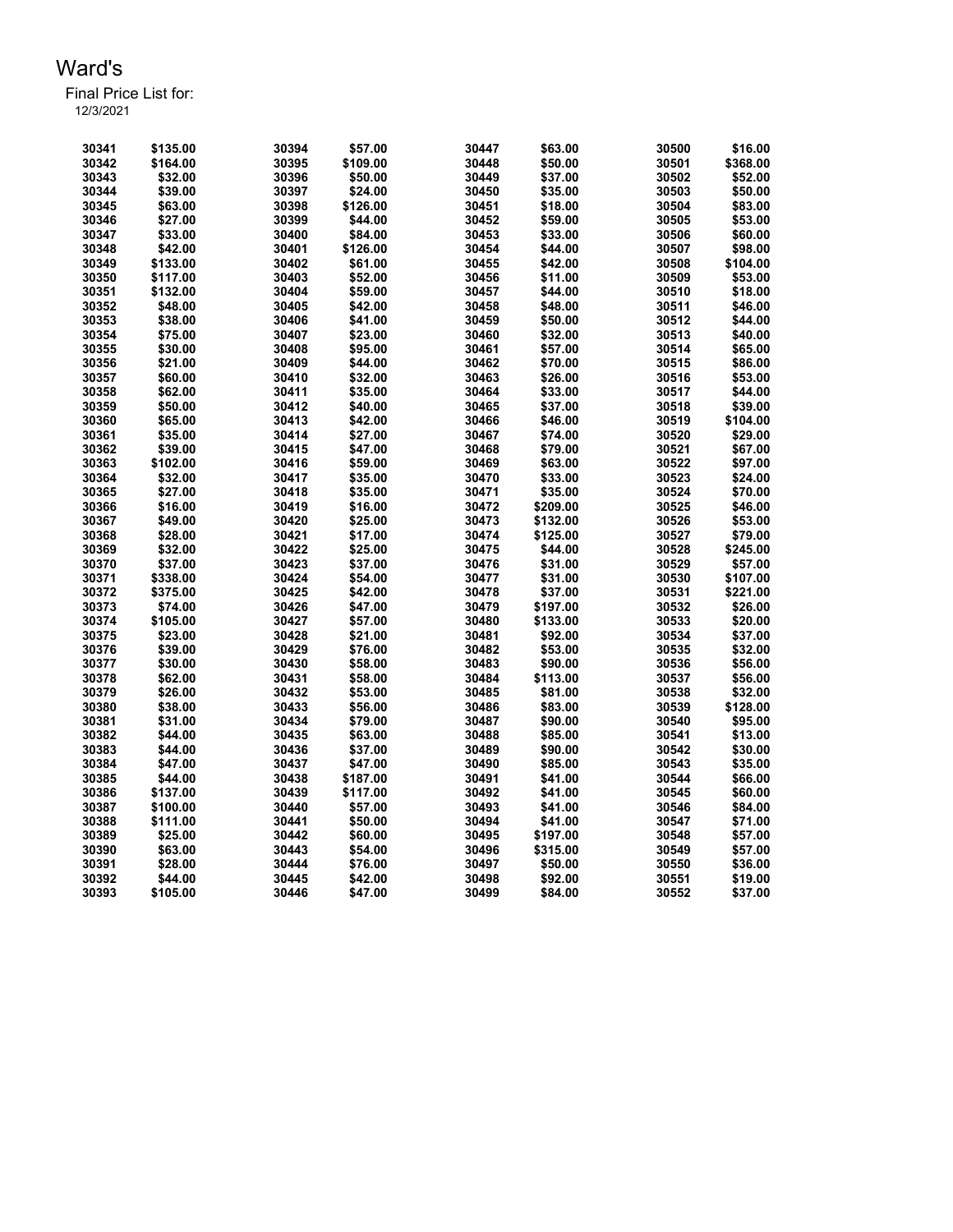# Ward's

Final Price List for:

12/3/2021

| | | | | | | | |
|---|---|---|---|---|---|---|---|
| 30341 | $135.00 | 30394 | $57.00 | 30447 | $63.00 | 30500 | $16.00 |
| 30342 | $164.00 | 30395 | $109.00 | 30448 | $50.00 | 30501 | $368.00 |
| 30343 | $32.00 | 30396 | $50.00 | 30449 | $37.00 | 30502 | $52.00 |
| 30344 | $39.00 | 30397 | $24.00 | 30450 | $35.00 | 30503 | $50.00 |
| 30345 | $63.00 | 30398 | $126.00 | 30451 | $18.00 | 30504 | $83.00 |
| 30346 | $27.00 | 30399 | $44.00 | 30452 | $59.00 | 30505 | $53.00 |
| 30347 | $33.00 | 30400 | $84.00 | 30453 | $33.00 | 30506 | $60.00 |
| 30348 | $42.00 | 30401 | $126.00 | 30454 | $44.00 | 30507 | $98.00 |
| 30349 | $133.00 | 30402 | $61.00 | 30455 | $42.00 | 30508 | $104.00 |
| 30350 | $117.00 | 30403 | $52.00 | 30456 | $11.00 | 30509 | $53.00 |
| 30351 | $132.00 | 30404 | $59.00 | 30457 | $44.00 | 30510 | $18.00 |
| 30352 | $48.00 | 30405 | $42.00 | 30458 | $48.00 | 30511 | $46.00 |
| 30353 | $38.00 | 30406 | $41.00 | 30459 | $50.00 | 30512 | $44.00 |
| 30354 | $75.00 | 30407 | $23.00 | 30460 | $32.00 | 30513 | $40.00 |
| 30355 | $30.00 | 30408 | $95.00 | 30461 | $57.00 | 30514 | $65.00 |
| 30356 | $21.00 | 30409 | $44.00 | 30462 | $70.00 | 30515 | $86.00 |
| 30357 | $60.00 | 30410 | $32.00 | 30463 | $26.00 | 30516 | $53.00 |
| 30358 | $62.00 | 30411 | $35.00 | 30464 | $33.00 | 30517 | $44.00 |
| 30359 | $50.00 | 30412 | $40.00 | 30465 | $37.00 | 30518 | $39.00 |
| 30360 | $65.00 | 30413 | $42.00 | 30466 | $46.00 | 30519 | $104.00 |
| 30361 | $35.00 | 30414 | $27.00 | 30467 | $74.00 | 30520 | $29.00 |
| 30362 | $39.00 | 30415 | $47.00 | 30468 | $79.00 | 30521 | $67.00 |
| 30363 | $102.00 | 30416 | $59.00 | 30469 | $63.00 | 30522 | $97.00 |
| 30364 | $32.00 | 30417 | $35.00 | 30470 | $33.00 | 30523 | $24.00 |
| 30365 | $27.00 | 30418 | $35.00 | 30471 | $35.00 | 30524 | $70.00 |
| 30366 | $16.00 | 30419 | $16.00 | 30472 | $209.00 | 30525 | $46.00 |
| 30367 | $49.00 | 30420 | $25.00 | 30473 | $132.00 | 30526 | $53.00 |
| 30368 | $28.00 | 30421 | $17.00 | 30474 | $125.00 | 30527 | $79.00 |
| 30369 | $32.00 | 30422 | $25.00 | 30475 | $44.00 | 30528 | $245.00 |
| 30370 | $37.00 | 30423 | $37.00 | 30476 | $31.00 | 30529 | $57.00 |
| 30371 | $338.00 | 30424 | $54.00 | 30477 | $31.00 | 30530 | $107.00 |
| 30372 | $375.00 | 30425 | $42.00 | 30478 | $37.00 | 30531 | $221.00 |
| 30373 | $74.00 | 30426 | $47.00 | 30479 | $197.00 | 30532 | $26.00 |
| 30374 | $105.00 | 30427 | $57.00 | 30480 | $133.00 | 30533 | $20.00 |
| 30375 | $23.00 | 30428 | $21.00 | 30481 | $92.00 | 30534 | $37.00 |
| 30376 | $39.00 | 30429 | $76.00 | 30482 | $53.00 | 30535 | $32.00 |
| 30377 | $30.00 | 30430 | $58.00 | 30483 | $90.00 | 30536 | $56.00 |
| 30378 | $62.00 | 30431 | $58.00 | 30484 | $113.00 | 30537 | $56.00 |
| 30379 | $26.00 | 30432 | $53.00 | 30485 | $81.00 | 30538 | $32.00 |
| 30380 | $38.00 | 30433 | $56.00 | 30486 | $83.00 | 30539 | $128.00 |
| 30381 | $31.00 | 30434 | $79.00 | 30487 | $90.00 | 30540 | $95.00 |
| 30382 | $44.00 | 30435 | $63.00 | 30488 | $85.00 | 30541 | $13.00 |
| 30383 | $44.00 | 30436 | $37.00 | 30489 | $90.00 | 30542 | $30.00 |
| 30384 | $47.00 | 30437 | $47.00 | 30490 | $85.00 | 30543 | $35.00 |
| 30385 | $44.00 | 30438 | $187.00 | 30491 | $41.00 | 30544 | $66.00 |
| 30386 | $137.00 | 30439 | $117.00 | 30492 | $41.00 | 30545 | $60.00 |
| 30387 | $100.00 | 30440 | $57.00 | 30493 | $41.00 | 30546 | $84.00 |
| 30388 | $111.00 | 30441 | $50.00 | 30494 | $41.00 | 30547 | $71.00 |
| 30389 | $25.00 | 30442 | $60.00 | 30495 | $197.00 | 30548 | $57.00 |
| 30390 | $63.00 | 30443 | $54.00 | 30496 | $315.00 | 30549 | $57.00 |
| 30391 | $28.00 | 30444 | $76.00 | 30497 | $50.00 | 30550 | $36.00 |
| 30392 | $44.00 | 30445 | $42.00 | 30498 | $92.00 | 30551 | $19.00 |
| 30393 | $105.00 | 30446 | $47.00 | 30499 | $84.00 | 30552 | $37.00 |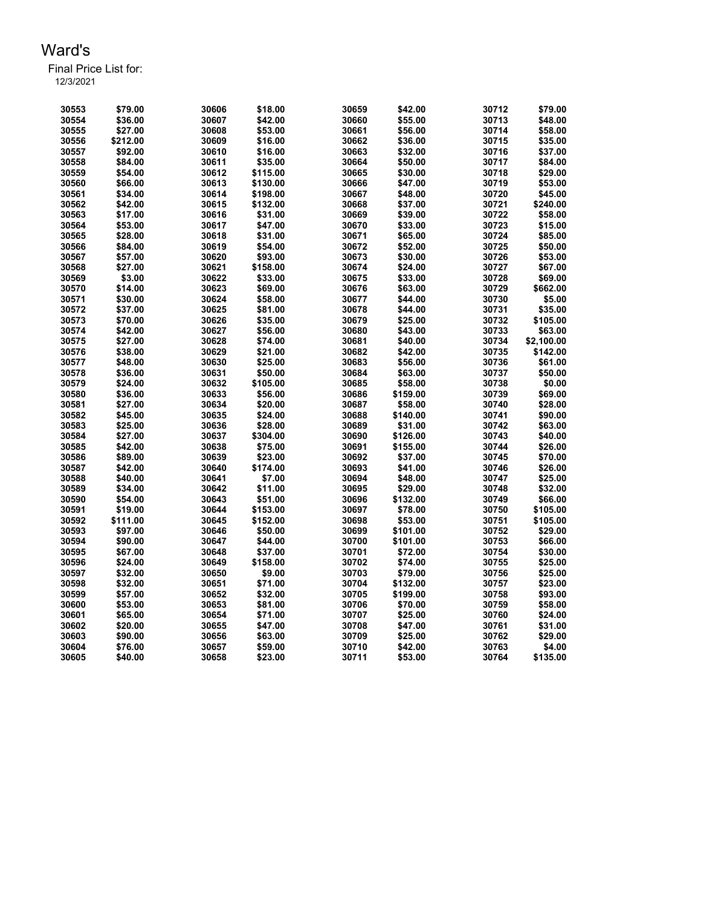# Ward's

Final Price List for:
12/3/2021

| Lot | Price | Lot | Price | Lot | Price | Lot | Price |
|---|---|---|---|---|---|---|---|
| 30553 | $79.00 | 30606 | $18.00 | 30659 | $42.00 | 30712 | $79.00 |
| 30554 | $36.00 | 30607 | $42.00 | 30660 | $55.00 | 30713 | $48.00 |
| 30555 | $27.00 | 30608 | $53.00 | 30661 | $56.00 | 30714 | $58.00 |
| 30556 | $212.00 | 30609 | $16.00 | 30662 | $36.00 | 30715 | $35.00 |
| 30557 | $92.00 | 30610 | $16.00 | 30663 | $32.00 | 30716 | $37.00 |
| 30558 | $84.00 | 30611 | $35.00 | 30664 | $50.00 | 30717 | $84.00 |
| 30559 | $54.00 | 30612 | $115.00 | 30665 | $30.00 | 30718 | $29.00 |
| 30560 | $66.00 | 30613 | $130.00 | 30666 | $47.00 | 30719 | $53.00 |
| 30561 | $34.00 | 30614 | $198.00 | 30667 | $48.00 | 30720 | $45.00 |
| 30562 | $42.00 | 30615 | $132.00 | 30668 | $37.00 | 30721 | $240.00 |
| 30563 | $17.00 | 30616 | $31.00 | 30669 | $39.00 | 30722 | $58.00 |
| 30564 | $53.00 | 30617 | $47.00 | 30670 | $33.00 | 30723 | $15.00 |
| 30565 | $28.00 | 30618 | $31.00 | 30671 | $65.00 | 30724 | $85.00 |
| 30566 | $84.00 | 30619 | $54.00 | 30672 | $52.00 | 30725 | $50.00 |
| 30567 | $57.00 | 30620 | $93.00 | 30673 | $30.00 | 30726 | $53.00 |
| 30568 | $27.00 | 30621 | $158.00 | 30674 | $24.00 | 30727 | $67.00 |
| 30569 | $3.00 | 30622 | $33.00 | 30675 | $33.00 | 30728 | $69.00 |
| 30570 | $14.00 | 30623 | $69.00 | 30676 | $63.00 | 30729 | $662.00 |
| 30571 | $30.00 | 30624 | $58.00 | 30677 | $44.00 | 30730 | $5.00 |
| 30572 | $37.00 | 30625 | $81.00 | 30678 | $44.00 | 30731 | $35.00 |
| 30573 | $70.00 | 30626 | $35.00 | 30679 | $25.00 | 30732 | $105.00 |
| 30574 | $42.00 | 30627 | $56.00 | 30680 | $43.00 | 30733 | $63.00 |
| 30575 | $27.00 | 30628 | $74.00 | 30681 | $40.00 | 30734 | $2,100.00 |
| 30576 | $38.00 | 30629 | $21.00 | 30682 | $42.00 | 30735 | $142.00 |
| 30577 | $48.00 | 30630 | $25.00 | 30683 | $56.00 | 30736 | $61.00 |
| 30578 | $36.00 | 30631 | $50.00 | 30684 | $63.00 | 30737 | $50.00 |
| 30579 | $24.00 | 30632 | $105.00 | 30685 | $58.00 | 30738 | $0.00 |
| 30580 | $36.00 | 30633 | $56.00 | 30686 | $159.00 | 30739 | $69.00 |
| 30581 | $27.00 | 30634 | $20.00 | 30687 | $58.00 | 30740 | $28.00 |
| 30582 | $45.00 | 30635 | $24.00 | 30688 | $140.00 | 30741 | $90.00 |
| 30583 | $25.00 | 30636 | $28.00 | 30689 | $31.00 | 30742 | $63.00 |
| 30584 | $27.00 | 30637 | $304.00 | 30690 | $126.00 | 30743 | $40.00 |
| 30585 | $42.00 | 30638 | $75.00 | 30691 | $155.00 | 30744 | $26.00 |
| 30586 | $89.00 | 30639 | $23.00 | 30692 | $37.00 | 30745 | $70.00 |
| 30587 | $42.00 | 30640 | $174.00 | 30693 | $41.00 | 30746 | $26.00 |
| 30588 | $40.00 | 30641 | $7.00 | 30694 | $48.00 | 30747 | $25.00 |
| 30589 | $34.00 | 30642 | $11.00 | 30695 | $29.00 | 30748 | $32.00 |
| 30590 | $54.00 | 30643 | $51.00 | 30696 | $132.00 | 30749 | $66.00 |
| 30591 | $19.00 | 30644 | $153.00 | 30697 | $78.00 | 30750 | $105.00 |
| 30592 | $111.00 | 30645 | $152.00 | 30698 | $53.00 | 30751 | $105.00 |
| 30593 | $97.00 | 30646 | $50.00 | 30699 | $101.00 | 30752 | $29.00 |
| 30594 | $90.00 | 30647 | $44.00 | 30700 | $101.00 | 30753 | $66.00 |
| 30595 | $67.00 | 30648 | $37.00 | 30701 | $72.00 | 30754 | $30.00 |
| 30596 | $24.00 | 30649 | $158.00 | 30702 | $74.00 | 30755 | $25.00 |
| 30597 | $32.00 | 30650 | $9.00 | 30703 | $79.00 | 30756 | $25.00 |
| 30598 | $32.00 | 30651 | $71.00 | 30704 | $132.00 | 30757 | $23.00 |
| 30599 | $57.00 | 30652 | $32.00 | 30705 | $199.00 | 30758 | $93.00 |
| 30600 | $53.00 | 30653 | $81.00 | 30706 | $70.00 | 30759 | $58.00 |
| 30601 | $65.00 | 30654 | $71.00 | 30707 | $25.00 | 30760 | $24.00 |
| 30602 | $20.00 | 30655 | $47.00 | 30708 | $47.00 | 30761 | $31.00 |
| 30603 | $90.00 | 30656 | $63.00 | 30709 | $25.00 | 30762 | $29.00 |
| 30604 | $76.00 | 30657 | $59.00 | 30710 | $42.00 | 30763 | $4.00 |
| 30605 | $40.00 | 30658 | $23.00 | 30711 | $53.00 | 30764 | $135.00 |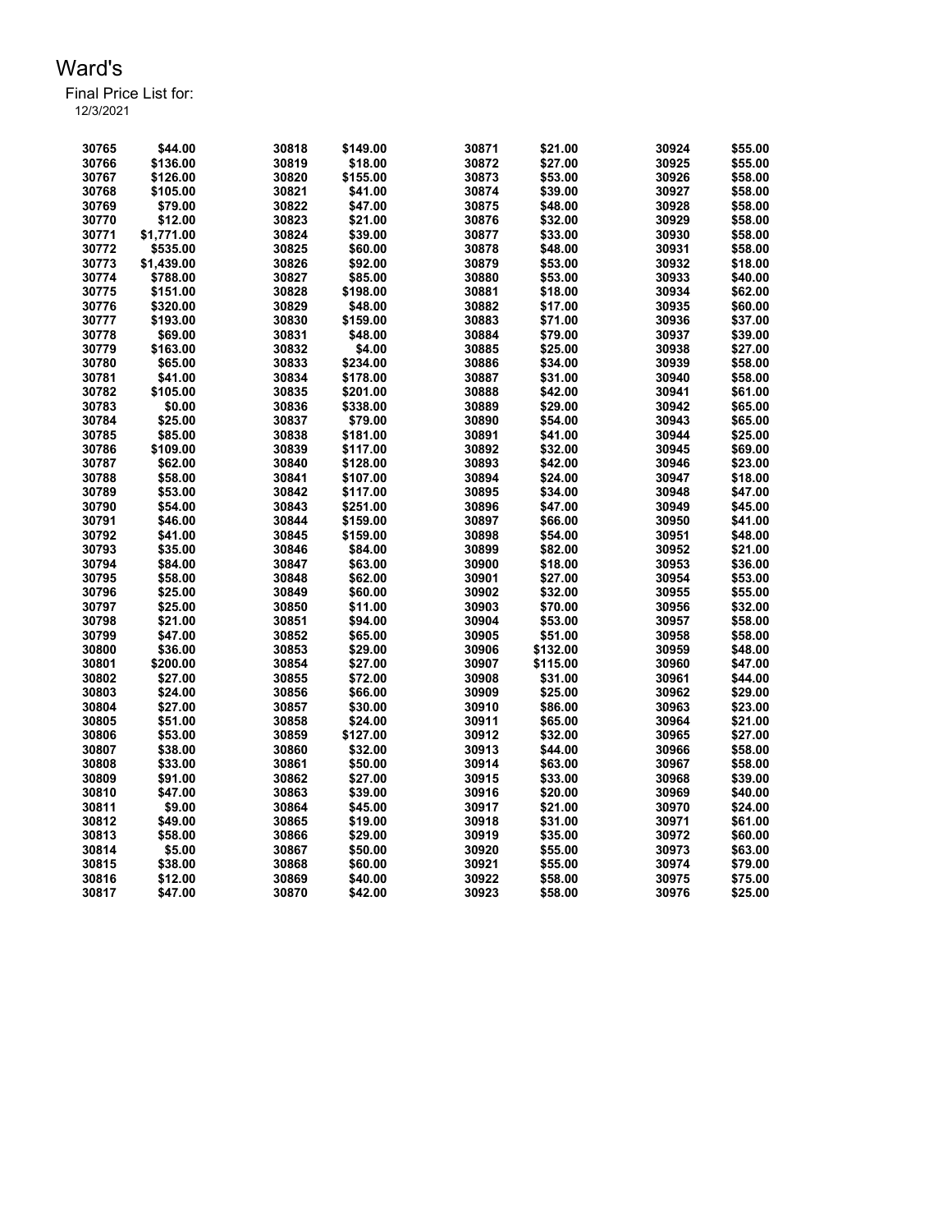# Ward's

Final Price List for:
12/3/2021

| | | | | | | | |
|---|---|---|---|---|---|---|---|
| 30765 | $44.00 | 30818 | $149.00 | 30871 | $21.00 | 30924 | $55.00 |
| 30766 | $136.00 | 30819 | $18.00 | 30872 | $27.00 | 30925 | $55.00 |
| 30767 | $126.00 | 30820 | $155.00 | 30873 | $53.00 | 30926 | $58.00 |
| 30768 | $105.00 | 30821 | $41.00 | 30874 | $39.00 | 30927 | $58.00 |
| 30769 | $79.00 | 30822 | $47.00 | 30875 | $48.00 | 30928 | $58.00 |
| 30770 | $12.00 | 30823 | $21.00 | 30876 | $32.00 | 30929 | $58.00 |
| 30771 | $1,771.00 | 30824 | $39.00 | 30877 | $33.00 | 30930 | $58.00 |
| 30772 | $535.00 | 30825 | $60.00 | 30878 | $48.00 | 30931 | $58.00 |
| 30773 | $1,439.00 | 30826 | $92.00 | 30879 | $53.00 | 30932 | $18.00 |
| 30774 | $788.00 | 30827 | $85.00 | 30880 | $53.00 | 30933 | $40.00 |
| 30775 | $151.00 | 30828 | $198.00 | 30881 | $18.00 | 30934 | $62.00 |
| 30776 | $320.00 | 30829 | $48.00 | 30882 | $17.00 | 30935 | $60.00 |
| 30777 | $193.00 | 30830 | $159.00 | 30883 | $71.00 | 30936 | $37.00 |
| 30778 | $69.00 | 30831 | $48.00 | 30884 | $79.00 | 30937 | $39.00 |
| 30779 | $163.00 | 30832 | $4.00 | 30885 | $25.00 | 30938 | $27.00 |
| 30780 | $65.00 | 30833 | $234.00 | 30886 | $34.00 | 30939 | $58.00 |
| 30781 | $41.00 | 30834 | $178.00 | 30887 | $31.00 | 30940 | $58.00 |
| 30782 | $105.00 | 30835 | $201.00 | 30888 | $42.00 | 30941 | $61.00 |
| 30783 | $0.00 | 30836 | $338.00 | 30889 | $29.00 | 30942 | $65.00 |
| 30784 | $25.00 | 30837 | $79.00 | 30890 | $54.00 | 30943 | $65.00 |
| 30785 | $85.00 | 30838 | $181.00 | 30891 | $41.00 | 30944 | $25.00 |
| 30786 | $109.00 | 30839 | $117.00 | 30892 | $32.00 | 30945 | $69.00 |
| 30787 | $62.00 | 30840 | $128.00 | 30893 | $42.00 | 30946 | $23.00 |
| 30788 | $58.00 | 30841 | $107.00 | 30894 | $24.00 | 30947 | $18.00 |
| 30789 | $53.00 | 30842 | $117.00 | 30895 | $34.00 | 30948 | $47.00 |
| 30790 | $54.00 | 30843 | $251.00 | 30896 | $47.00 | 30949 | $45.00 |
| 30791 | $46.00 | 30844 | $159.00 | 30897 | $66.00 | 30950 | $41.00 |
| 30792 | $41.00 | 30845 | $159.00 | 30898 | $54.00 | 30951 | $48.00 |
| 30793 | $35.00 | 30846 | $84.00 | 30899 | $82.00 | 30952 | $21.00 |
| 30794 | $84.00 | 30847 | $63.00 | 30900 | $18.00 | 30953 | $36.00 |
| 30795 | $58.00 | 30848 | $62.00 | 30901 | $27.00 | 30954 | $53.00 |
| 30796 | $25.00 | 30849 | $60.00 | 30902 | $32.00 | 30955 | $55.00 |
| 30797 | $25.00 | 30850 | $11.00 | 30903 | $70.00 | 30956 | $32.00 |
| 30798 | $21.00 | 30851 | $94.00 | 30904 | $53.00 | 30957 | $58.00 |
| 30799 | $47.00 | 30852 | $65.00 | 30905 | $51.00 | 30958 | $58.00 |
| 30800 | $36.00 | 30853 | $29.00 | 30906 | $132.00 | 30959 | $48.00 |
| 30801 | $200.00 | 30854 | $27.00 | 30907 | $115.00 | 30960 | $47.00 |
| 30802 | $27.00 | 30855 | $72.00 | 30908 | $31.00 | 30961 | $44.00 |
| 30803 | $24.00 | 30856 | $66.00 | 30909 | $25.00 | 30962 | $29.00 |
| 30804 | $27.00 | 30857 | $30.00 | 30910 | $86.00 | 30963 | $23.00 |
| 30805 | $51.00 | 30858 | $24.00 | 30911 | $65.00 | 30964 | $21.00 |
| 30806 | $53.00 | 30859 | $127.00 | 30912 | $32.00 | 30965 | $27.00 |
| 30807 | $38.00 | 30860 | $32.00 | 30913 | $44.00 | 30966 | $58.00 |
| 30808 | $33.00 | 30861 | $50.00 | 30914 | $63.00 | 30967 | $58.00 |
| 30809 | $91.00 | 30862 | $27.00 | 30915 | $33.00 | 30968 | $39.00 |
| 30810 | $47.00 | 30863 | $39.00 | 30916 | $20.00 | 30969 | $40.00 |
| 30811 | $9.00 | 30864 | $45.00 | 30917 | $21.00 | 30970 | $24.00 |
| 30812 | $49.00 | 30865 | $19.00 | 30918 | $31.00 | 30971 | $61.00 |
| 30813 | $58.00 | 30866 | $29.00 | 30919 | $35.00 | 30972 | $60.00 |
| 30814 | $5.00 | 30867 | $50.00 | 30920 | $55.00 | 30973 | $63.00 |
| 30815 | $38.00 | 30868 | $60.00 | 30921 | $55.00 | 30974 | $79.00 |
| 30816 | $12.00 | 30869 | $40.00 | 30922 | $58.00 | 30975 | $75.00 |
| 30817 | $47.00 | 30870 | $42.00 | 30923 | $58.00 | 30976 | $25.00 |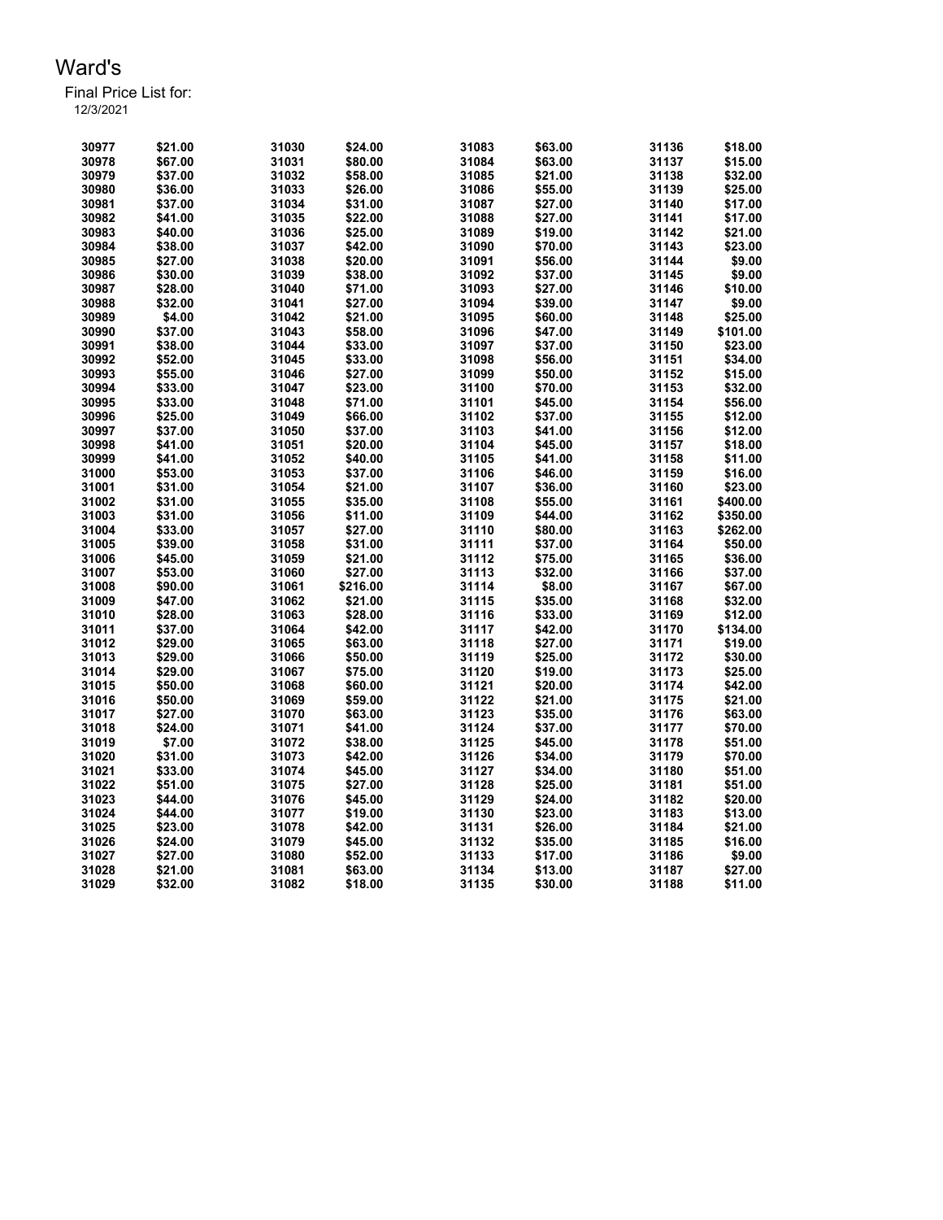# Ward's

Final Price List for:
12/3/2021

| | | | | | | | |
|---|---|---|---|---|---|---|---|
| 30977 | $21.00 | 31030 | $24.00 | 31083 | $63.00 | 31136 | $18.00 |
| 30978 | $67.00 | 31031 | $80.00 | 31084 | $63.00 | 31137 | $15.00 |
| 30979 | $37.00 | 31032 | $58.00 | 31085 | $21.00 | 31138 | $32.00 |
| 30980 | $36.00 | 31033 | $26.00 | 31086 | $55.00 | 31139 | $25.00 |
| 30981 | $37.00 | 31034 | $31.00 | 31087 | $27.00 | 31140 | $17.00 |
| 30982 | $41.00 | 31035 | $22.00 | 31088 | $27.00 | 31141 | $17.00 |
| 30983 | $40.00 | 31036 | $25.00 | 31089 | $19.00 | 31142 | $21.00 |
| 30984 | $38.00 | 31037 | $42.00 | 31090 | $70.00 | 31143 | $23.00 |
| 30985 | $27.00 | 31038 | $20.00 | 31091 | $56.00 | 31144 | $9.00 |
| 30986 | $30.00 | 31039 | $38.00 | 31092 | $37.00 | 31145 | $9.00 |
| 30987 | $28.00 | 31040 | $71.00 | 31093 | $27.00 | 31146 | $10.00 |
| 30988 | $32.00 | 31041 | $27.00 | 31094 | $39.00 | 31147 | $9.00 |
| 30989 | $4.00 | 31042 | $21.00 | 31095 | $60.00 | 31148 | $25.00 |
| 30990 | $37.00 | 31043 | $58.00 | 31096 | $47.00 | 31149 | $101.00 |
| 30991 | $38.00 | 31044 | $33.00 | 31097 | $37.00 | 31150 | $23.00 |
| 30992 | $52.00 | 31045 | $33.00 | 31098 | $56.00 | 31151 | $34.00 |
| 30993 | $55.00 | 31046 | $27.00 | 31099 | $50.00 | 31152 | $15.00 |
| 30994 | $33.00 | 31047 | $23.00 | 31100 | $70.00 | 31153 | $32.00 |
| 30995 | $33.00 | 31048 | $71.00 | 31101 | $45.00 | 31154 | $56.00 |
| 30996 | $25.00 | 31049 | $66.00 | 31102 | $37.00 | 31155 | $12.00 |
| 30997 | $37.00 | 31050 | $37.00 | 31103 | $41.00 | 31156 | $12.00 |
| 30998 | $41.00 | 31051 | $20.00 | 31104 | $45.00 | 31157 | $18.00 |
| 30999 | $41.00 | 31052 | $40.00 | 31105 | $41.00 | 31158 | $11.00 |
| 31000 | $53.00 | 31053 | $37.00 | 31106 | $46.00 | 31159 | $16.00 |
| 31001 | $31.00 | 31054 | $21.00 | 31107 | $36.00 | 31160 | $23.00 |
| 31002 | $31.00 | 31055 | $35.00 | 31108 | $55.00 | 31161 | $400.00 |
| 31003 | $31.00 | 31056 | $11.00 | 31109 | $44.00 | 31162 | $350.00 |
| 31004 | $33.00 | 31057 | $27.00 | 31110 | $80.00 | 31163 | $262.00 |
| 31005 | $39.00 | 31058 | $31.00 | 31111 | $37.00 | 31164 | $50.00 |
| 31006 | $45.00 | 31059 | $21.00 | 31112 | $75.00 | 31165 | $36.00 |
| 31007 | $53.00 | 31060 | $27.00 | 31113 | $32.00 | 31166 | $37.00 |
| 31008 | $90.00 | 31061 | $216.00 | 31114 | $8.00 | 31167 | $67.00 |
| 31009 | $47.00 | 31062 | $21.00 | 31115 | $35.00 | 31168 | $32.00 |
| 31010 | $28.00 | 31063 | $28.00 | 31116 | $33.00 | 31169 | $12.00 |
| 31011 | $37.00 | 31064 | $42.00 | 31117 | $42.00 | 31170 | $134.00 |
| 31012 | $29.00 | 31065 | $63.00 | 31118 | $27.00 | 31171 | $19.00 |
| 31013 | $29.00 | 31066 | $50.00 | 31119 | $25.00 | 31172 | $30.00 |
| 31014 | $29.00 | 31067 | $75.00 | 31120 | $19.00 | 31173 | $25.00 |
| 31015 | $50.00 | 31068 | $60.00 | 31121 | $20.00 | 31174 | $42.00 |
| 31016 | $50.00 | 31069 | $59.00 | 31122 | $21.00 | 31175 | $21.00 |
| 31017 | $27.00 | 31070 | $63.00 | 31123 | $35.00 | 31176 | $63.00 |
| 31018 | $24.00 | 31071 | $41.00 | 31124 | $37.00 | 31177 | $70.00 |
| 31019 | $7.00 | 31072 | $38.00 | 31125 | $45.00 | 31178 | $51.00 |
| 31020 | $31.00 | 31073 | $42.00 | 31126 | $34.00 | 31179 | $70.00 |
| 31021 | $33.00 | 31074 | $45.00 | 31127 | $34.00 | 31180 | $51.00 |
| 31022 | $51.00 | 31075 | $27.00 | 31128 | $25.00 | 31181 | $51.00 |
| 31023 | $44.00 | 31076 | $45.00 | 31129 | $24.00 | 31182 | $20.00 |
| 31024 | $44.00 | 31077 | $19.00 | 31130 | $23.00 | 31183 | $13.00 |
| 31025 | $23.00 | 31078 | $42.00 | 31131 | $26.00 | 31184 | $21.00 |
| 31026 | $24.00 | 31079 | $45.00 | 31132 | $35.00 | 31185 | $16.00 |
| 31027 | $27.00 | 31080 | $52.00 | 31133 | $17.00 | 31186 | $9.00 |
| 31028 | $21.00 | 31081 | $63.00 | 31134 | $13.00 | 31187 | $27.00 |
| 31029 | $32.00 | 31082 | $18.00 | 31135 | $30.00 | 31188 | $11.00 |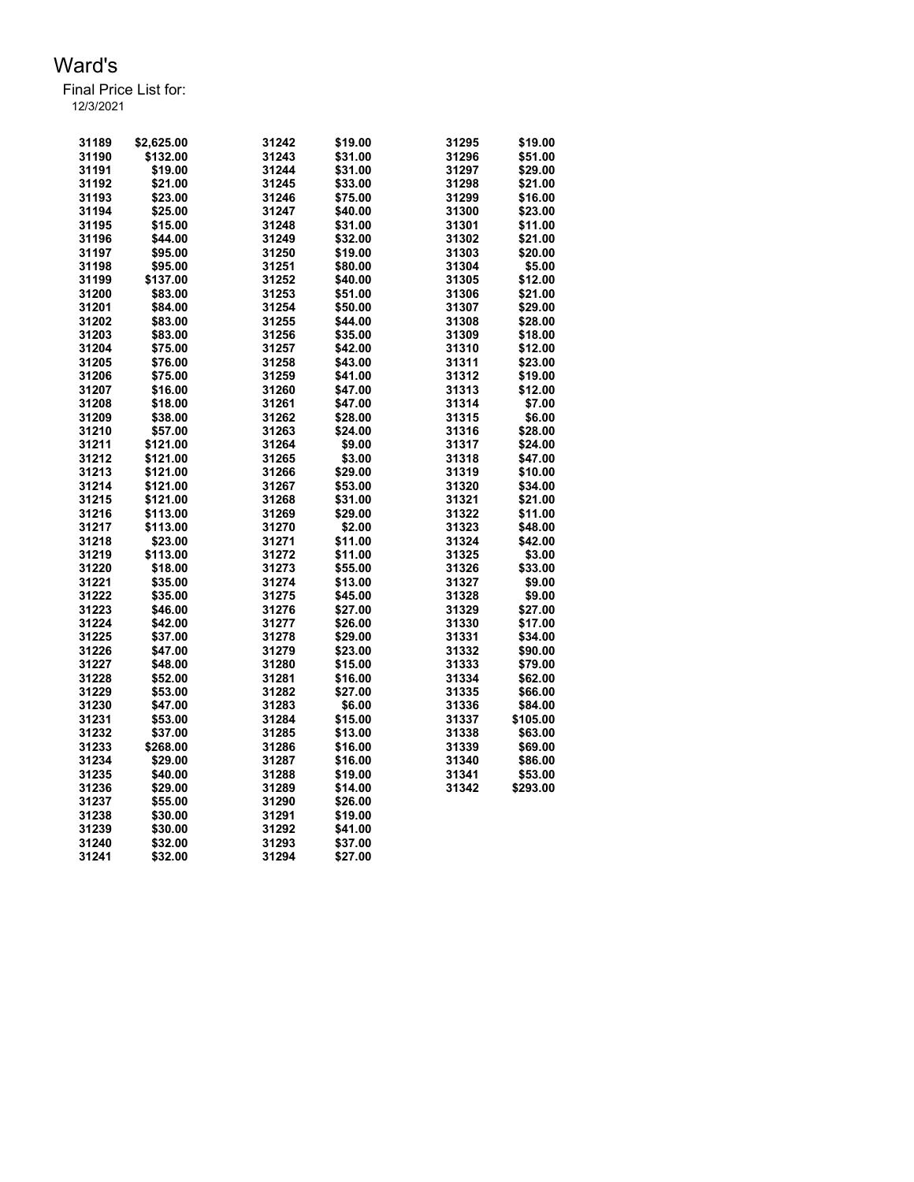# Ward's

Final Price List for:

12/3/2021

| | | | | | |
|---|---|---|---|---|---|
| 31189 | $2,625.00 | 31242 | $19.00 | 31295 | $19.00 |
| 31190 | $132.00 | 31243 | $31.00 | 31296 | $51.00 |
| 31191 | $19.00 | 31244 | $31.00 | 31297 | $29.00 |
| 31192 | $21.00 | 31245 | $33.00 | 31298 | $21.00 |
| 31193 | $23.00 | 31246 | $75.00 | 31299 | $16.00 |
| 31194 | $25.00 | 31247 | $40.00 | 31300 | $23.00 |
| 31195 | $15.00 | 31248 | $31.00 | 31301 | $11.00 |
| 31196 | $44.00 | 31249 | $32.00 | 31302 | $21.00 |
| 31197 | $95.00 | 31250 | $19.00 | 31303 | $20.00 |
| 31198 | $95.00 | 31251 | $80.00 | 31304 | $5.00 |
| 31199 | $137.00 | 31252 | $40.00 | 31305 | $12.00 |
| 31200 | $83.00 | 31253 | $51.00 | 31306 | $21.00 |
| 31201 | $84.00 | 31254 | $50.00 | 31307 | $29.00 |
| 31202 | $83.00 | 31255 | $44.00 | 31308 | $28.00 |
| 31203 | $83.00 | 31256 | $35.00 | 31309 | $18.00 |
| 31204 | $75.00 | 31257 | $42.00 | 31310 | $12.00 |
| 31205 | $76.00 | 31258 | $43.00 | 31311 | $23.00 |
| 31206 | $75.00 | 31259 | $41.00 | 31312 | $19.00 |
| 31207 | $16.00 | 31260 | $47.00 | 31313 | $12.00 |
| 31208 | $18.00 | 31261 | $47.00 | 31314 | $7.00 |
| 31209 | $38.00 | 31262 | $28.00 | 31315 | $6.00 |
| 31210 | $57.00 | 31263 | $24.00 | 31316 | $28.00 |
| 31211 | $121.00 | 31264 | $9.00 | 31317 | $24.00 |
| 31212 | $121.00 | 31265 | $3.00 | 31318 | $47.00 |
| 31213 | $121.00 | 31266 | $29.00 | 31319 | $10.00 |
| 31214 | $121.00 | 31267 | $53.00 | 31320 | $34.00 |
| 31215 | $121.00 | 31268 | $31.00 | 31321 | $21.00 |
| 31216 | $113.00 | 31269 | $29.00 | 31322 | $11.00 |
| 31217 | $113.00 | 31270 | $2.00 | 31323 | $48.00 |
| 31218 | $23.00 | 31271 | $11.00 | 31324 | $42.00 |
| 31219 | $113.00 | 31272 | $11.00 | 31325 | $3.00 |
| 31220 | $18.00 | 31273 | $55.00 | 31326 | $33.00 |
| 31221 | $35.00 | 31274 | $13.00 | 31327 | $9.00 |
| 31222 | $35.00 | 31275 | $45.00 | 31328 | $9.00 |
| 31223 | $46.00 | 31276 | $27.00 | 31329 | $27.00 |
| 31224 | $42.00 | 31277 | $26.00 | 31330 | $17.00 |
| 31225 | $37.00 | 31278 | $29.00 | 31331 | $34.00 |
| 31226 | $47.00 | 31279 | $23.00 | 31332 | $90.00 |
| 31227 | $48.00 | 31280 | $15.00 | 31333 | $79.00 |
| 31228 | $52.00 | 31281 | $16.00 | 31334 | $62.00 |
| 31229 | $53.00 | 31282 | $27.00 | 31335 | $66.00 |
| 31230 | $47.00 | 31283 | $6.00 | 31336 | $84.00 |
| 31231 | $53.00 | 31284 | $15.00 | 31337 | $105.00 |
| 31232 | $37.00 | 31285 | $13.00 | 31338 | $63.00 |
| 31233 | $268.00 | 31286 | $16.00 | 31339 | $69.00 |
| 31234 | $29.00 | 31287 | $16.00 | 31340 | $86.00 |
| 31235 | $40.00 | 31288 | $19.00 | 31341 | $53.00 |
| 31236 | $29.00 | 31289 | $14.00 | 31342 | $293.00 |
| 31237 | $55.00 | 31290 | $26.00 | | |
| 31238 | $30.00 | 31291 | $19.00 | | |
| 31239 | $30.00 | 31292 | $41.00 | | |
| 31240 | $32.00 | 31293 | $37.00 | | |
| 31241 | $32.00 | 31294 | $27.00 | | |